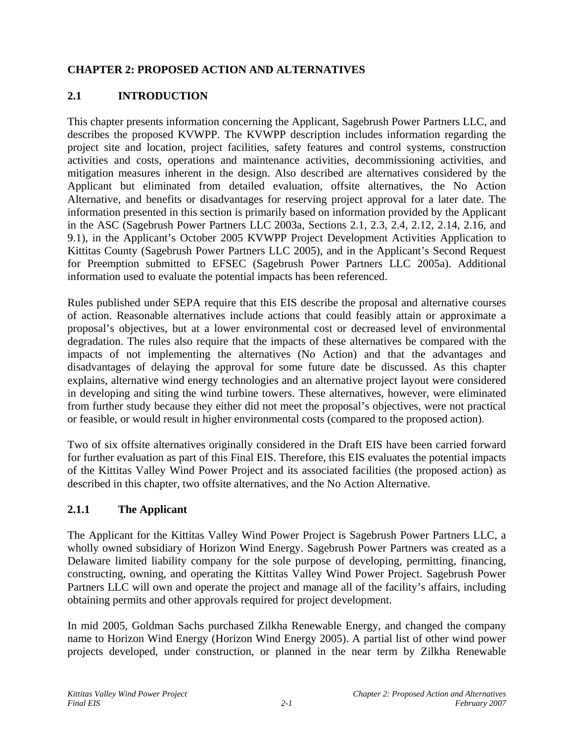# CHAPTER 2: PROPOSED ACTION AND ALTERNATIVES

## 2.1 INTRODUCTION

This chapter presents information concerning the Applicant, Sagebrush Power Partners LLC, and describes the proposed KVWPP. The KVWPP description includes information regarding the project site and location, project facilities, safety features and control systems, construction activities and costs, operations and maintenance activities, decommissioning activities, and mitigation measures inherent in the design. Also described are alternatives considered by the Applicant but eliminated from detailed evaluation, offsite alternatives, the No Action Alternative, and benefits or disadvantages for reserving project approval for a later date. The information presented in this section is primarily based on information provided by the Applicant in the ASC (Sagebrush Power Partners LLC 2003a, Sections 2.1, 2.3, 2.4, 2.12, 2.14, 2.16, and 9.1), in the Applicant's October 2005 KVWPP Project Development Activities Application to Kittitas County (Sagebrush Power Partners LLC 2005), and in the Applicant's Second Request for Preemption submitted to EFSEC (Sagebrush Power Partners LLC 2005a). Additional information used to evaluate the potential impacts has been referenced.

Rules published under SEPA require that this EIS describe the proposal and alternative courses of action. Reasonable alternatives include actions that could feasibly attain or approximate a proposal's objectives, but at a lower environmental cost or decreased level of environmental degradation. The rules also require that the impacts of these alternatives be compared with the impacts of not implementing the alternatives (No Action) and that the advantages and disadvantages of delaying the approval for some future date be discussed. As this chapter explains, alternative wind energy technologies and an alternative project layout were considered in developing and siting the wind turbine towers. These alternatives, however, were eliminated from further study because they either did not meet the proposal's objectives, were not practical or feasible, or would result in higher environmental costs (compared to the proposed action).

Two of six offsite alternatives originally considered in the Draft EIS have been carried forward for further evaluation as part of this Final EIS. Therefore, this EIS evaluates the potential impacts of the Kittitas Valley Wind Power Project and its associated facilities (the proposed action) as described in this chapter, two offsite alternatives, and the No Action Alternative.

### 2.1.1 The Applicant

The Applicant for the Kittitas Valley Wind Power Project is Sagebrush Power Partners LLC, a wholly owned subsidiary of Horizon Wind Energy. Sagebrush Power Partners was created as a Delaware limited liability company for the sole purpose of developing, permitting, financing, constructing, owning, and operating the Kittitas Valley Wind Power Project. Sagebrush Power Partners LLC will own and operate the project and manage all of the facility's affairs, including obtaining permits and other approvals required for project development.

In mid 2005, Goldman Sachs purchased Zilkha Renewable Energy, and changed the company name to Horizon Wind Energy (Horizon Wind Energy 2005). A partial list of other wind power projects developed, under construction, or planned in the near term by Zilkha Renewable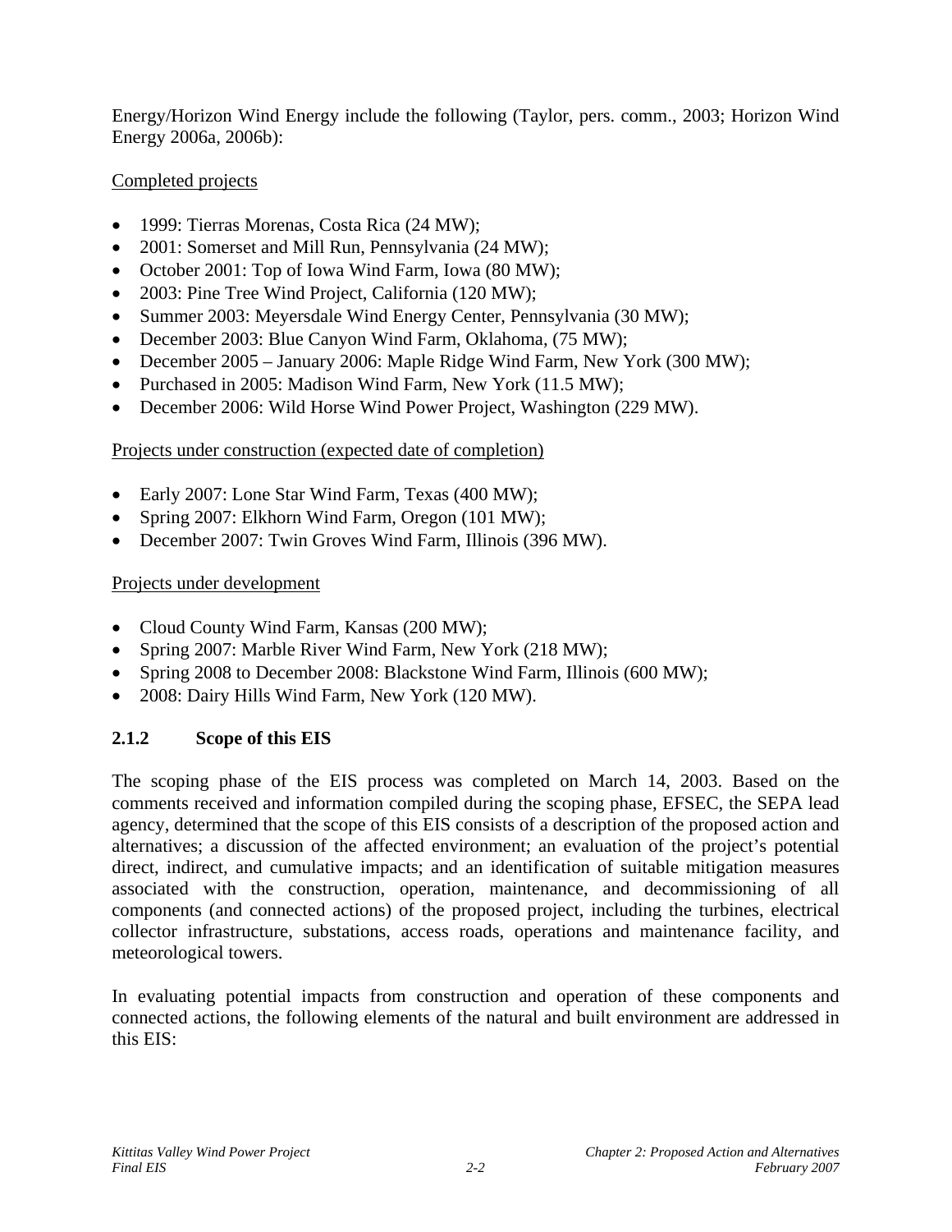Energy/Horizon Wind Energy include the following (Taylor, pers. comm., 2003; Horizon Wind Energy 2006a, 2006b):

<u>Completed projects</u>

- 1999: Tierras Morenas, Costa Rica (24 MW);
- 2001: Somerset and Mill Run, Pennsylvania (24 MW);
- October 2001: Top of Iowa Wind Farm, Iowa (80 MW);
- 2003: Pine Tree Wind Project, California (120 MW);
- Summer 2003: Meyersdale Wind Energy Center, Pennsylvania (30 MW);
- December 2003: Blue Canyon Wind Farm, Oklahoma, (75 MW);
- December 2005 – January 2006: Maple Ridge Wind Farm, New York (300 MW);
- Purchased in 2005: Madison Wind Farm, New York (11.5 MW);
- December 2006: Wild Horse Wind Power Project, Washington (229 MW).

<u>Projects under construction (expected date of completion)</u>

- Early 2007: Lone Star Wind Farm, Texas (400 MW);
- Spring 2007: Elkhorn Wind Farm, Oregon (101 MW);
- December 2007: Twin Groves Wind Farm, Illinois (396 MW).

<u>Projects under development</u>

- Cloud County Wind Farm, Kansas (200 MW);
- Spring 2007: Marble River Wind Farm, New York (218 MW);
- Spring 2008 to December 2008: Blackstone Wind Farm, Illinois (600 MW);
- 2008: Dairy Hills Wind Farm, New York (120 MW).

### 2.1.2 Scope of this EIS

The scoping phase of the EIS process was completed on March 14, 2003. Based on the comments received and information compiled during the scoping phase, EFSEC, the SEPA lead agency, determined that the scope of this EIS consists of a description of the proposed action and alternatives; a discussion of the affected environment; an evaluation of the project's potential direct, indirect, and cumulative impacts; and an identification of suitable mitigation measures associated with the construction, operation, maintenance, and decommissioning of all components (and connected actions) of the proposed project, including the turbines, electrical collector infrastructure, substations, access roads, operations and maintenance facility, and meteorological towers.

In evaluating potential impacts from construction and operation of these components and connected actions, the following elements of the natural and built environment are addressed in this EIS: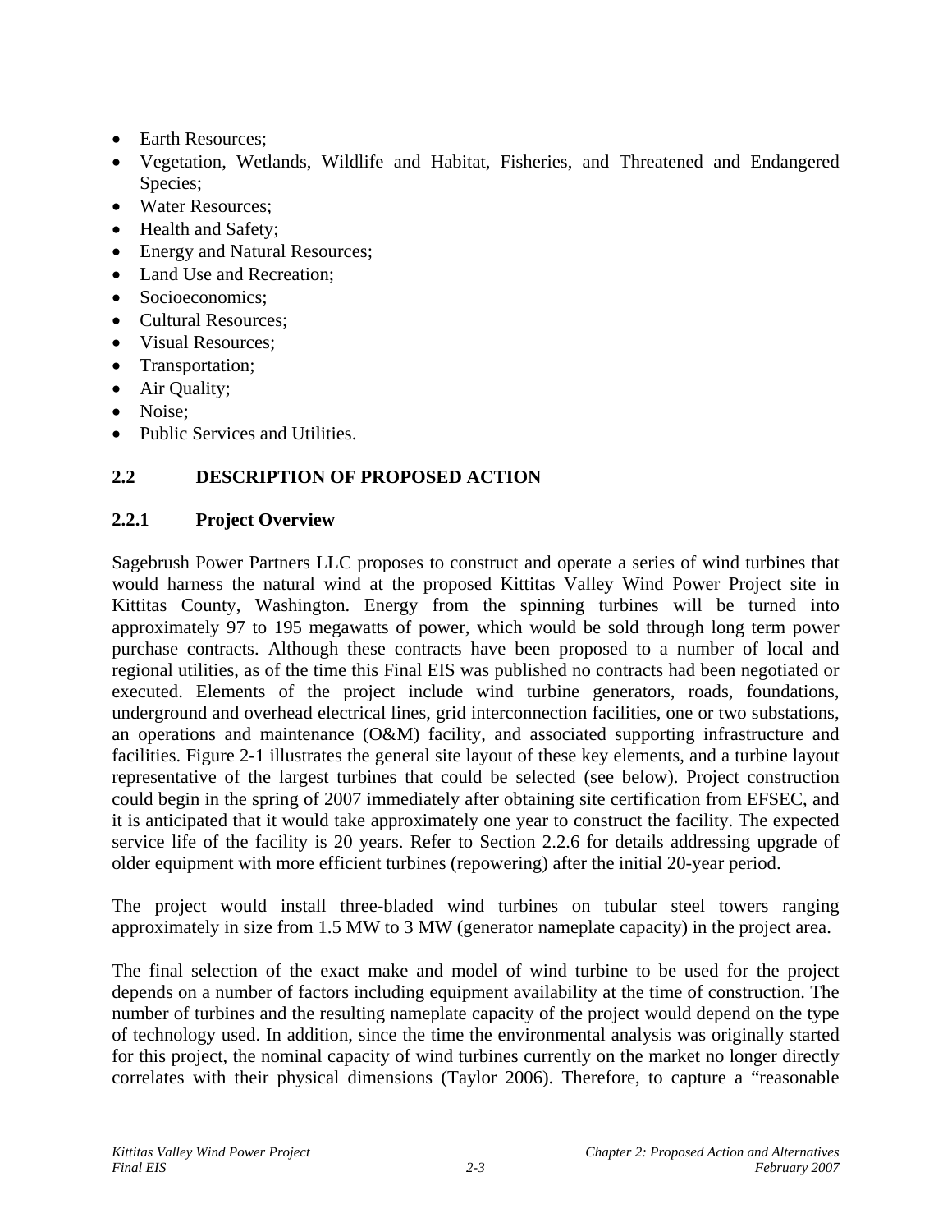- Earth Resources;
- Vegetation, Wetlands, Wildlife and Habitat, Fisheries, and Threatened and Endangered Species;
- Water Resources;
- Health and Safety;
- Energy and Natural Resources;
- Land Use and Recreation;
- Socioeconomics;
- Cultural Resources;
- Visual Resources;
- Transportation;
- Air Quality;
- Noise;
- Public Services and Utilities.

## 2.2 DESCRIPTION OF PROPOSED ACTION

### 2.2.1 Project Overview

Sagebrush Power Partners LLC proposes to construct and operate a series of wind turbines that would harness the natural wind at the proposed Kittitas Valley Wind Power Project site in Kittitas County, Washington. Energy from the spinning turbines will be turned into approximately 97 to 195 megawatts of power, which would be sold through long term power purchase contracts. Although these contracts have been proposed to a number of local and regional utilities, as of the time this Final EIS was published no contracts had been negotiated or executed. Elements of the project include wind turbine generators, roads, foundations, underground and overhead electrical lines, grid interconnection facilities, one or two substations, an operations and maintenance (O&M) facility, and associated supporting infrastructure and facilities. Figure 2-1 illustrates the general site layout of these key elements, and a turbine layout representative of the largest turbines that could be selected (see below). Project construction could begin in the spring of 2007 immediately after obtaining site certification from EFSEC, and it is anticipated that it would take approximately one year to construct the facility. The expected service life of the facility is 20 years. Refer to Section 2.2.6 for details addressing upgrade of older equipment with more efficient turbines (repowering) after the initial 20-year period.

The project would install three-bladed wind turbines on tubular steel towers ranging approximately in size from 1.5 MW to 3 MW (generator nameplate capacity) in the project area.

The final selection of the exact make and model of wind turbine to be used for the project depends on a number of factors including equipment availability at the time of construction. The number of turbines and the resulting nameplate capacity of the project would depend on the type of technology used. In addition, since the time the environmental analysis was originally started for this project, the nominal capacity of wind turbines currently on the market no longer directly correlates with their physical dimensions (Taylor 2006). Therefore, to capture a "reasonable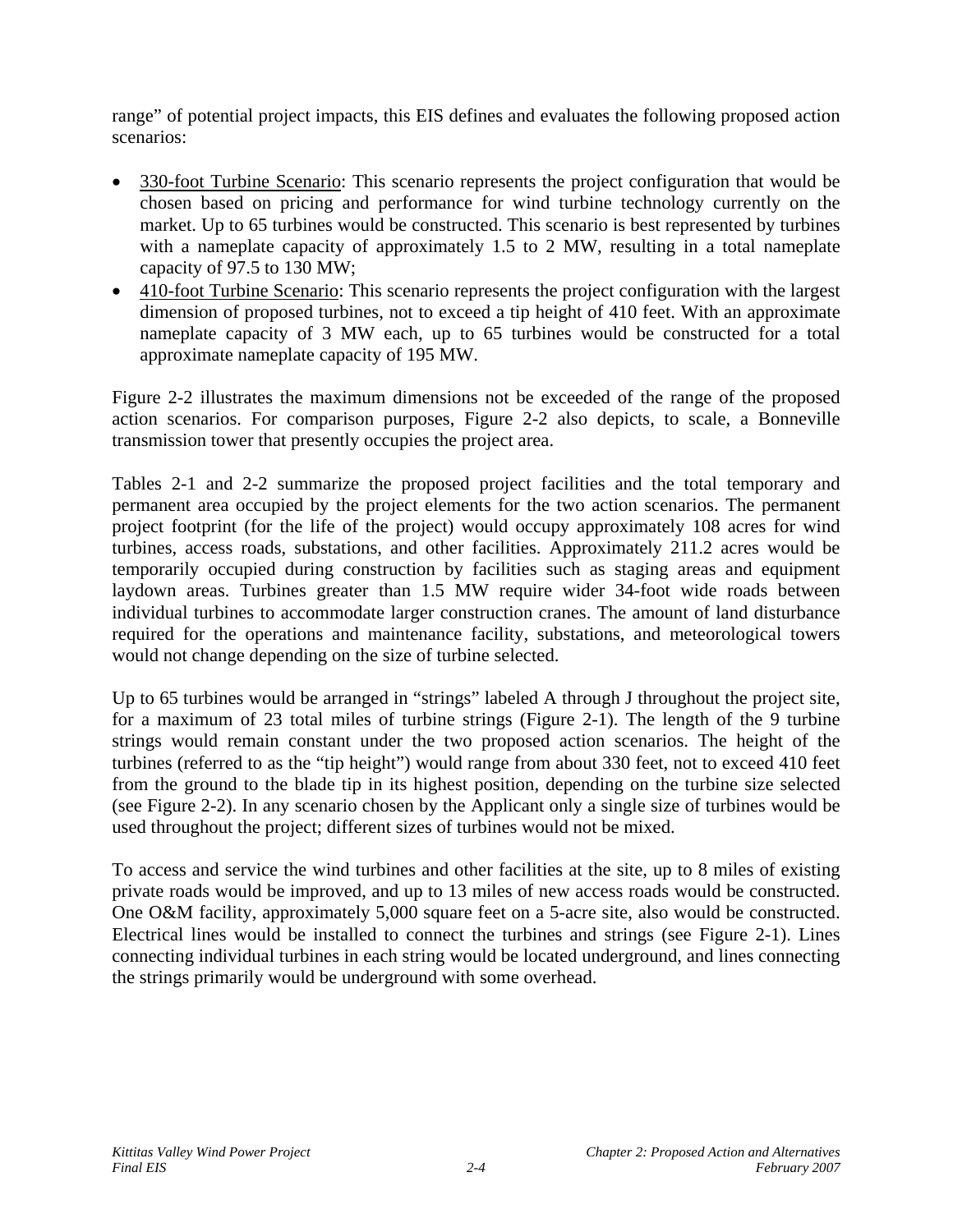range" of potential project impacts, this EIS defines and evaluates the following proposed action scenarios:

- 330-foot Turbine Scenario: This scenario represents the project configuration that would be chosen based on pricing and performance for wind turbine technology currently on the market. Up to 65 turbines would be constructed. This scenario is best represented by turbines with a nameplate capacity of approximately 1.5 to 2 MW, resulting in a total nameplate capacity of 97.5 to 130 MW;
- 410-foot Turbine Scenario: This scenario represents the project configuration with the largest dimension of proposed turbines, not to exceed a tip height of 410 feet. With an approximate nameplate capacity of 3 MW each, up to 65 turbines would be constructed for a total approximate nameplate capacity of 195 MW.

Figure 2-2 illustrates the maximum dimensions not be exceeded of the range of the proposed action scenarios. For comparison purposes, Figure 2-2 also depicts, to scale, a Bonneville transmission tower that presently occupies the project area.

Tables 2-1 and 2-2 summarize the proposed project facilities and the total temporary and permanent area occupied by the project elements for the two action scenarios. The permanent project footprint (for the life of the project) would occupy approximately 108 acres for wind turbines, access roads, substations, and other facilities. Approximately 211.2 acres would be temporarily occupied during construction by facilities such as staging areas and equipment laydown areas. Turbines greater than 1.5 MW require wider 34-foot wide roads between individual turbines to accommodate larger construction cranes. The amount of land disturbance required for the operations and maintenance facility, substations, and meteorological towers would not change depending on the size of turbine selected.

Up to 65 turbines would be arranged in "strings" labeled A through J throughout the project site, for a maximum of 23 total miles of turbine strings (Figure 2-1). The length of the 9 turbine strings would remain constant under the two proposed action scenarios. The height of the turbines (referred to as the "tip height") would range from about 330 feet, not to exceed 410 feet from the ground to the blade tip in its highest position, depending on the turbine size selected (see Figure 2-2). In any scenario chosen by the Applicant only a single size of turbines would be used throughout the project; different sizes of turbines would not be mixed.

To access and service the wind turbines and other facilities at the site, up to 8 miles of existing private roads would be improved, and up to 13 miles of new access roads would be constructed. One O&M facility, approximately 5,000 square feet on a 5-acre site, also would be constructed. Electrical lines would be installed to connect the turbines and strings (see Figure 2-1). Lines connecting individual turbines in each string would be located underground, and lines connecting the strings primarily would be underground with some overhead.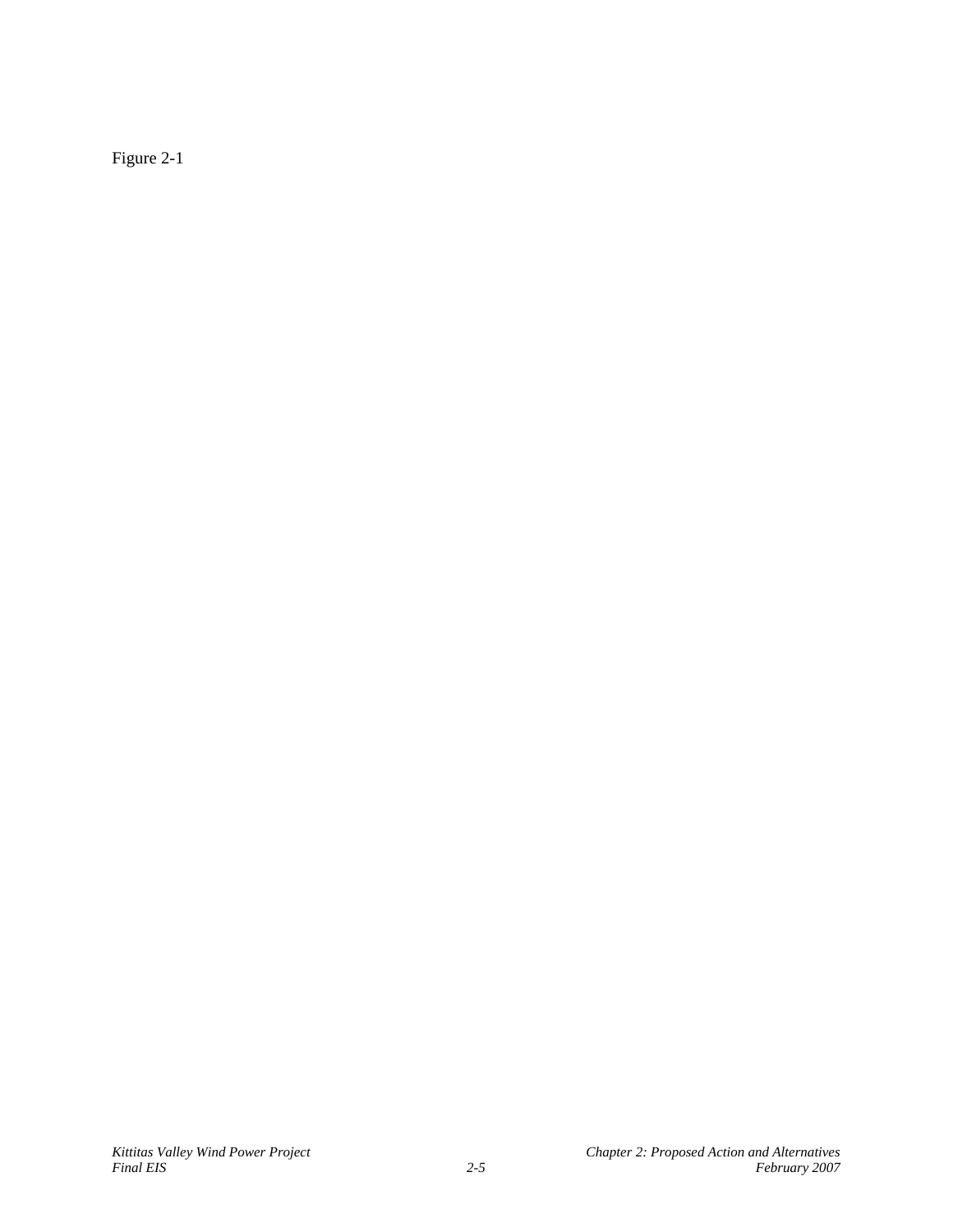Figure 2-1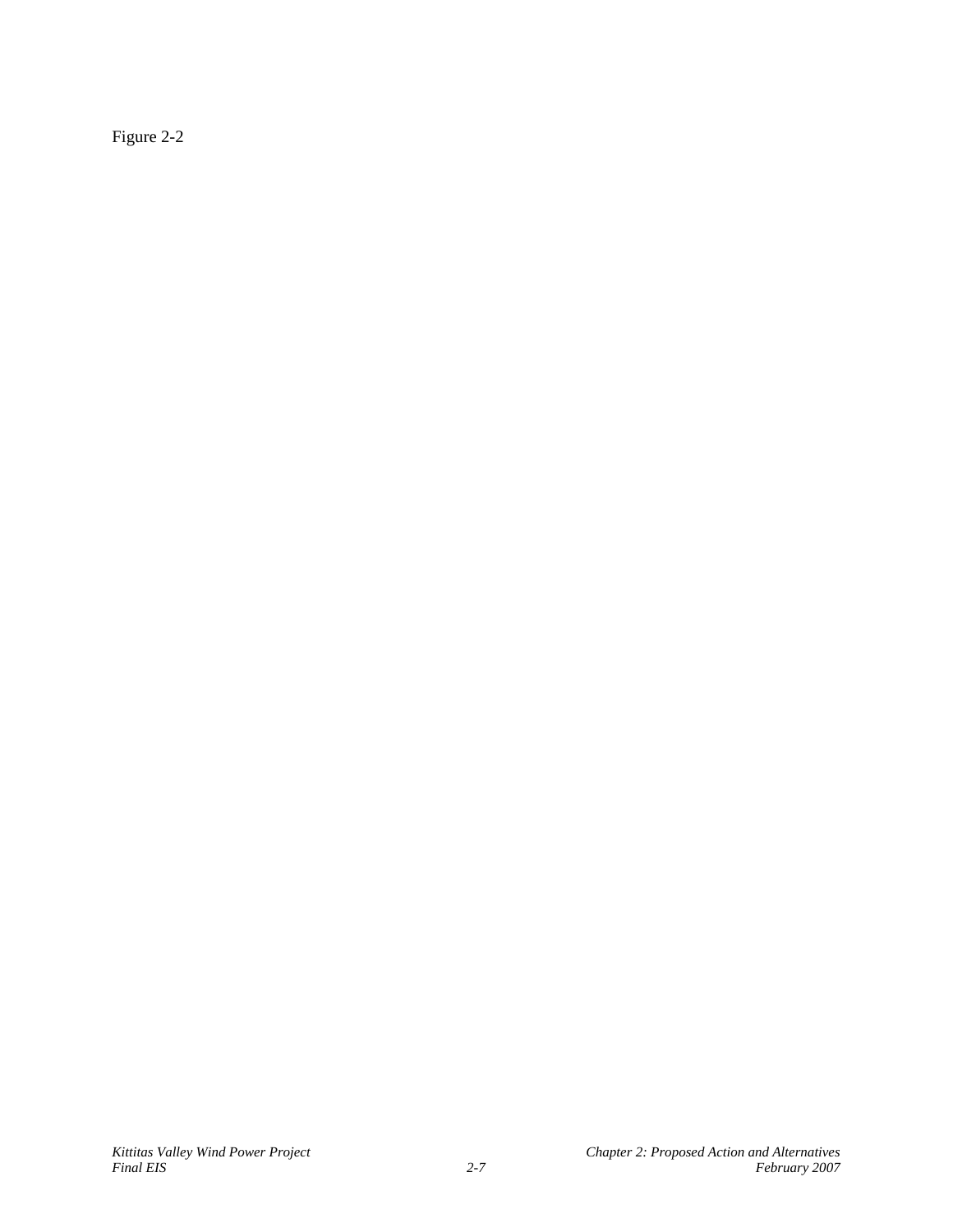Figure 2-2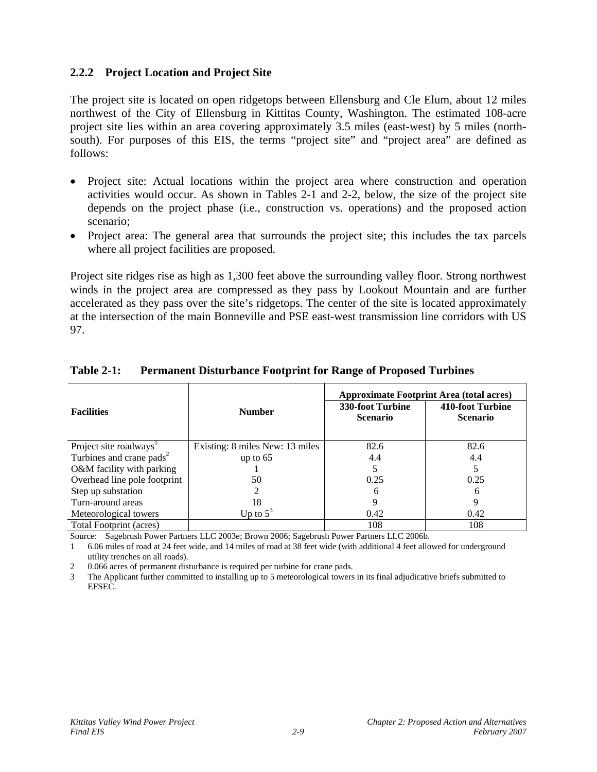### 2.2.2 Project Location and Project Site

The project site is located on open ridgetops between Ellensburg and Cle Elum, about 12 miles northwest of the City of Ellensburg in Kittitas County, Washington. The estimated 108-acre project site lies within an area covering approximately 3.5 miles (east-west) by 5 miles (north-south). For purposes of this EIS, the terms "project site" and "project area" are defined as follows:

- Project site: Actual locations within the project area where construction and operation activities would occur. As shown in Tables 2-1 and 2-2, below, the size of the project site depends on the project phase (i.e., construction vs. operations) and the proposed action scenario;
- Project area: The general area that surrounds the project site; this includes the tax parcels where all project facilities are proposed.

Project site ridges rise as high as 1,300 feet above the surrounding valley floor. Strong northwest winds in the project area are compressed as they pass by Lookout Mountain and are further accelerated as they pass over the site's ridgetops. The center of the site is located approximately at the intersection of the main Bonneville and PSE east-west transmission line corridors with US 97.

**Table 2-1: Permanent Disturbance Footprint for Range of Proposed Turbines**

| Facilities | Number | Approximate Footprint Area (total acres) | |
|---|---|---|---|
| | | 330-foot Turbine Scenario | 410-foot Turbine Scenario |
| Project site roadways[1] | Existing: 8 miles New: 13 miles | 82.6 | 82.6 |
| Turbines and crane pads[2] | up to 65 | 4.4 | 4.4 |
| O&M facility with parking | 1 | 5 | 5 |
| Overhead line pole footprint | 50 | 0.25 | 0.25 |
| Step up substation | 2 | 6 | 6 |
| Turn-around areas | 18 | 9 | 9 |
| Meteorological towers | Up to 5[3] | 0.42 | 0.42 |
| Total Footprint (acres) | | 108 | 108 |

Source: Sagebrush Power Partners LLC 2003e; Brown 2006; Sagebrush Power Partners LLC 2006b.

1 6.06 miles of road at 24 feet wide, and 14 miles of road at 38 feet wide (with additional 4 feet allowed for underground utility trenches on all roads).

2 0.066 acres of permanent disturbance is required per turbine for crane pads.

3 The Applicant further committed to installing up to 5 meteorological towers in its final adjudicative briefs submitted to EFSEC.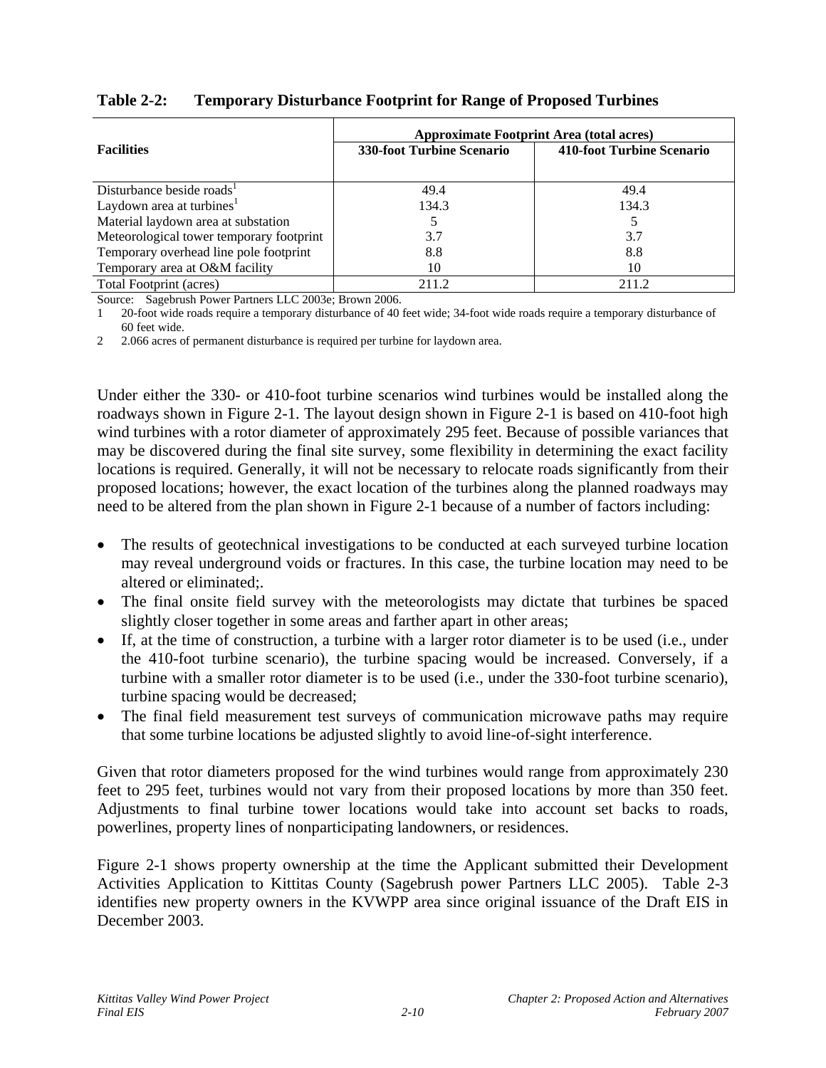**Table 2-2: Temporary Disturbance Footprint for Range of Proposed Turbines**

| Facilities | Approximate Footprint Area (total acres) | |
|---|---|---|
| | 330-foot Turbine Scenario | 410-foot Turbine Scenario |
| Disturbance beside roads[1] | 49.4 | 49.4 |
| Laydown area at turbines[1] | 134.3 | 134.3 |
| Material laydown area at substation | 5 | 5 |
| Meteorological tower temporary footprint | 3.7 | 3.7 |
| Temporary overhead line pole footprint | 8.8 | 8.8 |
| Temporary area at O&M facility | 10 | 10 |
| Total Footprint (acres) | 211.2 | 211.2 |

Source: Sagebrush Power Partners LLC 2003e; Brown 2006.

1 20-foot wide roads require a temporary disturbance of 40 feet wide; 34-foot wide roads require a temporary disturbance of 60 feet wide.

2 2.066 acres of permanent disturbance is required per turbine for laydown area.

Under either the 330- or 410-foot turbine scenarios wind turbines would be installed along the roadways shown in Figure 2-1. The layout design shown in Figure 2-1 is based on 410-foot high wind turbines with a rotor diameter of approximately 295 feet. Because of possible variances that may be discovered during the final site survey, some flexibility in determining the exact facility locations is required. Generally, it will not be necessary to relocate roads significantly from their proposed locations; however, the exact location of the turbines along the planned roadways may need to be altered from the plan shown in Figure 2-1 because of a number of factors including:

- The results of geotechnical investigations to be conducted at each surveyed turbine location may reveal underground voids or fractures. In this case, the turbine location may need to be altered or eliminated;.
- The final onsite field survey with the meteorologists may dictate that turbines be spaced slightly closer together in some areas and farther apart in other areas;
- If, at the time of construction, a turbine with a larger rotor diameter is to be used (i.e., under the 410-foot turbine scenario), the turbine spacing would be increased. Conversely, if a turbine with a smaller rotor diameter is to be used (i.e., under the 330-foot turbine scenario), turbine spacing would be decreased;
- The final field measurement test surveys of communication microwave paths may require that some turbine locations be adjusted slightly to avoid line-of-sight interference.

Given that rotor diameters proposed for the wind turbines would range from approximately 230 feet to 295 feet, turbines would not vary from their proposed locations by more than 350 feet. Adjustments to final turbine tower locations would take into account set backs to roads, powerlines, property lines of nonparticipating landowners, or residences.

Figure 2-1 shows property ownership at the time the Applicant submitted their Development Activities Application to Kittitas County (Sagebrush power Partners LLC 2005). Table 2-3 identifies new property owners in the KVWPP area since original issuance of the Draft EIS in December 2003.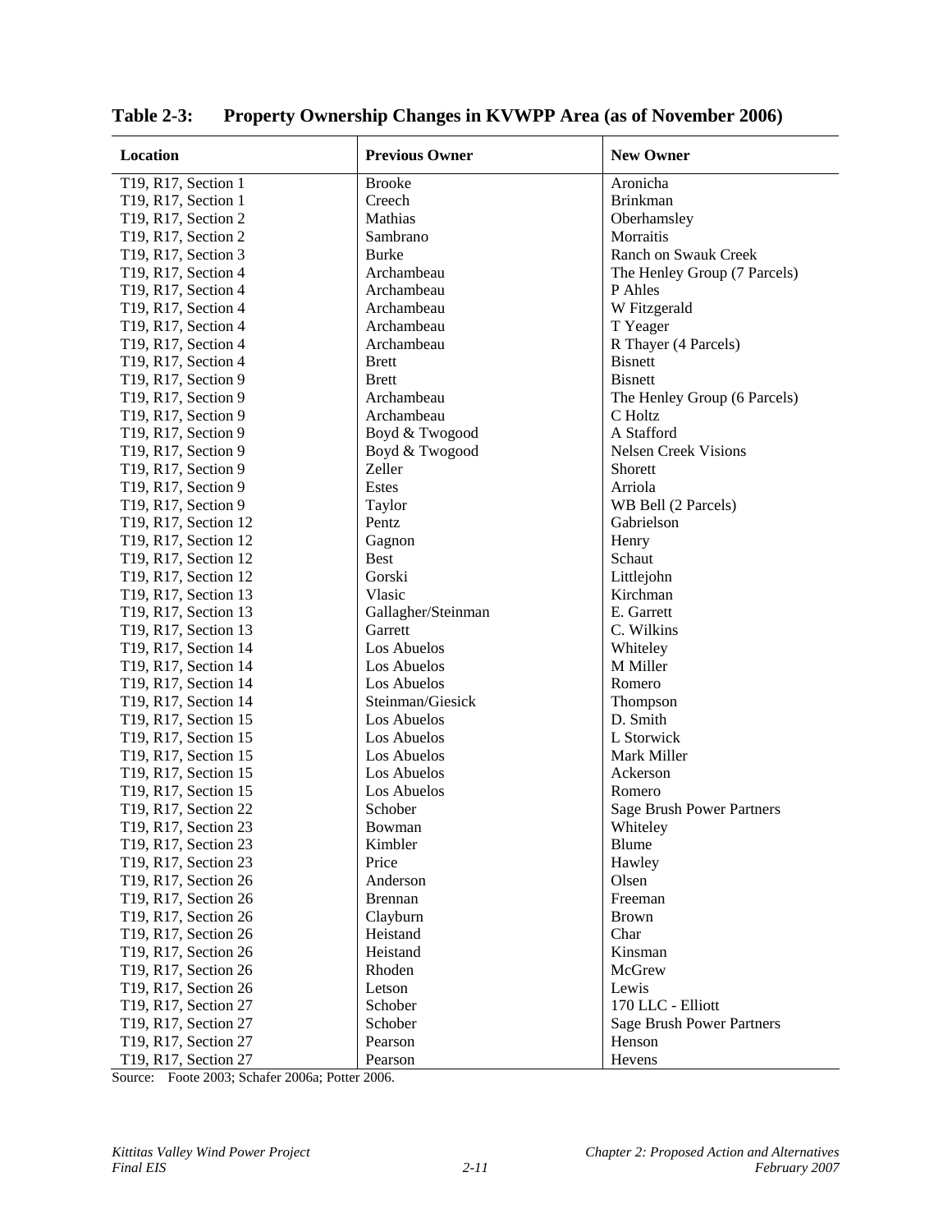**Table 2-3: Property Ownership Changes in KVWPP Area (as of November 2006)**

| Location | Previous Owner | New Owner |
|---|---|---|
| T19, R17, Section 1 | Brooke | Aronicha |
| T19, R17, Section 1 | Creech | Brinkman |
| T19, R17, Section 2 | Mathias | Oberhamsley |
| T19, R17, Section 2 | Sambrano | Morraitis |
| T19, R17, Section 3 | Burke | Ranch on Swauk Creek |
| T19, R17, Section 4 | Archambeau | The Henley Group (7 Parcels) |
| T19, R17, Section 4 | Archambeau | P Ahles |
| T19, R17, Section 4 | Archambeau | W Fitzgerald |
| T19, R17, Section 4 | Archambeau | T Yeager |
| T19, R17, Section 4 | Archambeau | R Thayer (4 Parcels) |
| T19, R17, Section 4 | Brett | Bisnett |
| T19, R17, Section 9 | Brett | Bisnett |
| T19, R17, Section 9 | Archambeau | The Henley Group (6 Parcels) |
| T19, R17, Section 9 | Archambeau | C Holtz |
| T19, R17, Section 9 | Boyd & Twogood | A Stafford |
| T19, R17, Section 9 | Boyd & Twogood | Nelsen Creek Visions |
| T19, R17, Section 9 | Zeller | Shorett |
| T19, R17, Section 9 | Estes | Arriola |
| T19, R17, Section 9 | Taylor | WB Bell (2 Parcels) |
| T19, R17, Section 12 | Pentz | Gabrielson |
| T19, R17, Section 12 | Gagnon | Henry |
| T19, R17, Section 12 | Best | Schaut |
| T19, R17, Section 12 | Gorski | Littlejohn |
| T19, R17, Section 13 | Vlasic | Kirchman |
| T19, R17, Section 13 | Gallagher/Steinman | E. Garrett |
| T19, R17, Section 13 | Garrett | C. Wilkins |
| T19, R17, Section 14 | Los Abuelos | Whiteley |
| T19, R17, Section 14 | Los Abuelos | M Miller |
| T19, R17, Section 14 | Los Abuelos | Romero |
| T19, R17, Section 14 | Steinman/Giesick | Thompson |
| T19, R17, Section 15 | Los Abuelos | D. Smith |
| T19, R17, Section 15 | Los Abuelos | L Storwick |
| T19, R17, Section 15 | Los Abuelos | Mark Miller |
| T19, R17, Section 15 | Los Abuelos | Ackerson |
| T19, R17, Section 15 | Los Abuelos | Romero |
| T19, R17, Section 22 | Schober | Sage Brush Power Partners |
| T19, R17, Section 23 | Bowman | Whiteley |
| T19, R17, Section 23 | Kimbler | Blume |
| T19, R17, Section 23 | Price | Hawley |
| T19, R17, Section 26 | Anderson | Olsen |
| T19, R17, Section 26 | Brennan | Freeman |
| T19, R17, Section 26 | Clayburn | Brown |
| T19, R17, Section 26 | Heistand | Char |
| T19, R17, Section 26 | Heistand | Kinsman |
| T19, R17, Section 26 | Rhoden | McGrew |
| T19, R17, Section 26 | Letson | Lewis |
| T19, R17, Section 27 | Schober | 170 LLC - Elliott |
| T19, R17, Section 27 | Schober | Sage Brush Power Partners |
| T19, R17, Section 27 | Pearson | Henson |
| T19, R17, Section 27 | Pearson | Hevens |

Source: Foote 2003; Schafer 2006a; Potter 2006.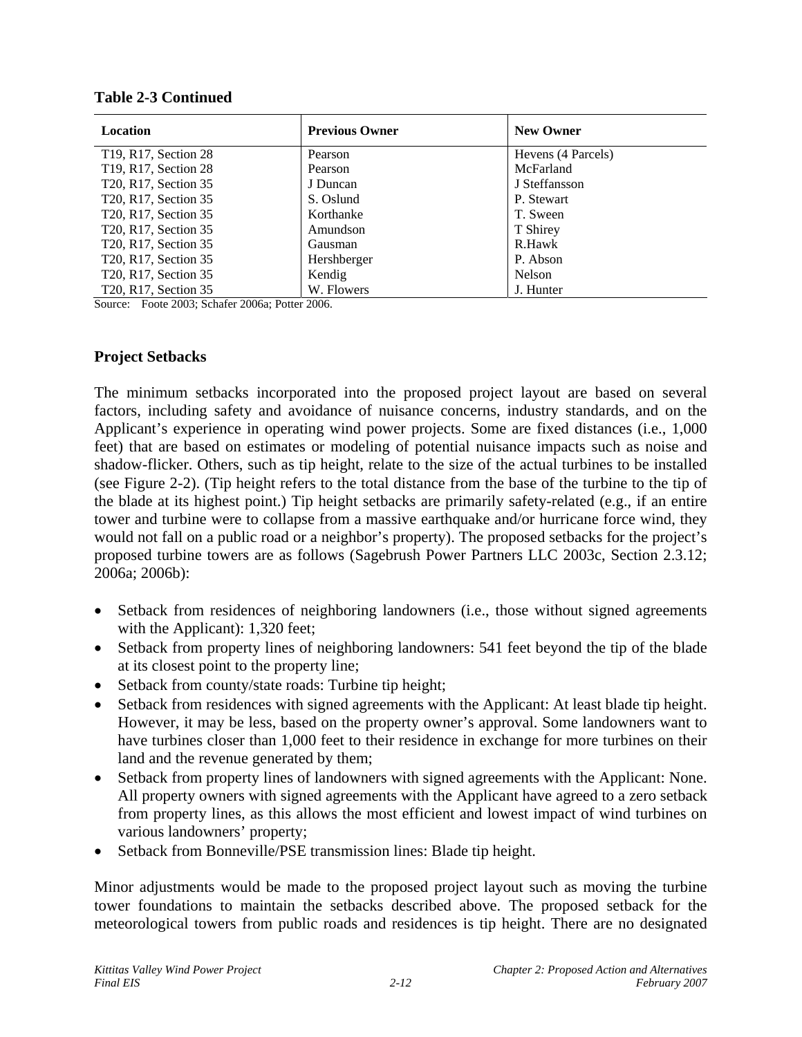**Table 2-3 Continued**

| Location | Previous Owner | New Owner |
|---|---|---|
| T19, R17, Section 28 | Pearson | Hevens (4 Parcels) |
| T19, R17, Section 28 | Pearson | McFarland |
| T20, R17, Section 35 | J Duncan | J Steffansson |
| T20, R17, Section 35 | S. Oslund | P. Stewart |
| T20, R17, Section 35 | Korthanke | T. Sween |
| T20, R17, Section 35 | Amundson | T Shirey |
| T20, R17, Section 35 | Gausman | R.Hawk |
| T20, R17, Section 35 | Hershberger | P. Abson |
| T20, R17, Section 35 | Kendig | Nelson |
| T20, R17, Section 35 | W. Flowers | J. Hunter |

Source: Foote 2003; Schafer 2006a; Potter 2006.

## Project Setbacks

The minimum setbacks incorporated into the proposed project layout are based on several factors, including safety and avoidance of nuisance concerns, industry standards, and on the Applicant's experience in operating wind power projects. Some are fixed distances (i.e., 1,000 feet) that are based on estimates or modeling of potential nuisance impacts such as noise and shadow-flicker. Others, such as tip height, relate to the size of the actual turbines to be installed (see Figure 2-2). (Tip height refers to the total distance from the base of the turbine to the tip of the blade at its highest point.) Tip height setbacks are primarily safety-related (e.g., if an entire tower and turbine were to collapse from a massive earthquake and/or hurricane force wind, they would not fall on a public road or a neighbor's property). The proposed setbacks for the project's proposed turbine towers are as follows (Sagebrush Power Partners LLC 2003c, Section 2.3.12; 2006a; 2006b):

- Setback from residences of neighboring landowners (i.e., those without signed agreements with the Applicant): 1,320 feet;
- Setback from property lines of neighboring landowners: 541 feet beyond the tip of the blade at its closest point to the property line;
- Setback from county/state roads: Turbine tip height;
- Setback from residences with signed agreements with the Applicant: At least blade tip height. However, it may be less, based on the property owner's approval. Some landowners want to have turbines closer than 1,000 feet to their residence in exchange for more turbines on their land and the revenue generated by them;
- Setback from property lines of landowners with signed agreements with the Applicant: None. All property owners with signed agreements with the Applicant have agreed to a zero setback from property lines, as this allows the most efficient and lowest impact of wind turbines on various landowners' property;
- Setback from Bonneville/PSE transmission lines: Blade tip height.

Minor adjustments would be made to the proposed project layout such as moving the turbine tower foundations to maintain the setbacks described above. The proposed setback for the meteorological towers from public roads and residences is tip height. There are no designated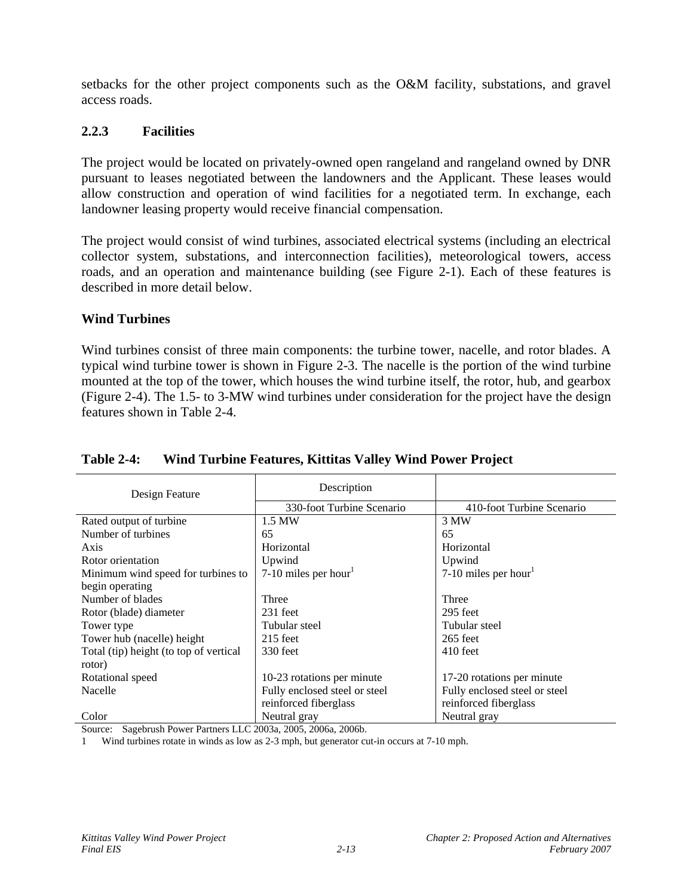setbacks for the other project components such as the O&M facility, substations, and gravel access roads.

### 2.2.3 Facilities

The project would be located on privately-owned open rangeland and rangeland owned by DNR pursuant to leases negotiated between the landowners and the Applicant. These leases would allow construction and operation of wind facilities for a negotiated term. In exchange, each landowner leasing property would receive financial compensation.

The project would consist of wind turbines, associated electrical systems (including an electrical collector system, substations, and interconnection facilities), meteorological towers, access roads, and an operation and maintenance building (see Figure 2-1). Each of these features is described in more detail below.

**Wind Turbines**

Wind turbines consist of three main components: the turbine tower, nacelle, and rotor blades. A typical wind turbine tower is shown in Figure 2-3. The nacelle is the portion of the wind turbine mounted at the top of the tower, which houses the wind turbine itself, the rotor, hub, and gearbox (Figure 2-4). The 1.5- to 3-MW wind turbines under consideration for the project have the design features shown in Table 2-4.

**Table 2-4: Wind Turbine Features, Kittitas Valley Wind Power Project**

| Design Feature | Description | |
|---|---|---|
| | 330-foot Turbine Scenario | 410-foot Turbine Scenario |
| Rated output of turbine | 1.5 MW | 3 MW |
| Number of turbines | 65 | 65 |
| Axis | Horizontal | Horizontal |
| Rotor orientation | Upwind | Upwind |
| Minimum wind speed for turbines to begin operating | 7-10 miles per hour[1] | 7-10 miles per hour[1] |
| Number of blades | Three | Three |
| Rotor (blade) diameter | 231 feet | 295 feet |
| Tower type | Tubular steel | Tubular steel |
| Tower hub (nacelle) height | 215 feet | 265 feet |
| Total (tip) height (to top of vertical rotor) | 330 feet | 410 feet |
| Rotational speed | 10-23 rotations per minute | 17-20 rotations per minute |
| Nacelle | Fully enclosed steel or steel reinforced fiberglass | Fully enclosed steel or steel reinforced fiberglass |
| Color | Neutral gray | Neutral gray |

Source: Sagebrush Power Partners LLC 2003a, 2005, 2006a, 2006b.

1 Wind turbines rotate in winds as low as 2-3 mph, but generator cut-in occurs at 7-10 mph.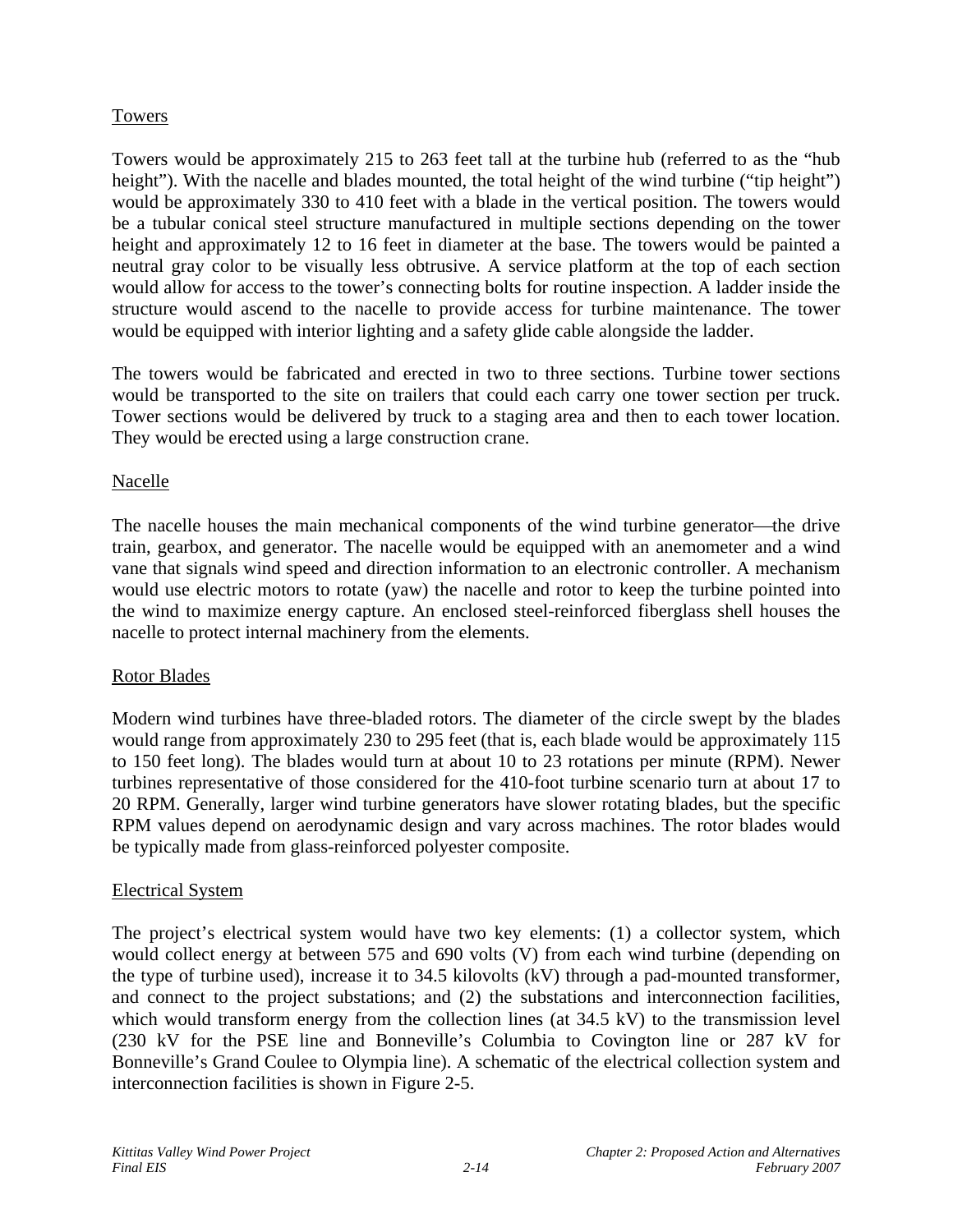Towers

Towers would be approximately 215 to 263 feet tall at the turbine hub (referred to as the "hub height"). With the nacelle and blades mounted, the total height of the wind turbine ("tip height") would be approximately 330 to 410 feet with a blade in the vertical position. The towers would be a tubular conical steel structure manufactured in multiple sections depending on the tower height and approximately 12 to 16 feet in diameter at the base. The towers would be painted a neutral gray color to be visually less obtrusive. A service platform at the top of each section would allow for access to the tower's connecting bolts for routine inspection. A ladder inside the structure would ascend to the nacelle to provide access for turbine maintenance. The tower would be equipped with interior lighting and a safety glide cable alongside the ladder.

The towers would be fabricated and erected in two to three sections. Turbine tower sections would be transported to the site on trailers that could each carry one tower section per truck. Tower sections would be delivered by truck to a staging area and then to each tower location. They would be erected using a large construction crane.

Nacelle

The nacelle houses the main mechanical components of the wind turbine generator—the drive train, gearbox, and generator. The nacelle would be equipped with an anemometer and a wind vane that signals wind speed and direction information to an electronic controller. A mechanism would use electric motors to rotate (yaw) the nacelle and rotor to keep the turbine pointed into the wind to maximize energy capture. An enclosed steel-reinforced fiberglass shell houses the nacelle to protect internal machinery from the elements.

Rotor Blades

Modern wind turbines have three-bladed rotors. The diameter of the circle swept by the blades would range from approximately 230 to 295 feet (that is, each blade would be approximately 115 to 150 feet long). The blades would turn at about 10 to 23 rotations per minute (RPM). Newer turbines representative of those considered for the 410-foot turbine scenario turn at about 17 to 20 RPM. Generally, larger wind turbine generators have slower rotating blades, but the specific RPM values depend on aerodynamic design and vary across machines. The rotor blades would be typically made from glass-reinforced polyester composite.

Electrical System

The project's electrical system would have two key elements: (1) a collector system, which would collect energy at between 575 and 690 volts (V) from each wind turbine (depending on the type of turbine used), increase it to 34.5 kilovolts (kV) through a pad-mounted transformer, and connect to the project substations; and (2) the substations and interconnection facilities, which would transform energy from the collection lines (at 34.5 kV) to the transmission level (230 kV for the PSE line and Bonneville's Columbia to Covington line or 287 kV for Bonneville's Grand Coulee to Olympia line). A schematic of the electrical collection system and interconnection facilities is shown in Figure 2-5.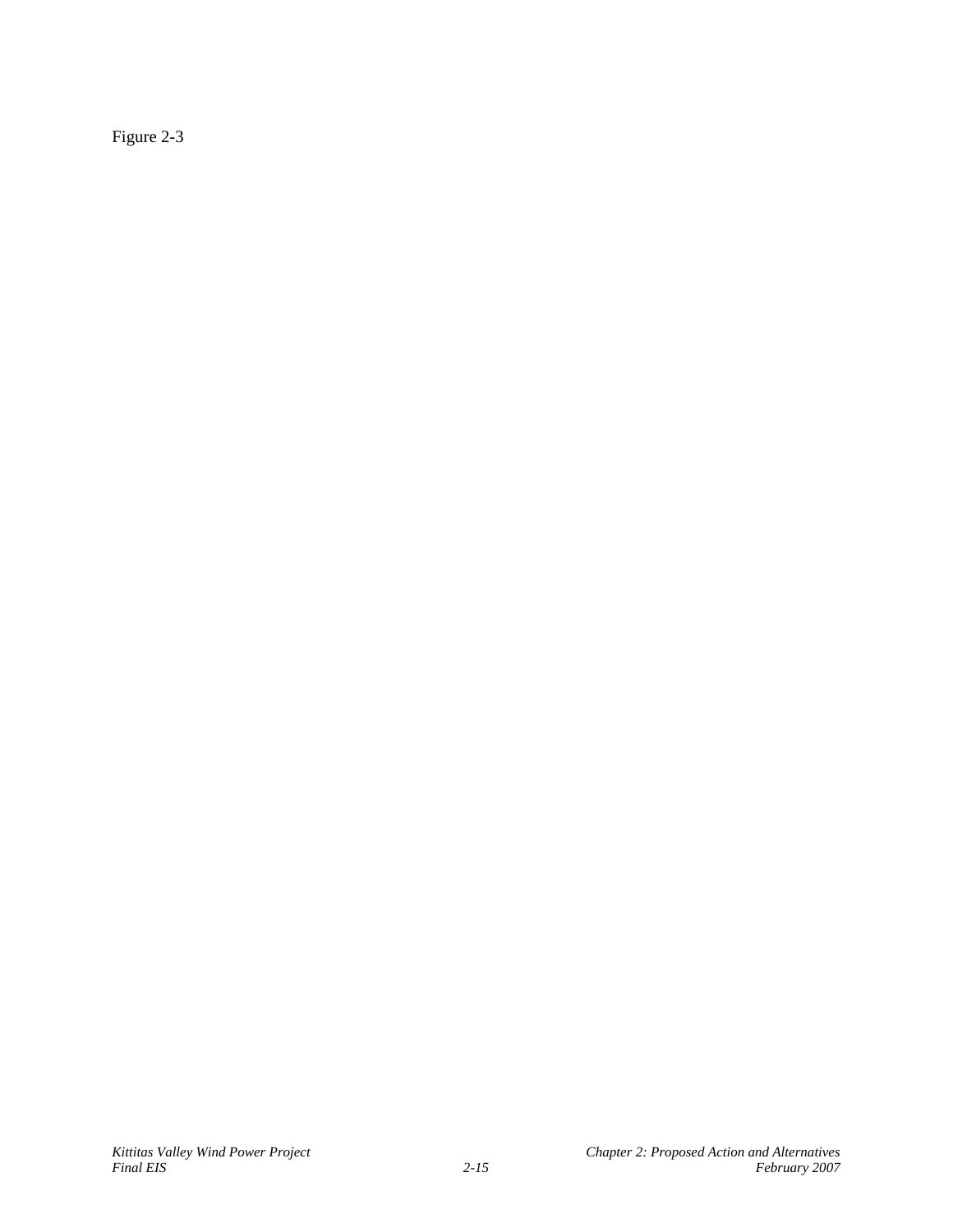Figure 2-3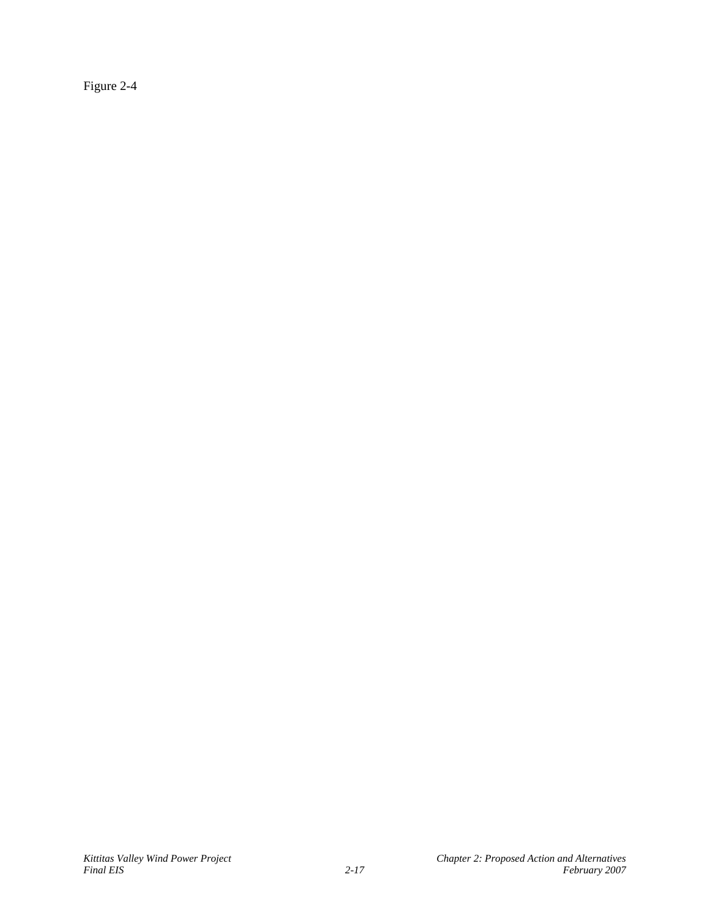Figure 2-4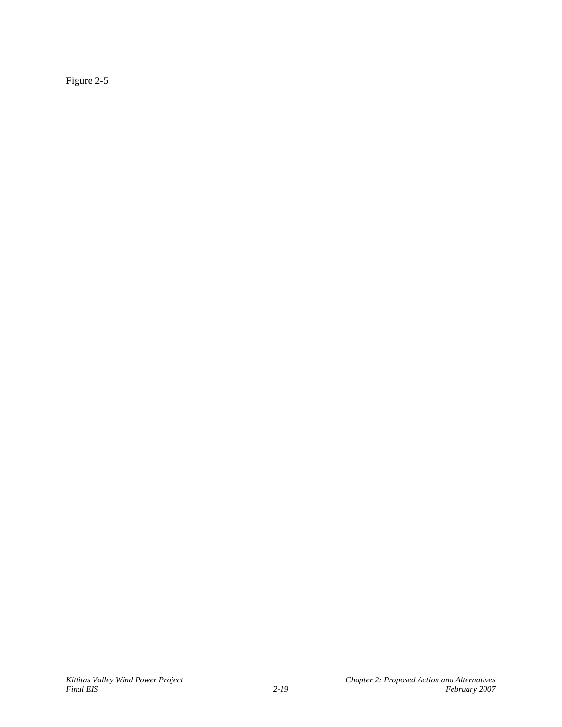Figure 2-5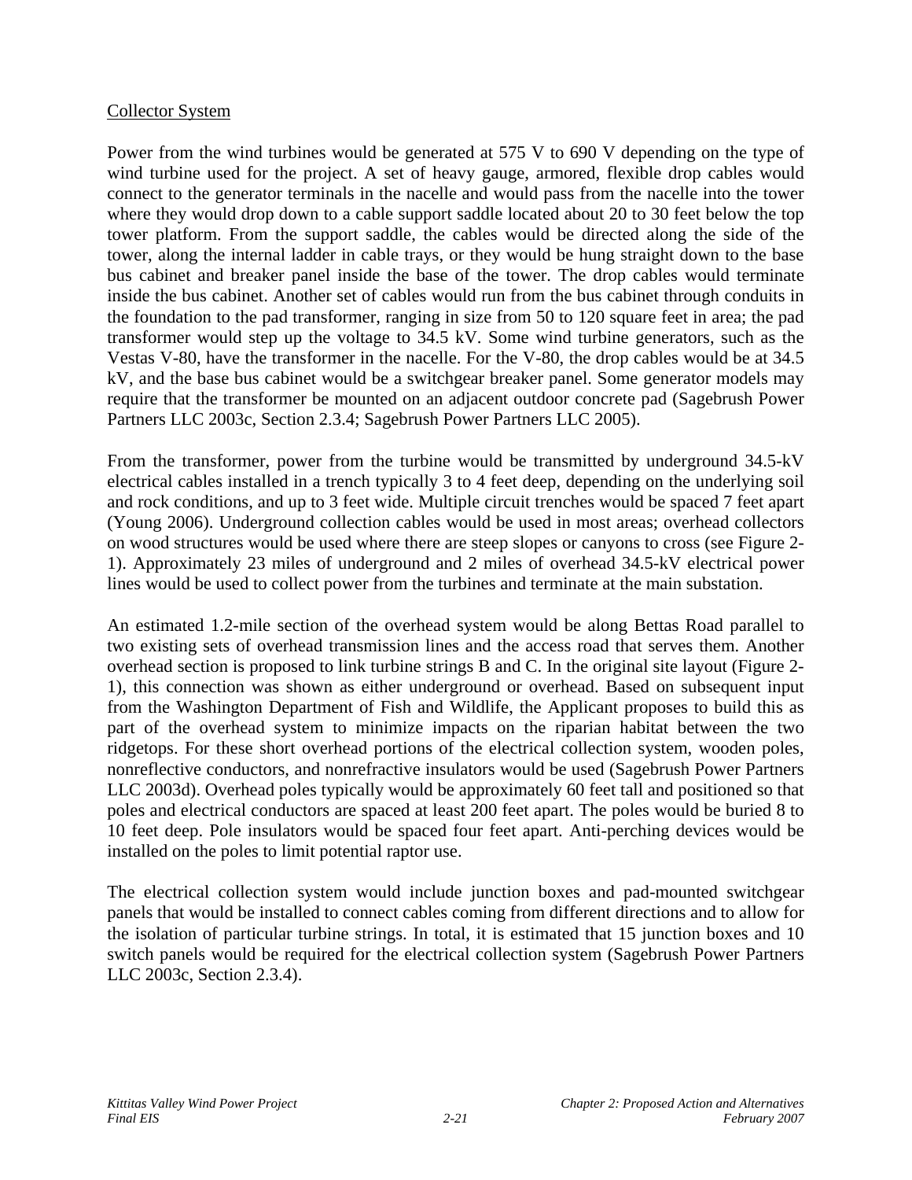Collector System

Power from the wind turbines would be generated at 575 V to 690 V depending on the type of wind turbine used for the project. A set of heavy gauge, armored, flexible drop cables would connect to the generator terminals in the nacelle and would pass from the nacelle into the tower where they would drop down to a cable support saddle located about 20 to 30 feet below the top tower platform. From the support saddle, the cables would be directed along the side of the tower, along the internal ladder in cable trays, or they would be hung straight down to the base bus cabinet and breaker panel inside the base of the tower. The drop cables would terminate inside the bus cabinet. Another set of cables would run from the bus cabinet through conduits in the foundation to the pad transformer, ranging in size from 50 to 120 square feet in area; the pad transformer would step up the voltage to 34.5 kV. Some wind turbine generators, such as the Vestas V-80, have the transformer in the nacelle. For the V-80, the drop cables would be at 34.5 kV, and the base bus cabinet would be a switchgear breaker panel. Some generator models may require that the transformer be mounted on an adjacent outdoor concrete pad (Sagebrush Power Partners LLC 2003c, Section 2.3.4; Sagebrush Power Partners LLC 2005).

From the transformer, power from the turbine would be transmitted by underground 34.5-kV electrical cables installed in a trench typically 3 to 4 feet deep, depending on the underlying soil and rock conditions, and up to 3 feet wide. Multiple circuit trenches would be spaced 7 feet apart (Young 2006). Underground collection cables would be used in most areas; overhead collectors on wood structures would be used where there are steep slopes or canyons to cross (see Figure 2-1). Approximately 23 miles of underground and 2 miles of overhead 34.5-kV electrical power lines would be used to collect power from the turbines and terminate at the main substation.

An estimated 1.2-mile section of the overhead system would be along Bettas Road parallel to two existing sets of overhead transmission lines and the access road that serves them. Another overhead section is proposed to link turbine strings B and C. In the original site layout (Figure 2-1), this connection was shown as either underground or overhead. Based on subsequent input from the Washington Department of Fish and Wildlife, the Applicant proposes to build this as part of the overhead system to minimize impacts on the riparian habitat between the two ridgetops. For these short overhead portions of the electrical collection system, wooden poles, nonreflective conductors, and nonrefractive insulators would be used (Sagebrush Power Partners LLC 2003d). Overhead poles typically would be approximately 60 feet tall and positioned so that poles and electrical conductors are spaced at least 200 feet apart. The poles would be buried 8 to 10 feet deep. Pole insulators would be spaced four feet apart. Anti-perching devices would be installed on the poles to limit potential raptor use.

The electrical collection system would include junction boxes and pad-mounted switchgear panels that would be installed to connect cables coming from different directions and to allow for the isolation of particular turbine strings. In total, it is estimated that 15 junction boxes and 10 switch panels would be required for the electrical collection system (Sagebrush Power Partners LLC 2003c, Section 2.3.4).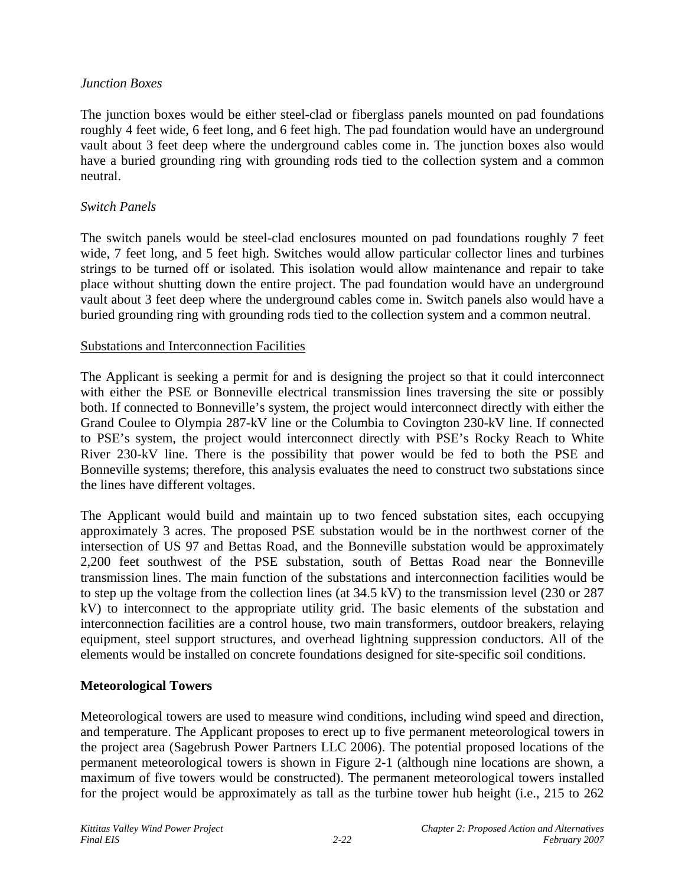*Junction Boxes*

The junction boxes would be either steel-clad or fiberglass panels mounted on pad foundations roughly 4 feet wide, 6 feet long, and 6 feet high. The pad foundation would have an underground vault about 3 feet deep where the underground cables come in. The junction boxes also would have a buried grounding ring with grounding rods tied to the collection system and a common neutral.

*Switch Panels*

The switch panels would be steel-clad enclosures mounted on pad foundations roughly 7 feet wide, 7 feet long, and 5 feet high. Switches would allow particular collector lines and turbines strings to be turned off or isolated. This isolation would allow maintenance and repair to take place without shutting down the entire project. The pad foundation would have an underground vault about 3 feet deep where the underground cables come in. Switch panels also would have a buried grounding ring with grounding rods tied to the collection system and a common neutral.

<u>Substations and Interconnection Facilities</u>

The Applicant is seeking a permit for and is designing the project so that it could interconnect with either the PSE or Bonneville electrical transmission lines traversing the site or possibly both. If connected to Bonneville's system, the project would interconnect directly with either the Grand Coulee to Olympia 287-kV line or the Columbia to Covington 230-kV line. If connected to PSE's system, the project would interconnect directly with PSE's Rocky Reach to White River 230-kV line. There is the possibility that power would be fed to both the PSE and Bonneville systems; therefore, this analysis evaluates the need to construct two substations since the lines have different voltages.

The Applicant would build and maintain up to two fenced substation sites, each occupying approximately 3 acres. The proposed PSE substation would be in the northwest corner of the intersection of US 97 and Bettas Road, and the Bonneville substation would be approximately 2,200 feet southwest of the PSE substation, south of Bettas Road near the Bonneville transmission lines. The main function of the substations and interconnection facilities would be to step up the voltage from the collection lines (at 34.5 kV) to the transmission level (230 or 287 kV) to interconnect to the appropriate utility grid. The basic elements of the substation and interconnection facilities are a control house, two main transformers, outdoor breakers, relaying equipment, steel support structures, and overhead lightning suppression conductors. All of the elements would be installed on concrete foundations designed for site-specific soil conditions.

**Meteorological Towers**

Meteorological towers are used to measure wind conditions, including wind speed and direction, and temperature. The Applicant proposes to erect up to five permanent meteorological towers in the project area (Sagebrush Power Partners LLC 2006). The potential proposed locations of the permanent meteorological towers is shown in Figure 2-1 (although nine locations are shown, a maximum of five towers would be constructed). The permanent meteorological towers installed for the project would be approximately as tall as the turbine tower hub height (i.e., 215 to 262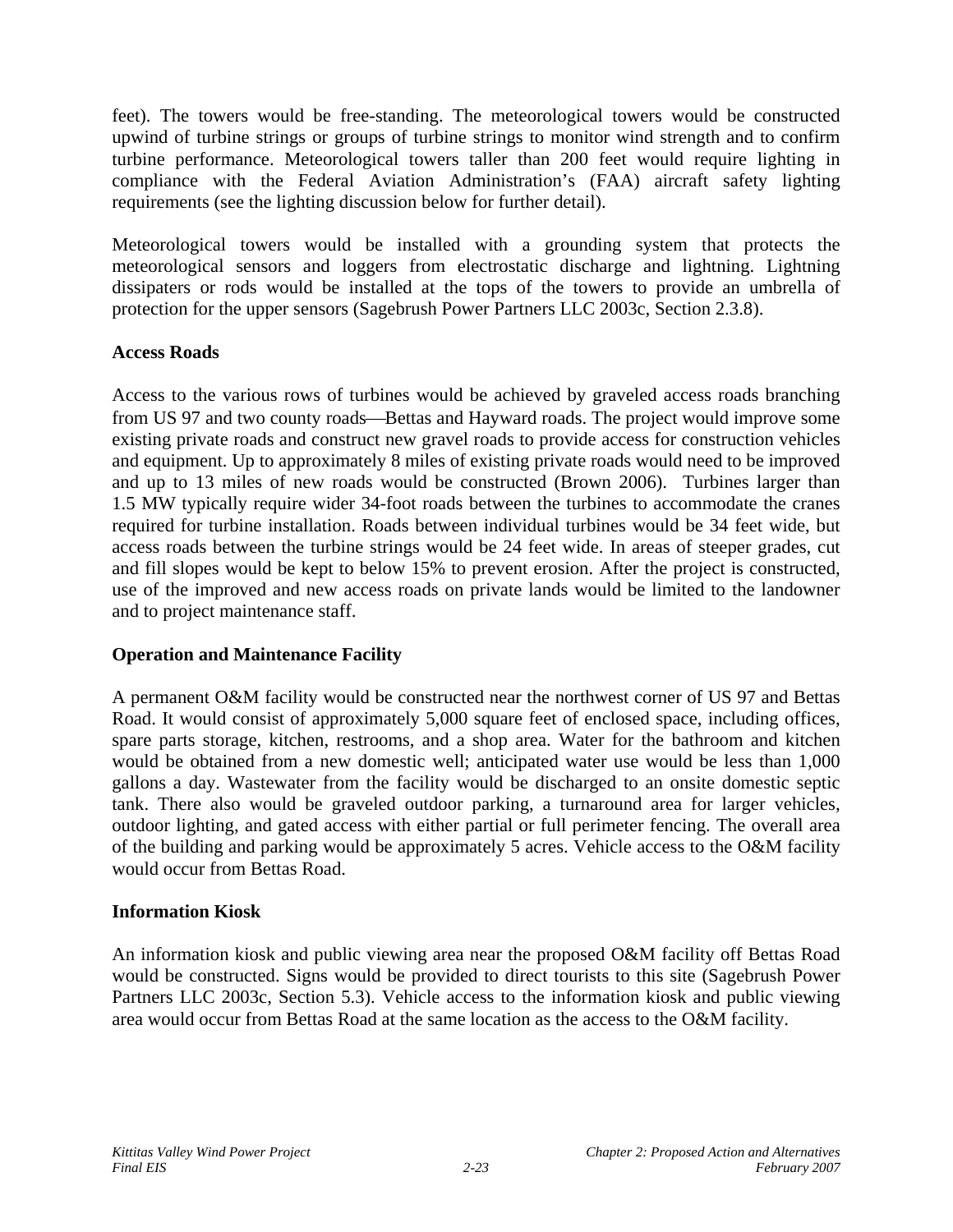feet). The towers would be free-standing. The meteorological towers would be constructed upwind of turbine strings or groups of turbine strings to monitor wind strength and to confirm turbine performance. Meteorological towers taller than 200 feet would require lighting in compliance with the Federal Aviation Administration's (FAA) aircraft safety lighting requirements (see the lighting discussion below for further detail).

Meteorological towers would be installed with a grounding system that protects the meteorological sensors and loggers from electrostatic discharge and lightning. Lightning dissipaters or rods would be installed at the tops of the towers to provide an umbrella of protection for the upper sensors (Sagebrush Power Partners LLC 2003c, Section 2.3.8).

**Access Roads**

Access to the various rows of turbines would be achieved by graveled access roads branching from US 97 and two county roads—Bettas and Hayward roads. The project would improve some existing private roads and construct new gravel roads to provide access for construction vehicles and equipment. Up to approximately 8 miles of existing private roads would need to be improved and up to 13 miles of new roads would be constructed (Brown 2006). Turbines larger than 1.5 MW typically require wider 34-foot roads between the turbines to accommodate the cranes required for turbine installation. Roads between individual turbines would be 34 feet wide, but access roads between the turbine strings would be 24 feet wide. In areas of steeper grades, cut and fill slopes would be kept to below 15% to prevent erosion. After the project is constructed, use of the improved and new access roads on private lands would be limited to the landowner and to project maintenance staff.

**Operation and Maintenance Facility**

A permanent O&M facility would be constructed near the northwest corner of US 97 and Bettas Road. It would consist of approximately 5,000 square feet of enclosed space, including offices, spare parts storage, kitchen, restrooms, and a shop area. Water for the bathroom and kitchen would be obtained from a new domestic well; anticipated water use would be less than 1,000 gallons a day. Wastewater from the facility would be discharged to an onsite domestic septic tank. There also would be graveled outdoor parking, a turnaround area for larger vehicles, outdoor lighting, and gated access with either partial or full perimeter fencing. The overall area of the building and parking would be approximately 5 acres. Vehicle access to the O&M facility would occur from Bettas Road.

**Information Kiosk**

An information kiosk and public viewing area near the proposed O&M facility off Bettas Road would be constructed. Signs would be provided to direct tourists to this site (Sagebrush Power Partners LLC 2003c, Section 5.3). Vehicle access to the information kiosk and public viewing area would occur from Bettas Road at the same location as the access to the O&M facility.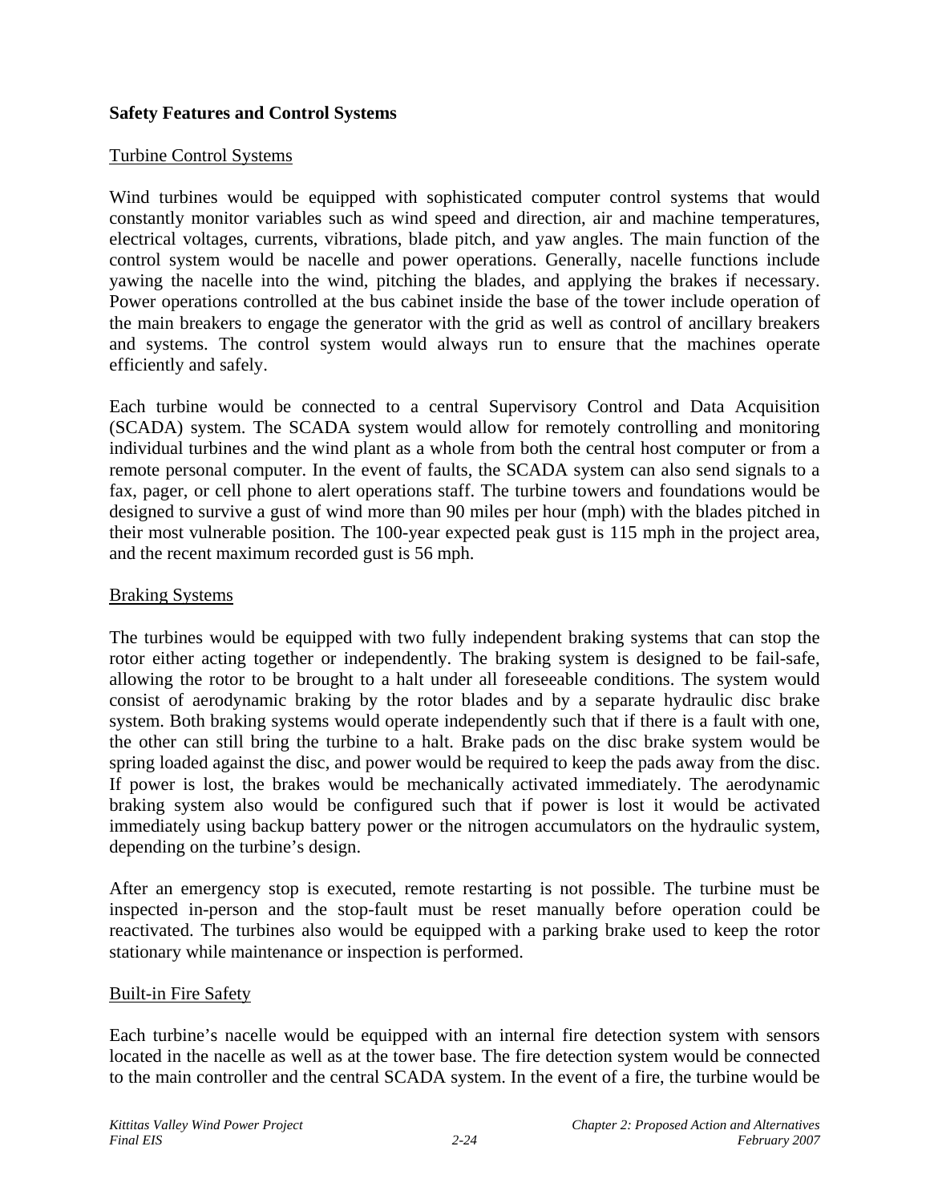**Safety Features and Control Systems**

Turbine Control Systems

Wind turbines would be equipped with sophisticated computer control systems that would constantly monitor variables such as wind speed and direction, air and machine temperatures, electrical voltages, currents, vibrations, blade pitch, and yaw angles. The main function of the control system would be nacelle and power operations. Generally, nacelle functions include yawing the nacelle into the wind, pitching the blades, and applying the brakes if necessary. Power operations controlled at the bus cabinet inside the base of the tower include operation of the main breakers to engage the generator with the grid as well as control of ancillary breakers and systems. The control system would always run to ensure that the machines operate efficiently and safely.

Each turbine would be connected to a central Supervisory Control and Data Acquisition (SCADA) system. The SCADA system would allow for remotely controlling and monitoring individual turbines and the wind plant as a whole from both the central host computer or from a remote personal computer. In the event of faults, the SCADA system can also send signals to a fax, pager, or cell phone to alert operations staff. The turbine towers and foundations would be designed to survive a gust of wind more than 90 miles per hour (mph) with the blades pitched in their most vulnerable position. The 100-year expected peak gust is 115 mph in the project area, and the recent maximum recorded gust is 56 mph.

Braking Systems

The turbines would be equipped with two fully independent braking systems that can stop the rotor either acting together or independently. The braking system is designed to be fail-safe, allowing the rotor to be brought to a halt under all foreseeable conditions. The system would consist of aerodynamic braking by the rotor blades and by a separate hydraulic disc brake system. Both braking systems would operate independently such that if there is a fault with one, the other can still bring the turbine to a halt. Brake pads on the disc brake system would be spring loaded against the disc, and power would be required to keep the pads away from the disc. If power is lost, the brakes would be mechanically activated immediately. The aerodynamic braking system also would be configured such that if power is lost it would be activated immediately using backup battery power or the nitrogen accumulators on the hydraulic system, depending on the turbine's design.

After an emergency stop is executed, remote restarting is not possible. The turbine must be inspected in-person and the stop-fault must be reset manually before operation could be reactivated. The turbines also would be equipped with a parking brake used to keep the rotor stationary while maintenance or inspection is performed.

Built-in Fire Safety

Each turbine's nacelle would be equipped with an internal fire detection system with sensors located in the nacelle as well as at the tower base. The fire detection system would be connected to the main controller and the central SCADA system. In the event of a fire, the turbine would be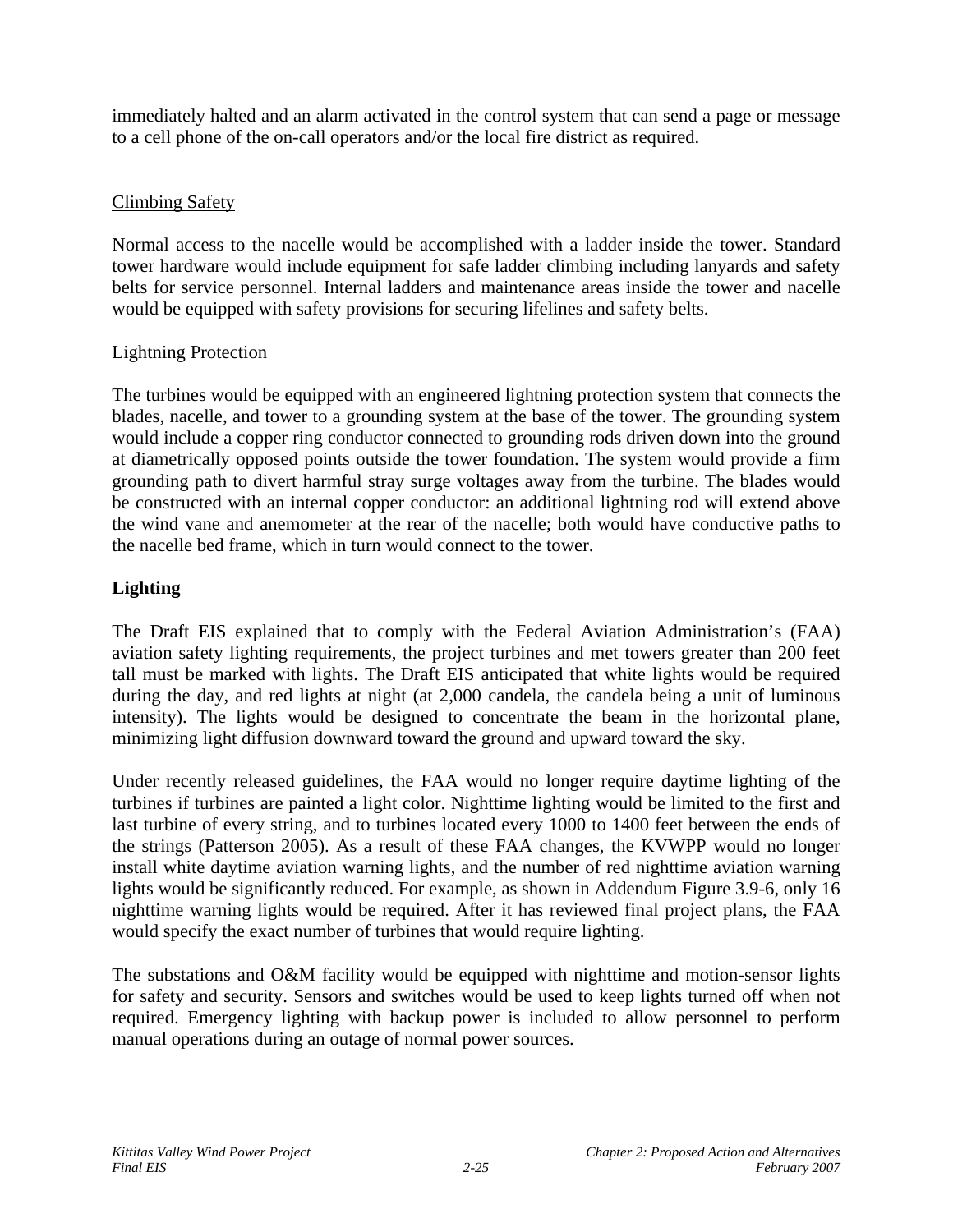immediately halted and an alarm activated in the control system that can send a page or message to a cell phone of the on-call operators and/or the local fire district as required.

Climbing Safety

Normal access to the nacelle would be accomplished with a ladder inside the tower. Standard tower hardware would include equipment for safe ladder climbing including lanyards and safety belts for service personnel. Internal ladders and maintenance areas inside the tower and nacelle would be equipped with safety provisions for securing lifelines and safety belts.

Lightning Protection

The turbines would be equipped with an engineered lightning protection system that connects the blades, nacelle, and tower to a grounding system at the base of the tower. The grounding system would include a copper ring conductor connected to grounding rods driven down into the ground at diametrically opposed points outside the tower foundation. The system would provide a firm grounding path to divert harmful stray surge voltages away from the turbine. The blades would be constructed with an internal copper conductor: an additional lightning rod will extend above the wind vane and anemometer at the rear of the nacelle; both would have conductive paths to the nacelle bed frame, which in turn would connect to the tower.

**Lighting**

The Draft EIS explained that to comply with the Federal Aviation Administration's (FAA) aviation safety lighting requirements, the project turbines and met towers greater than 200 feet tall must be marked with lights. The Draft EIS anticipated that white lights would be required during the day, and red lights at night (at 2,000 candela, the candela being a unit of luminous intensity). The lights would be designed to concentrate the beam in the horizontal plane, minimizing light diffusion downward toward the ground and upward toward the sky.

Under recently released guidelines, the FAA would no longer require daytime lighting of the turbines if turbines are painted a light color. Nighttime lighting would be limited to the first and last turbine of every string, and to turbines located every 1000 to 1400 feet between the ends of the strings (Patterson 2005). As a result of these FAA changes, the KVWPP would no longer install white daytime aviation warning lights, and the number of red nighttime aviation warning lights would be significantly reduced. For example, as shown in Addendum Figure 3.9-6, only 16 nighttime warning lights would be required. After it has reviewed final project plans, the FAA would specify the exact number of turbines that would require lighting.

The substations and O&M facility would be equipped with nighttime and motion-sensor lights for safety and security. Sensors and switches would be used to keep lights turned off when not required. Emergency lighting with backup power is included to allow personnel to perform manual operations during an outage of normal power sources.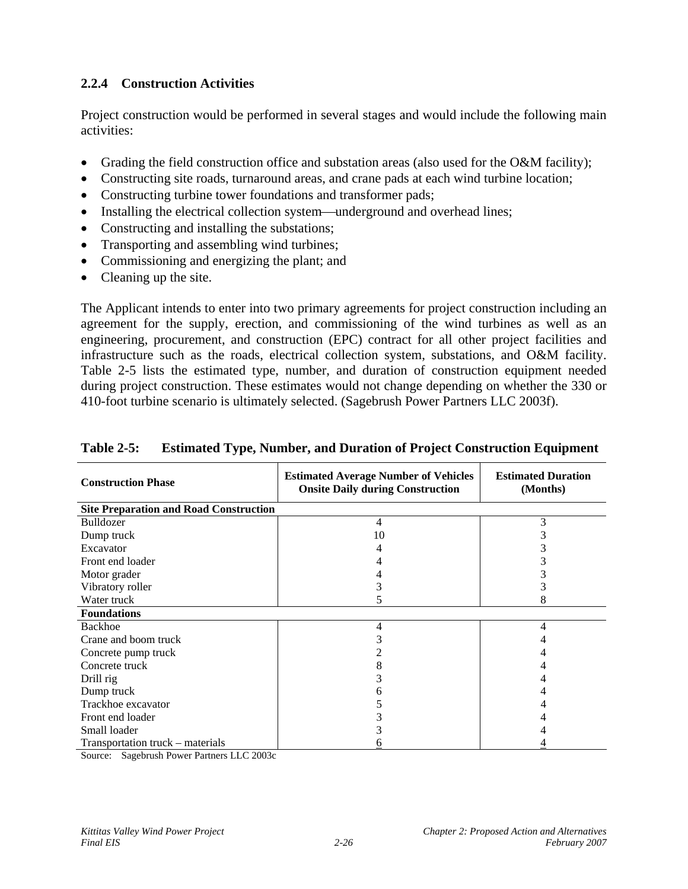### 2.2.4 Construction Activities

Project construction would be performed in several stages and would include the following main activities:

- Grading the field construction office and substation areas (also used for the O&M facility);
- Constructing site roads, turnaround areas, and crane pads at each wind turbine location;
- Constructing turbine tower foundations and transformer pads;
- Installing the electrical collection system—underground and overhead lines;
- Constructing and installing the substations;
- Transporting and assembling wind turbines;
- Commissioning and energizing the plant; and
- Cleaning up the site.

The Applicant intends to enter into two primary agreements for project construction including an agreement for the supply, erection, and commissioning of the wind turbines as well as an engineering, procurement, and construction (EPC) contract for all other project facilities and infrastructure such as the roads, electrical collection system, substations, and O&M facility. Table 2-5 lists the estimated type, number, and duration of construction equipment needed during project construction. These estimates would not change depending on whether the 330 or 410-foot turbine scenario is ultimately selected. (Sagebrush Power Partners LLC 2003f).

**Table 2-5: Estimated Type, Number, and Duration of Project Construction Equipment**

| Construction Phase | Estimated Average Number of Vehicles Onsite Daily during Construction | Estimated Duration (Months) |
|---|---|---|
| **Site Preparation and Road Construction** | | |
| Bulldozer | 4 | 3 |
| Dump truck | 10 | 3 |
| Excavator | 4 | 3 |
| Front end loader | 4 | 3 |
| Motor grader | 4 | 3 |
| Vibratory roller | 3 | 3 |
| Water truck | 5 | 8 |
| **Foundations** | | |
| Backhoe | 4 | 4 |
| Crane and boom truck | 3 | 4 |
| Concrete pump truck | 2 | 4 |
| Concrete truck | 8 | 4 |
| Drill rig | 3 | 4 |
| Dump truck | 6 | 4 |
| Trackhoe excavator | 5 | 4 |
| Front end loader | 3 | 4 |
| Small loader | 3 | 4 |
| Transportation truck – materials | 6 | 4 |

Source: Sagebrush Power Partners LLC 2003c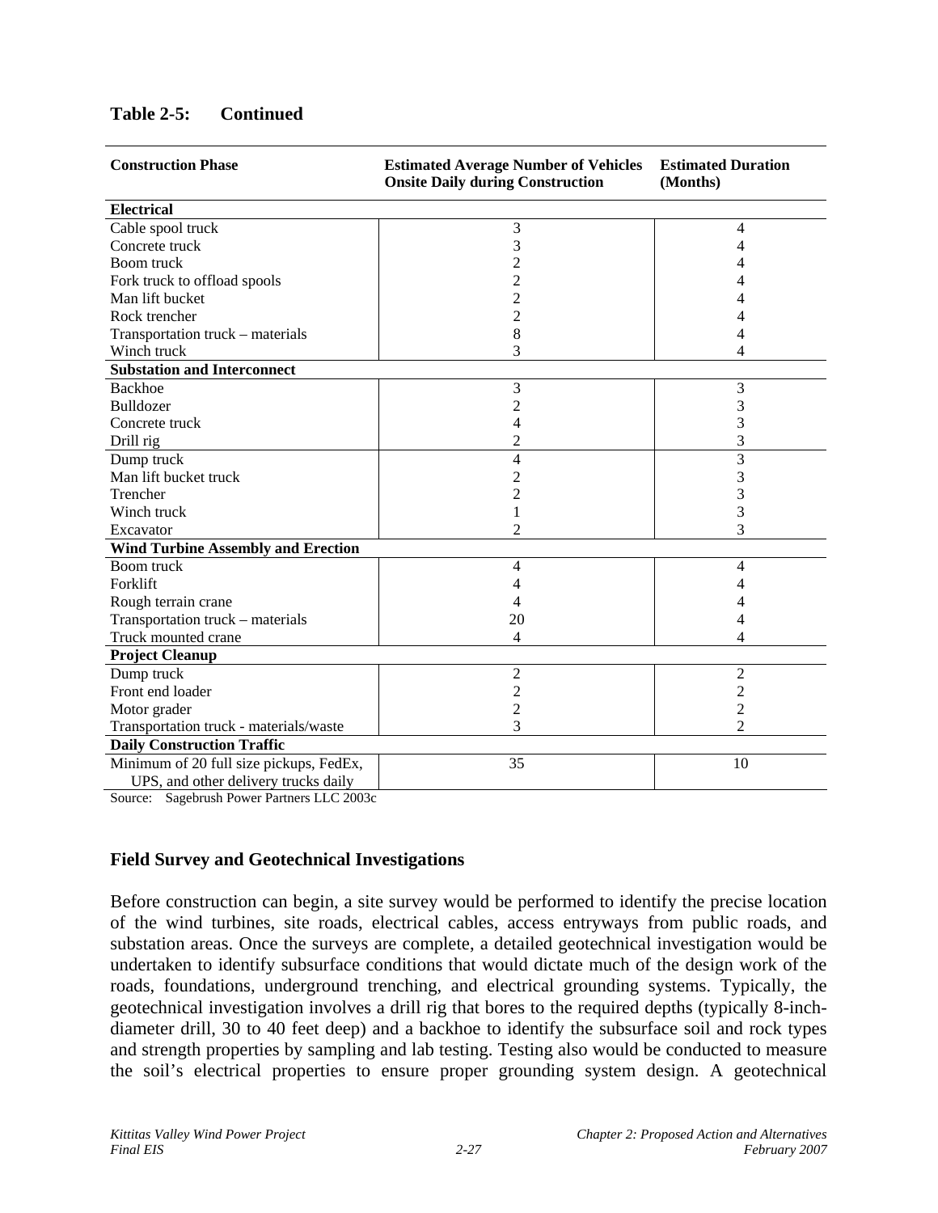**Table 2-5: Continued**

| Construction Phase | Estimated Average Number of Vehicles Onsite Daily during Construction | Estimated Duration (Months) |
|---|---|---|
| **Electrical** | | |
| Cable spool truck | 3 | 4 |
| Concrete truck | 3 | 4 |
| Boom truck | 2 | 4 |
| Fork truck to offload spools | 2 | 4 |
| Man lift bucket | 2 | 4 |
| Rock trencher | 2 | 4 |
| Transportation truck – materials | 8 | 4 |
| Winch truck | 3 | 4 |
| **Substation and Interconnect** | | |
| Backhoe | 3 | 3 |
| Bulldozer | 2 | 3 |
| Concrete truck | 4 | 3 |
| Drill rig | 2 | 3 |
| Dump truck | 4 | 3 |
| Man lift bucket truck | 2 | 3 |
| Trencher | 2 | 3 |
| Winch truck | 1 | 3 |
| Excavator | 2 | 3 |
| **Wind Turbine Assembly and Erection** | | |
| Boom truck | 4 | 4 |
| Forklift | 4 | 4 |
| Rough terrain crane | 4 | 4 |
| Transportation truck – materials | 20 | 4 |
| Truck mounted crane | 4 | 4 |
| **Project Cleanup** | | |
| Dump truck | 2 | 2 |
| Front end loader | 2 | 2 |
| Motor grader | 2 | 2 |
| Transportation truck - materials/waste | 3 | 2 |
| **Daily Construction Traffic** | | |
| Minimum of 20 full size pickups, FedEx, UPS, and other delivery trucks daily | 35 | 10 |

Source: Sagebrush Power Partners LLC 2003c

### Field Survey and Geotechnical Investigations

Before construction can begin, a site survey would be performed to identify the precise location of the wind turbines, site roads, electrical cables, access entryways from public roads, and substation areas. Once the surveys are complete, a detailed geotechnical investigation would be undertaken to identify subsurface conditions that would dictate much of the design work of the roads, foundations, underground trenching, and electrical grounding systems. Typically, the geotechnical investigation involves a drill rig that bores to the required depths (typically 8-inch-diameter drill, 30 to 40 feet deep) and a backhoe to identify the subsurface soil and rock types and strength properties by sampling and lab testing. Testing also would be conducted to measure the soil's electrical properties to ensure proper grounding system design. A geotechnical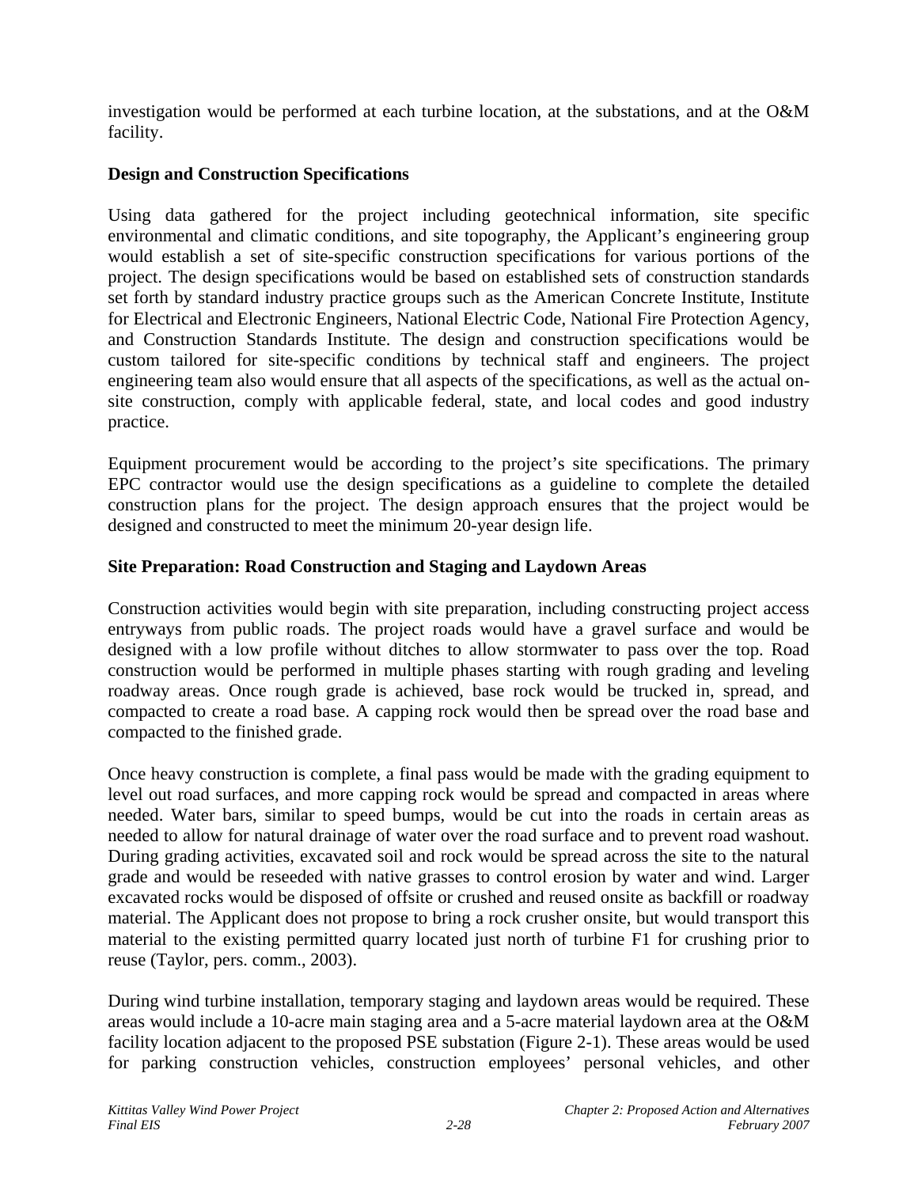investigation would be performed at each turbine location, at the substations, and at the O&M facility.

**Design and Construction Specifications**

Using data gathered for the project including geotechnical information, site specific environmental and climatic conditions, and site topography, the Applicant's engineering group would establish a set of site-specific construction specifications for various portions of the project. The design specifications would be based on established sets of construction standards set forth by standard industry practice groups such as the American Concrete Institute, Institute for Electrical and Electronic Engineers, National Electric Code, National Fire Protection Agency, and Construction Standards Institute. The design and construction specifications would be custom tailored for site-specific conditions by technical staff and engineers. The project engineering team also would ensure that all aspects of the specifications, as well as the actual on-site construction, comply with applicable federal, state, and local codes and good industry practice.

Equipment procurement would be according to the project's site specifications. The primary EPC contractor would use the design specifications as a guideline to complete the detailed construction plans for the project. The design approach ensures that the project would be designed and constructed to meet the minimum 20-year design life.

**Site Preparation: Road Construction and Staging and Laydown Areas**

Construction activities would begin with site preparation, including constructing project access entryways from public roads. The project roads would have a gravel surface and would be designed with a low profile without ditches to allow stormwater to pass over the top. Road construction would be performed in multiple phases starting with rough grading and leveling roadway areas. Once rough grade is achieved, base rock would be trucked in, spread, and compacted to create a road base. A capping rock would then be spread over the road base and compacted to the finished grade.

Once heavy construction is complete, a final pass would be made with the grading equipment to level out road surfaces, and more capping rock would be spread and compacted in areas where needed. Water bars, similar to speed bumps, would be cut into the roads in certain areas as needed to allow for natural drainage of water over the road surface and to prevent road washout. During grading activities, excavated soil and rock would be spread across the site to the natural grade and would be reseeded with native grasses to control erosion by water and wind. Larger excavated rocks would be disposed of offsite or crushed and reused onsite as backfill or roadway material. The Applicant does not propose to bring a rock crusher onsite, but would transport this material to the existing permitted quarry located just north of turbine F1 for crushing prior to reuse (Taylor, pers. comm., 2003).

During wind turbine installation, temporary staging and laydown areas would be required. These areas would include a 10-acre main staging area and a 5-acre material laydown area at the O&M facility location adjacent to the proposed PSE substation (Figure 2-1). These areas would be used for parking construction vehicles, construction employees' personal vehicles, and other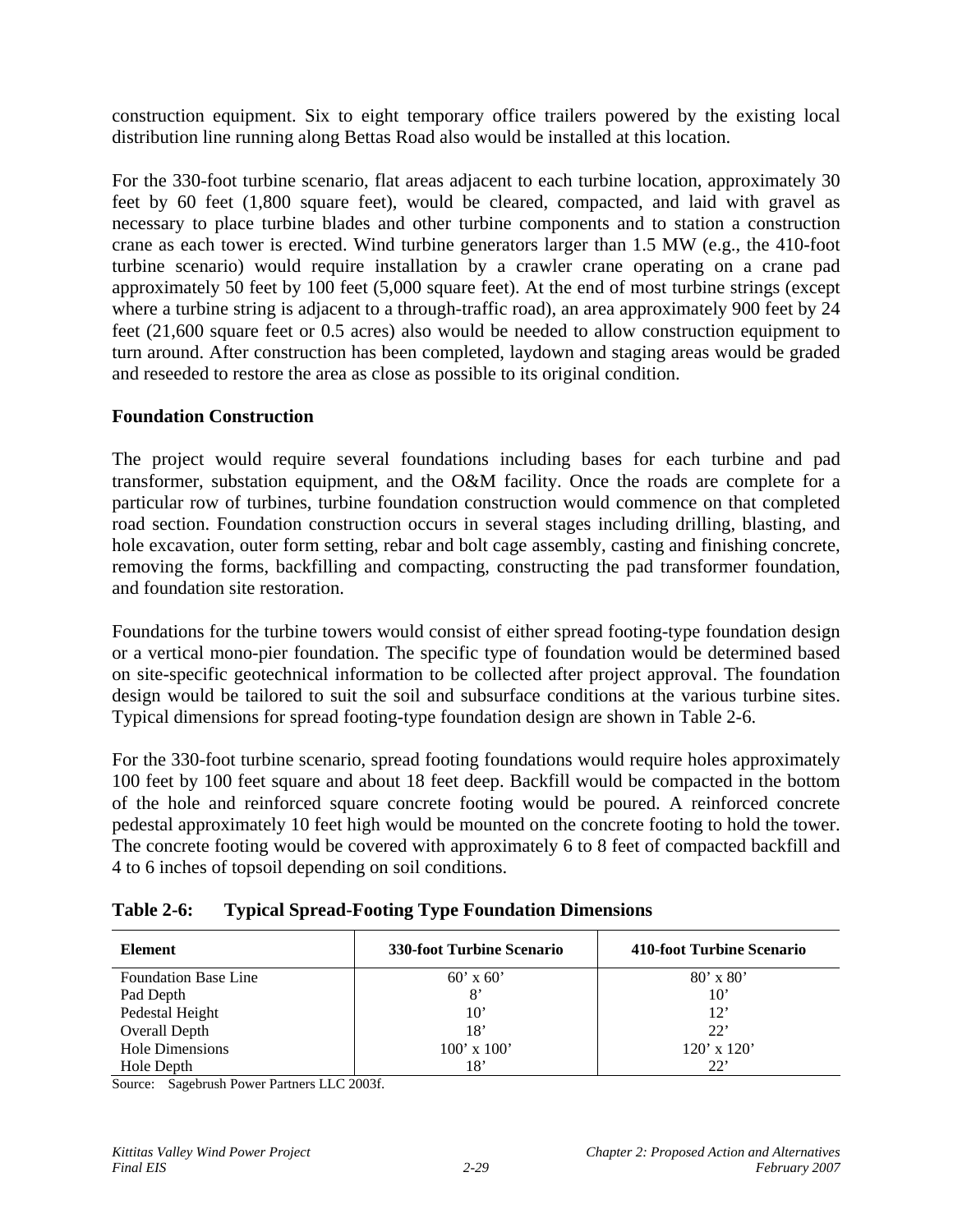construction equipment. Six to eight temporary office trailers powered by the existing local distribution line running along Bettas Road also would be installed at this location.

For the 330-foot turbine scenario, flat areas adjacent to each turbine location, approximately 30 feet by 60 feet (1,800 square feet), would be cleared, compacted, and laid with gravel as necessary to place turbine blades and other turbine components and to station a construction crane as each tower is erected. Wind turbine generators larger than 1.5 MW (e.g., the 410-foot turbine scenario) would require installation by a crawler crane operating on a crane pad approximately 50 feet by 100 feet (5,000 square feet). At the end of most turbine strings (except where a turbine string is adjacent to a through-traffic road), an area approximately 900 feet by 24 feet (21,600 square feet or 0.5 acres) also would be needed to allow construction equipment to turn around. After construction has been completed, laydown and staging areas would be graded and reseeded to restore the area as close as possible to its original condition.

**Foundation Construction**

The project would require several foundations including bases for each turbine and pad transformer, substation equipment, and the O&M facility. Once the roads are complete for a particular row of turbines, turbine foundation construction would commence on that completed road section. Foundation construction occurs in several stages including drilling, blasting, and hole excavation, outer form setting, rebar and bolt cage assembly, casting and finishing concrete, removing the forms, backfilling and compacting, constructing the pad transformer foundation, and foundation site restoration.

Foundations for the turbine towers would consist of either spread footing-type foundation design or a vertical mono-pier foundation. The specific type of foundation would be determined based on site-specific geotechnical information to be collected after project approval. The foundation design would be tailored to suit the soil and subsurface conditions at the various turbine sites. Typical dimensions for spread footing-type foundation design are shown in Table 2-6.

For the 330-foot turbine scenario, spread footing foundations would require holes approximately 100 feet by 100 feet square and about 18 feet deep. Backfill would be compacted in the bottom of the hole and reinforced square concrete footing would be poured. A reinforced concrete pedestal approximately 10 feet high would be mounted on the concrete footing to hold the tower. The concrete footing would be covered with approximately 6 to 8 feet of compacted backfill and 4 to 6 inches of topsoil depending on soil conditions.

**Table 2-6: Typical Spread-Footing Type Foundation Dimensions**

| Element | 330-foot Turbine Scenario | 410-foot Turbine Scenario |
|---|---|---|
| Foundation Base Line | 60' x 60' | 80' x 80' |
| Pad Depth | 8' | 10' |
| Pedestal Height | 10' | 12' |
| Overall Depth | 18' | 22' |
| Hole Dimensions | 100' x 100' | 120' x 120' |
| Hole Depth | 18' | 22' |

Source: Sagebrush Power Partners LLC 2003f.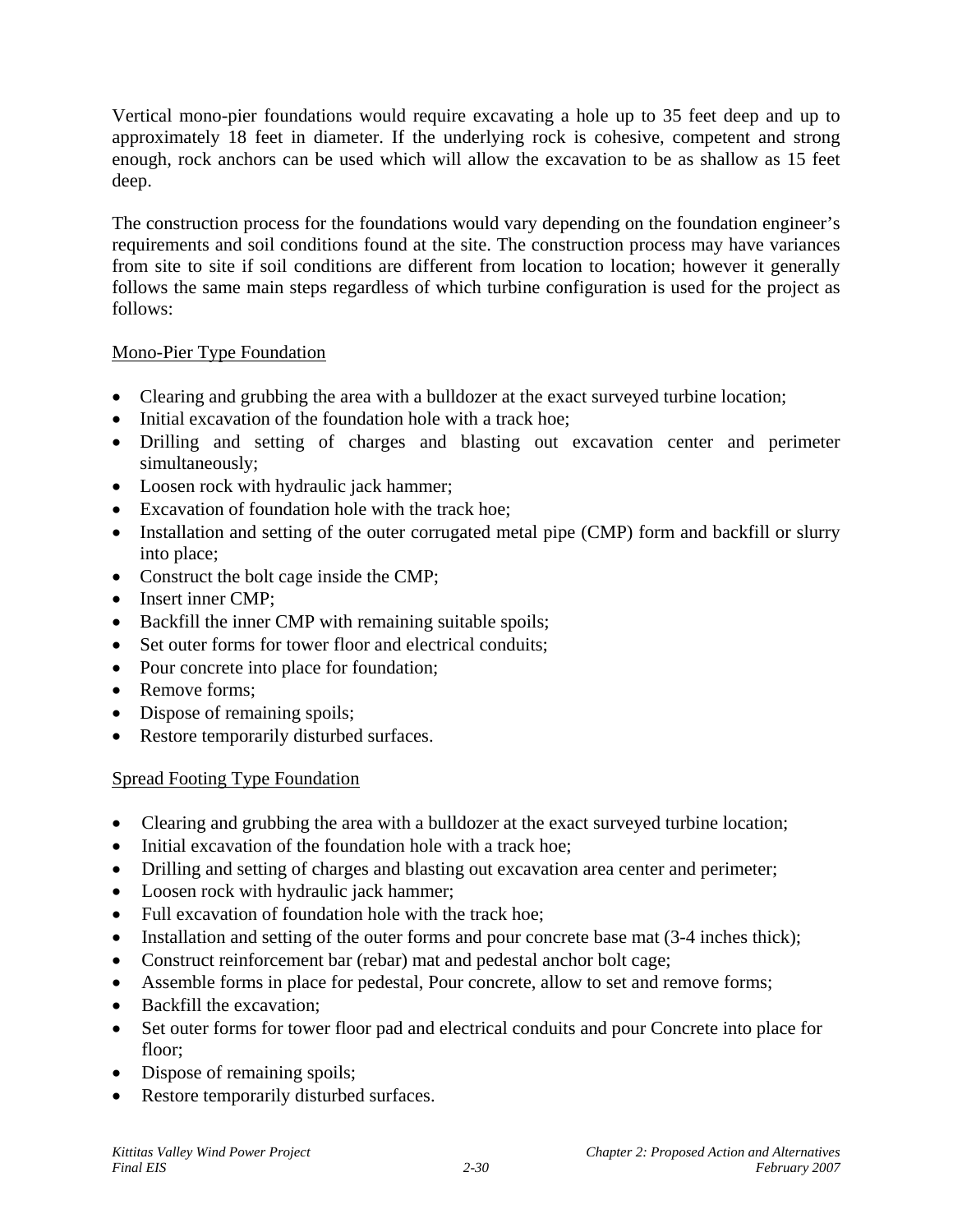Vertical mono-pier foundations would require excavating a hole up to 35 feet deep and up to approximately 18 feet in diameter. If the underlying rock is cohesive, competent and strong enough, rock anchors can be used which will allow the excavation to be as shallow as 15 feet deep.

The construction process for the foundations would vary depending on the foundation engineer's requirements and soil conditions found at the site. The construction process may have variances from site to site if soil conditions are different from location to location; however it generally follows the same main steps regardless of which turbine configuration is used for the project as follows:

Mono-Pier Type Foundation

- Clearing and grubbing the area with a bulldozer at the exact surveyed turbine location;
- Initial excavation of the foundation hole with a track hoe;
- Drilling and setting of charges and blasting out excavation center and perimeter simultaneously;
- Loosen rock with hydraulic jack hammer;
- Excavation of foundation hole with the track hoe;
- Installation and setting of the outer corrugated metal pipe (CMP) form and backfill or slurry into place;
- Construct the bolt cage inside the CMP;
- Insert inner CMP;
- Backfill the inner CMP with remaining suitable spoils;
- Set outer forms for tower floor and electrical conduits;
- Pour concrete into place for foundation;
- Remove forms;
- Dispose of remaining spoils;
- Restore temporarily disturbed surfaces.

Spread Footing Type Foundation

- Clearing and grubbing the area with a bulldozer at the exact surveyed turbine location;
- Initial excavation of the foundation hole with a track hoe;
- Drilling and setting of charges and blasting out excavation area center and perimeter;
- Loosen rock with hydraulic jack hammer;
- Full excavation of foundation hole with the track hoe;
- Installation and setting of the outer forms and pour concrete base mat (3-4 inches thick);
- Construct reinforcement bar (rebar) mat and pedestal anchor bolt cage;
- Assemble forms in place for pedestal, Pour concrete, allow to set and remove forms;
- Backfill the excavation;
- Set outer forms for tower floor pad and electrical conduits and pour Concrete into place for floor;
- Dispose of remaining spoils;
- Restore temporarily disturbed surfaces.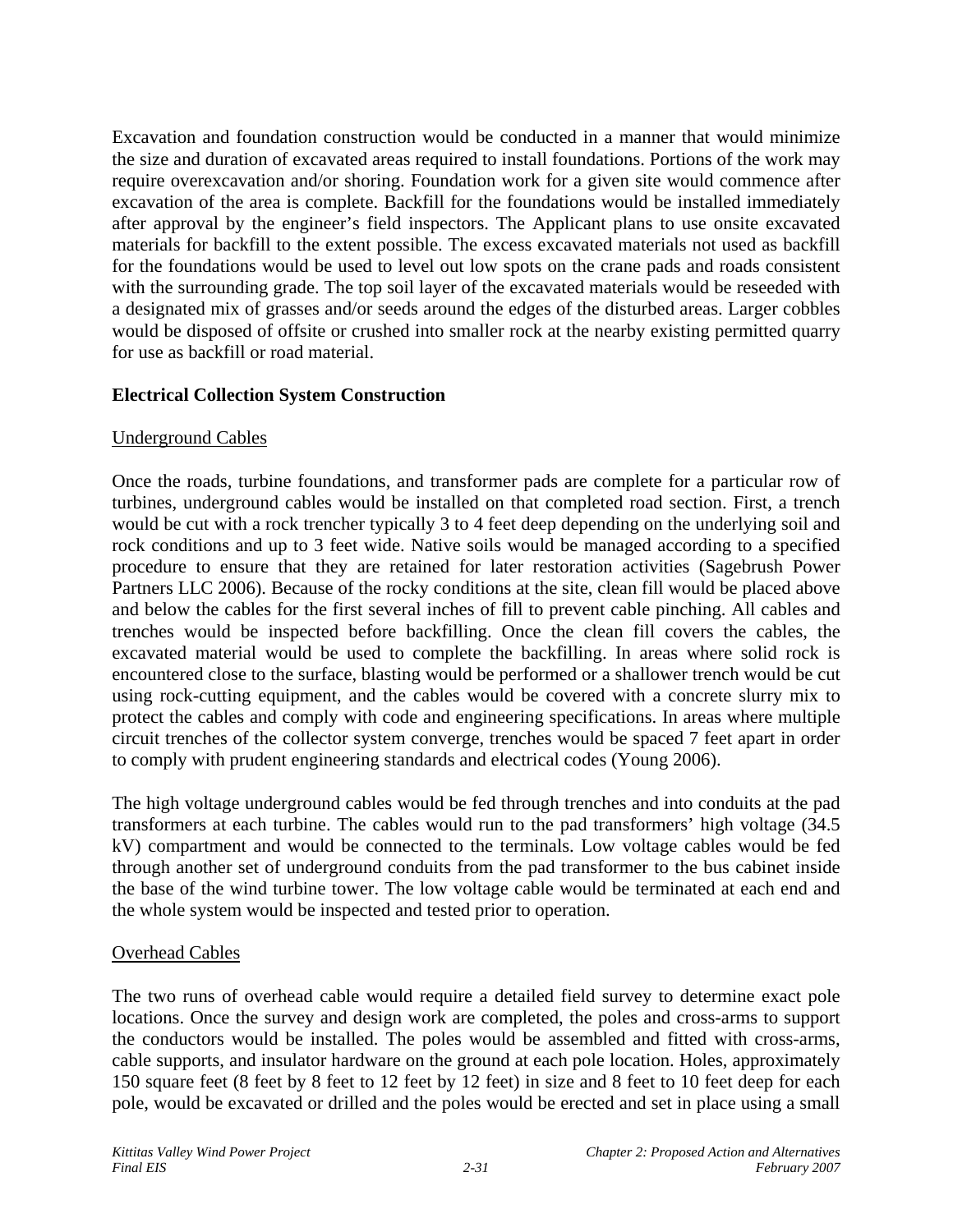Excavation and foundation construction would be conducted in a manner that would minimize the size and duration of excavated areas required to install foundations. Portions of the work may require overexcavation and/or shoring. Foundation work for a given site would commence after excavation of the area is complete. Backfill for the foundations would be installed immediately after approval by the engineer's field inspectors. The Applicant plans to use onsite excavated materials for backfill to the extent possible. The excess excavated materials not used as backfill for the foundations would be used to level out low spots on the crane pads and roads consistent with the surrounding grade. The top soil layer of the excavated materials would be reseeded with a designated mix of grasses and/or seeds around the edges of the disturbed areas. Larger cobbles would be disposed of offsite or crushed into smaller rock at the nearby existing permitted quarry for use as backfill or road material.

**Electrical Collection System Construction**

<u>Underground Cables</u>

Once the roads, turbine foundations, and transformer pads are complete for a particular row of turbines, underground cables would be installed on that completed road section. First, a trench would be cut with a rock trencher typically 3 to 4 feet deep depending on the underlying soil and rock conditions and up to 3 feet wide. Native soils would be managed according to a specified procedure to ensure that they are retained for later restoration activities (Sagebrush Power Partners LLC 2006). Because of the rocky conditions at the site, clean fill would be placed above and below the cables for the first several inches of fill to prevent cable pinching. All cables and trenches would be inspected before backfilling. Once the clean fill covers the cables, the excavated material would be used to complete the backfilling. In areas where solid rock is encountered close to the surface, blasting would be performed or a shallower trench would be cut using rock-cutting equipment, and the cables would be covered with a concrete slurry mix to protect the cables and comply with code and engineering specifications. In areas where multiple circuit trenches of the collector system converge, trenches would be spaced 7 feet apart in order to comply with prudent engineering standards and electrical codes (Young 2006).

The high voltage underground cables would be fed through trenches and into conduits at the pad transformers at each turbine. The cables would run to the pad transformers' high voltage (34.5 kV) compartment and would be connected to the terminals. Low voltage cables would be fed through another set of underground conduits from the pad transformer to the bus cabinet inside the base of the wind turbine tower. The low voltage cable would be terminated at each end and the whole system would be inspected and tested prior to operation.

<u>Overhead Cables</u>

The two runs of overhead cable would require a detailed field survey to determine exact pole locations. Once the survey and design work are completed, the poles and cross-arms to support the conductors would be installed. The poles would be assembled and fitted with cross-arms, cable supports, and insulator hardware on the ground at each pole location. Holes, approximately 150 square feet (8 feet by 8 feet to 12 feet by 12 feet) in size and 8 feet to 10 feet deep for each pole, would be excavated or drilled and the poles would be erected and set in place using a small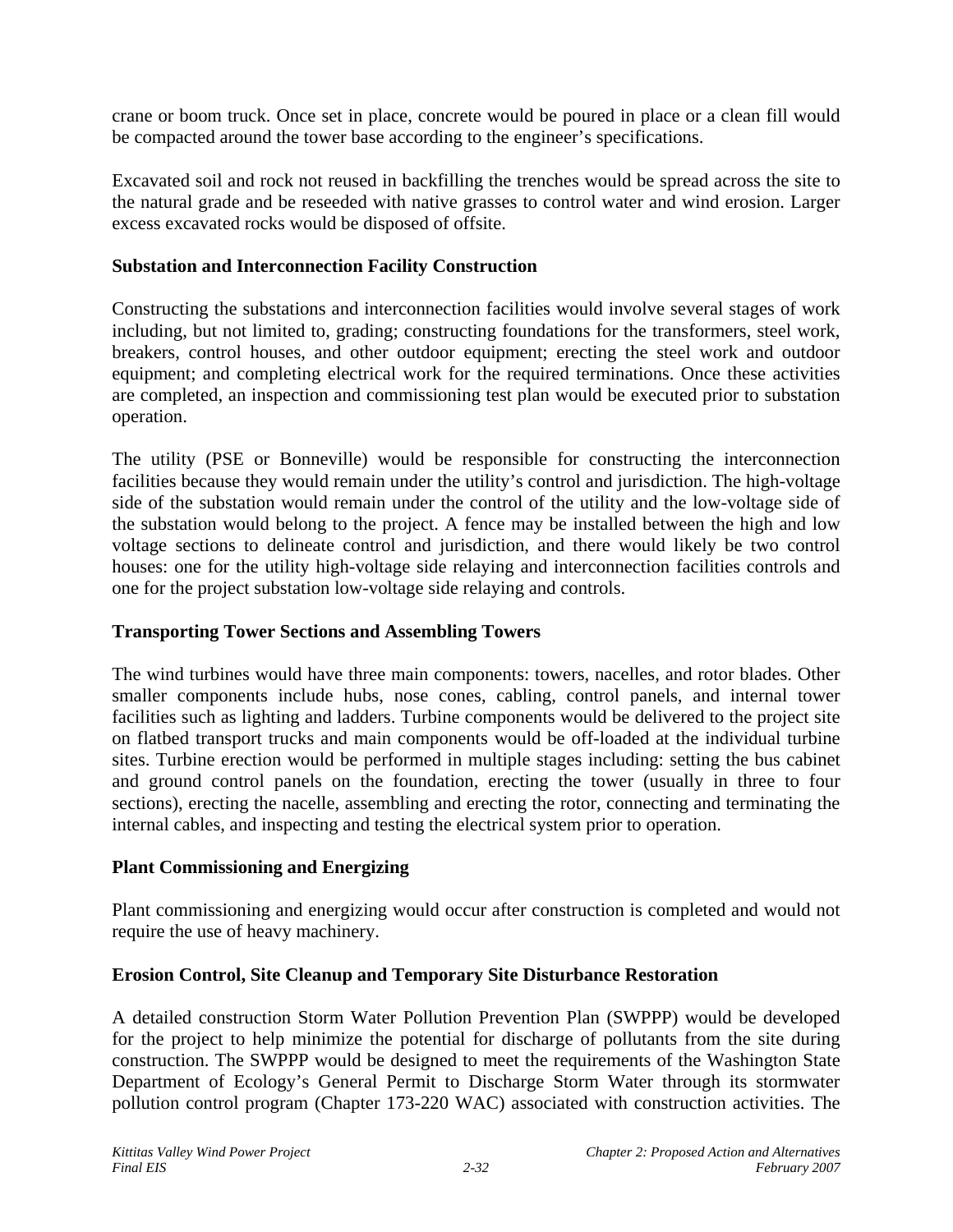crane or boom truck. Once set in place, concrete would be poured in place or a clean fill would be compacted around the tower base according to the engineer's specifications.

Excavated soil and rock not reused in backfilling the trenches would be spread across the site to the natural grade and be reseeded with native grasses to control water and wind erosion. Larger excess excavated rocks would be disposed of offsite.

**Substation and Interconnection Facility Construction**

Constructing the substations and interconnection facilities would involve several stages of work including, but not limited to, grading; constructing foundations for the transformers, steel work, breakers, control houses, and other outdoor equipment; erecting the steel work and outdoor equipment; and completing electrical work for the required terminations. Once these activities are completed, an inspection and commissioning test plan would be executed prior to substation operation.

The utility (PSE or Bonneville) would be responsible for constructing the interconnection facilities because they would remain under the utility's control and jurisdiction. The high-voltage side of the substation would remain under the control of the utility and the low-voltage side of the substation would belong to the project. A fence may be installed between the high and low voltage sections to delineate control and jurisdiction, and there would likely be two control houses: one for the utility high-voltage side relaying and interconnection facilities controls and one for the project substation low-voltage side relaying and controls.

**Transporting Tower Sections and Assembling Towers**

The wind turbines would have three main components: towers, nacelles, and rotor blades. Other smaller components include hubs, nose cones, cabling, control panels, and internal tower facilities such as lighting and ladders. Turbine components would be delivered to the project site on flatbed transport trucks and main components would be off-loaded at the individual turbine sites. Turbine erection would be performed in multiple stages including: setting the bus cabinet and ground control panels on the foundation, erecting the tower (usually in three to four sections), erecting the nacelle, assembling and erecting the rotor, connecting and terminating the internal cables, and inspecting and testing the electrical system prior to operation.

**Plant Commissioning and Energizing**

Plant commissioning and energizing would occur after construction is completed and would not require the use of heavy machinery.

**Erosion Control, Site Cleanup and Temporary Site Disturbance Restoration**

A detailed construction Storm Water Pollution Prevention Plan (SWPPP) would be developed for the project to help minimize the potential for discharge of pollutants from the site during construction. The SWPPP would be designed to meet the requirements of the Washington State Department of Ecology's General Permit to Discharge Storm Water through its stormwater pollution control program (Chapter 173-220 WAC) associated with construction activities. The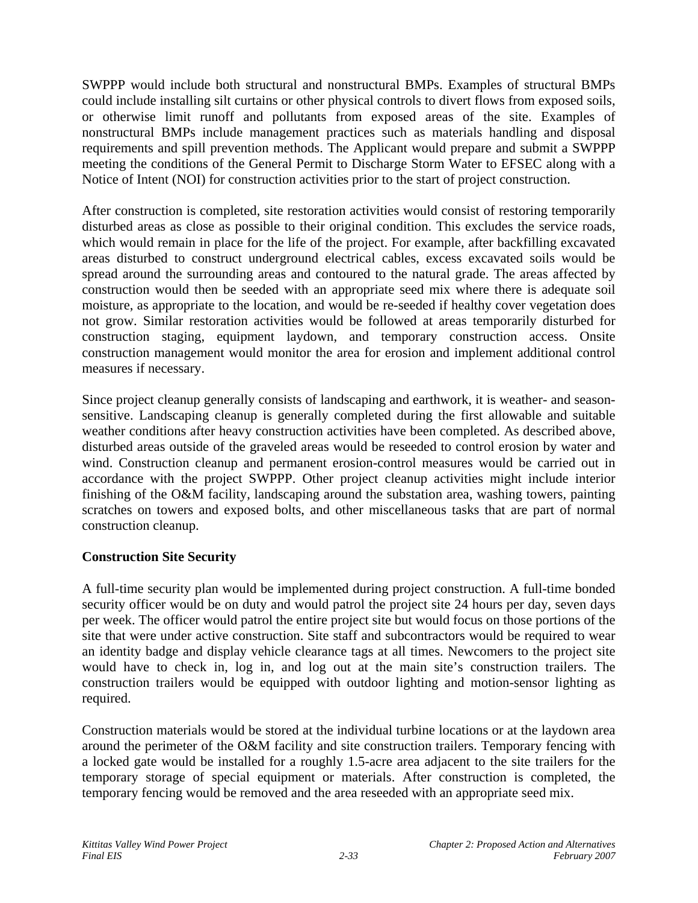SWPPP would include both structural and nonstructural BMPs. Examples of structural BMPs could include installing silt curtains or other physical controls to divert flows from exposed soils, or otherwise limit runoff and pollutants from exposed areas of the site. Examples of nonstructural BMPs include management practices such as materials handling and disposal requirements and spill prevention methods. The Applicant would prepare and submit a SWPPP meeting the conditions of the General Permit to Discharge Storm Water to EFSEC along with a Notice of Intent (NOI) for construction activities prior to the start of project construction.

After construction is completed, site restoration activities would consist of restoring temporarily disturbed areas as close as possible to their original condition. This excludes the service roads, which would remain in place for the life of the project. For example, after backfilling excavated areas disturbed to construct underground electrical cables, excess excavated soils would be spread around the surrounding areas and contoured to the natural grade. The areas affected by construction would then be seeded with an appropriate seed mix where there is adequate soil moisture, as appropriate to the location, and would be re-seeded if healthy cover vegetation does not grow. Similar restoration activities would be followed at areas temporarily disturbed for construction staging, equipment laydown, and temporary construction access. Onsite construction management would monitor the area for erosion and implement additional control measures if necessary.

Since project cleanup generally consists of landscaping and earthwork, it is weather- and season-sensitive. Landscaping cleanup is generally completed during the first allowable and suitable weather conditions after heavy construction activities have been completed. As described above, disturbed areas outside of the graveled areas would be reseeded to control erosion by water and wind. Construction cleanup and permanent erosion-control measures would be carried out in accordance with the project SWPPP. Other project cleanup activities might include interior finishing of the O&M facility, landscaping around the substation area, washing towers, painting scratches on towers and exposed bolts, and other miscellaneous tasks that are part of normal construction cleanup.

**Construction Site Security**

A full-time security plan would be implemented during project construction. A full-time bonded security officer would be on duty and would patrol the project site 24 hours per day, seven days per week. The officer would patrol the entire project site but would focus on those portions of the site that were under active construction. Site staff and subcontractors would be required to wear an identity badge and display vehicle clearance tags at all times. Newcomers to the project site would have to check in, log in, and log out at the main site's construction trailers. The construction trailers would be equipped with outdoor lighting and motion-sensor lighting as required.

Construction materials would be stored at the individual turbine locations or at the laydown area around the perimeter of the O&M facility and site construction trailers. Temporary fencing with a locked gate would be installed for a roughly 1.5-acre area adjacent to the site trailers for the temporary storage of special equipment or materials. After construction is completed, the temporary fencing would be removed and the area reseeded with an appropriate seed mix.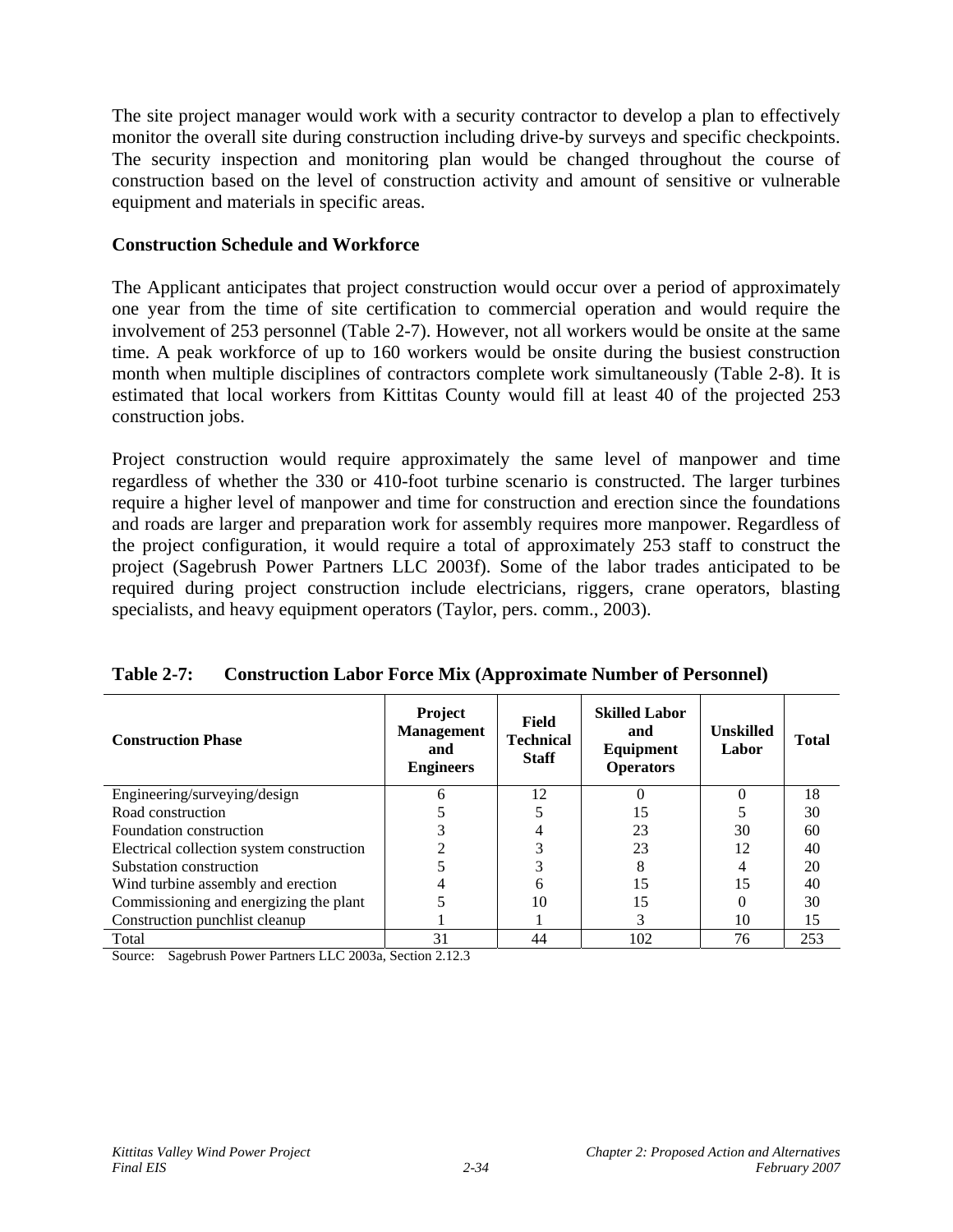The site project manager would work with a security contractor to develop a plan to effectively monitor the overall site during construction including drive-by surveys and specific checkpoints. The security inspection and monitoring plan would be changed throughout the course of construction based on the level of construction activity and amount of sensitive or vulnerable equipment and materials in specific areas.

### Construction Schedule and Workforce

The Applicant anticipates that project construction would occur over a period of approximately one year from the time of site certification to commercial operation and would require the involvement of 253 personnel (Table 2-7). However, not all workers would be onsite at the same time. A peak workforce of up to 160 workers would be onsite during the busiest construction month when multiple disciplines of contractors complete work simultaneously (Table 2-8). It is estimated that local workers from Kittitas County would fill at least 40 of the projected 253 construction jobs.

Project construction would require approximately the same level of manpower and time regardless of whether the 330 or 410-foot turbine scenario is constructed. The larger turbines require a higher level of manpower and time for construction and erection since the foundations and roads are larger and preparation work for assembly requires more manpower. Regardless of the project configuration, it would require a total of approximately 253 staff to construct the project (Sagebrush Power Partners LLC 2003f). Some of the labor trades anticipated to be required during project construction include electricians, riggers, crane operators, blasting specialists, and heavy equipment operators (Taylor, pers. comm., 2003).

**Table 2-7: Construction Labor Force Mix (Approximate Number of Personnel)**

| Construction Phase | Project Management and Engineers | Field Technical Staff | Skilled Labor and Equipment Operators | Unskilled Labor | Total |
|---|---|---|---|---|---|
| Engineering/surveying/design | 6 | 12 | 0 | 0 | 18 |
| Road construction | 5 | 5 | 15 | 5 | 30 |
| Foundation construction | 3 | 4 | 23 | 30 | 60 |
| Electrical collection system construction | 2 | 3 | 23 | 12 | 40 |
| Substation construction | 5 | 3 | 8 | 4 | 20 |
| Wind turbine assembly and erection | 4 | 6 | 15 | 15 | 40 |
| Commissioning and energizing the plant | 5 | 10 | 15 | 0 | 30 |
| Construction punchlist cleanup | 1 | 1 | 3 | 10 | 15 |
| Total | 31 | 44 | 102 | 76 | 253 |

Source: Sagebrush Power Partners LLC 2003a, Section 2.12.3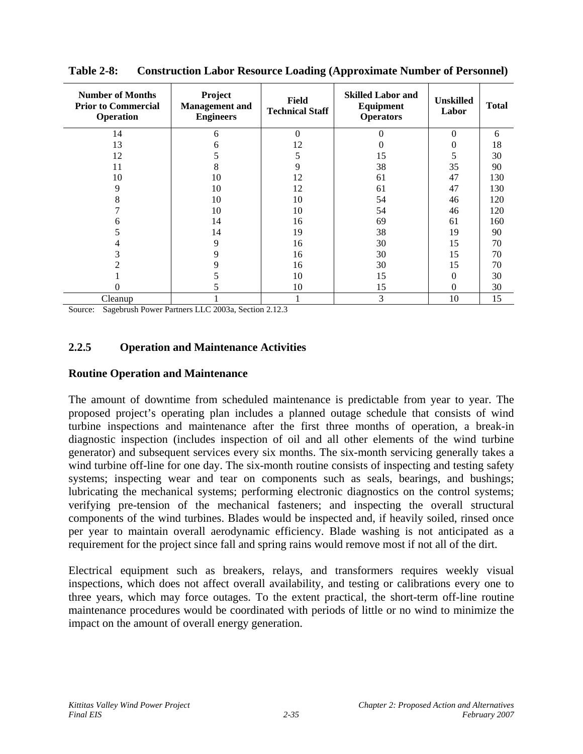**Table 2-8: Construction Labor Resource Loading (Approximate Number of Personnel)**

| Number of Months Prior to Commercial Operation | Project Management and Engineers | Field Technical Staff | Skilled Labor and Equipment Operators | Unskilled Labor | Total |
|---|---|---|---|---|---|
| 14 | 6 | 0 | 0 | 0 | 6 |
| 13 | 6 | 12 | 0 | 0 | 18 |
| 12 | 5 | 5 | 15 | 5 | 30 |
| 11 | 8 | 9 | 38 | 35 | 90 |
| 10 | 10 | 12 | 61 | 47 | 130 |
| 9 | 10 | 12 | 61 | 47 | 130 |
| 8 | 10 | 10 | 54 | 46 | 120 |
| 7 | 10 | 10 | 54 | 46 | 120 |
| 6 | 14 | 16 | 69 | 61 | 160 |
| 5 | 14 | 19 | 38 | 19 | 90 |
| 4 | 9 | 16 | 30 | 15 | 70 |
| 3 | 9 | 16 | 30 | 15 | 70 |
| 2 | 9 | 16 | 30 | 15 | 70 |
| 1 | 5 | 10 | 15 | 0 | 30 |
| 0 | 5 | 10 | 15 | 0 | 30 |
| Cleanup | 1 | 1 | 3 | 10 | 15 |

Source: Sagebrush Power Partners LLC 2003a, Section 2.12.3

### 2.2.5 Operation and Maintenance Activities

#### Routine Operation and Maintenance

The amount of downtime from scheduled maintenance is predictable from year to year. The proposed project's operating plan includes a planned outage schedule that consists of wind turbine inspections and maintenance after the first three months of operation, a break-in diagnostic inspection (includes inspection of oil and all other elements of the wind turbine generator) and subsequent services every six months. The six-month servicing generally takes a wind turbine off-line for one day. The six-month routine consists of inspecting and testing safety systems; inspecting wear and tear on components such as seals, bearings, and bushings; lubricating the mechanical systems; performing electronic diagnostics on the control systems; verifying pre-tension of the mechanical fasteners; and inspecting the overall structural components of the wind turbines. Blades would be inspected and, if heavily soiled, rinsed once per year to maintain overall aerodynamic efficiency. Blade washing is not anticipated as a requirement for the project since fall and spring rains would remove most if not all of the dirt.

Electrical equipment such as breakers, relays, and transformers requires weekly visual inspections, which does not affect overall availability, and testing or calibrations every one to three years, which may force outages. To the extent practical, the short-term off-line routine maintenance procedures would be coordinated with periods of little or no wind to minimize the impact on the amount of overall energy generation.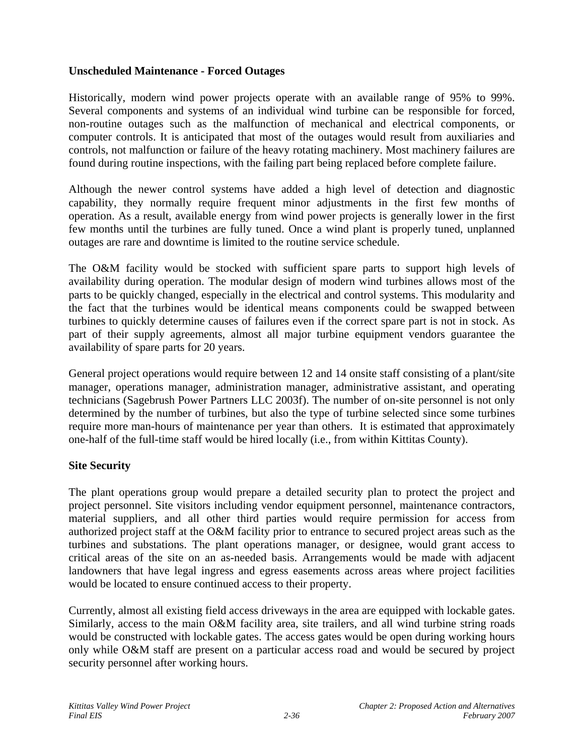**Unscheduled Maintenance - Forced Outages**

Historically, modern wind power projects operate with an available range of 95% to 99%. Several components and systems of an individual wind turbine can be responsible for forced, non-routine outages such as the malfunction of mechanical and electrical components, or computer controls. It is anticipated that most of the outages would result from auxiliaries and controls, not malfunction or failure of the heavy rotating machinery. Most machinery failures are found during routine inspections, with the failing part being replaced before complete failure.

Although the newer control systems have added a high level of detection and diagnostic capability, they normally require frequent minor adjustments in the first few months of operation. As a result, available energy from wind power projects is generally lower in the first few months until the turbines are fully tuned. Once a wind plant is properly tuned, unplanned outages are rare and downtime is limited to the routine service schedule.

The O&M facility would be stocked with sufficient spare parts to support high levels of availability during operation. The modular design of modern wind turbines allows most of the parts to be quickly changed, especially in the electrical and control systems. This modularity and the fact that the turbines would be identical means components could be swapped between turbines to quickly determine causes of failures even if the correct spare part is not in stock. As part of their supply agreements, almost all major turbine equipment vendors guarantee the availability of spare parts for 20 years.

General project operations would require between 12 and 14 onsite staff consisting of a plant/site manager, operations manager, administration manager, administrative assistant, and operating technicians (Sagebrush Power Partners LLC 2003f). The number of on-site personnel is not only determined by the number of turbines, but also the type of turbine selected since some turbines require more man-hours of maintenance per year than others. It is estimated that approximately one-half of the full-time staff would be hired locally (i.e., from within Kittitas County).

**Site Security**

The plant operations group would prepare a detailed security plan to protect the project and project personnel. Site visitors including vendor equipment personnel, maintenance contractors, material suppliers, and all other third parties would require permission for access from authorized project staff at the O&M facility prior to entrance to secured project areas such as the turbines and substations. The plant operations manager, or designee, would grant access to critical areas of the site on an as-needed basis. Arrangements would be made with adjacent landowners that have legal ingress and egress easements across areas where project facilities would be located to ensure continued access to their property.

Currently, almost all existing field access driveways in the area are equipped with lockable gates. Similarly, access to the main O&M facility area, site trailers, and all wind turbine string roads would be constructed with lockable gates. The access gates would be open during working hours only while O&M staff are present on a particular access road and would be secured by project security personnel after working hours.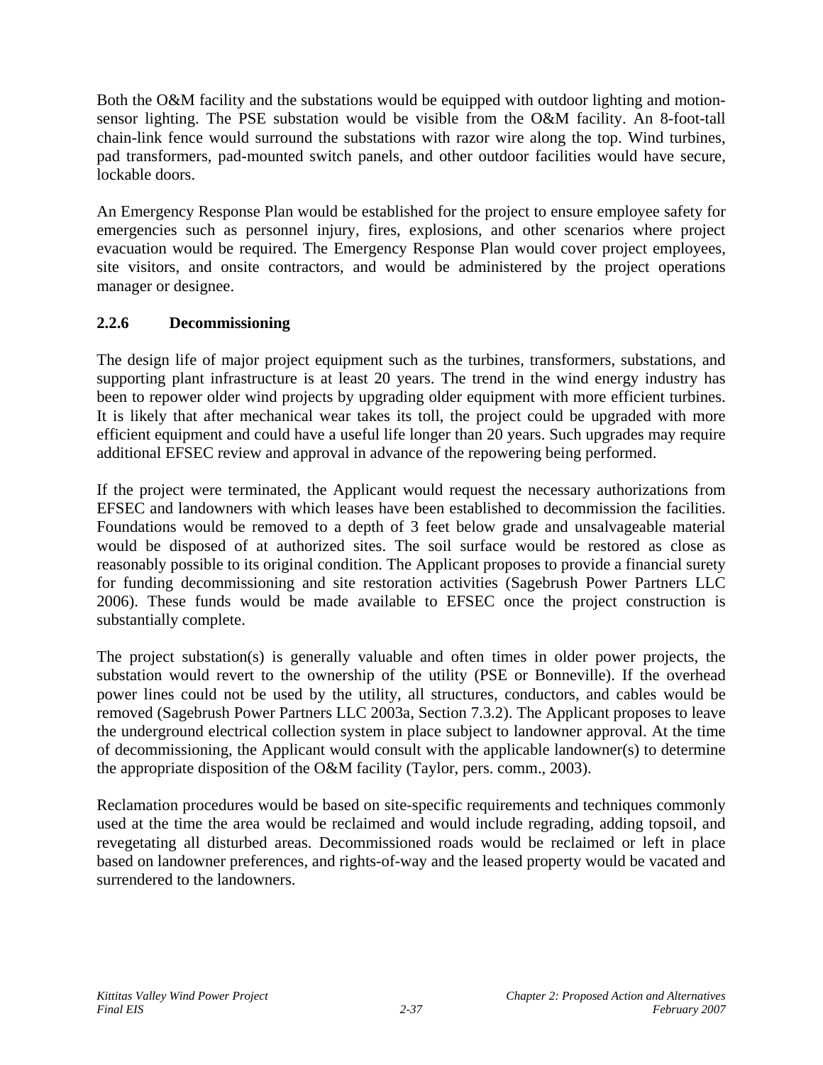Both the O&M facility and the substations would be equipped with outdoor lighting and motion-sensor lighting. The PSE substation would be visible from the O&M facility. An 8-foot-tall chain-link fence would surround the substations with razor wire along the top. Wind turbines, pad transformers, pad-mounted switch panels, and other outdoor facilities would have secure, lockable doors.

An Emergency Response Plan would be established for the project to ensure employee safety for emergencies such as personnel injury, fires, explosions, and other scenarios where project evacuation would be required. The Emergency Response Plan would cover project employees, site visitors, and onsite contractors, and would be administered by the project operations manager or designee.

### 2.2.6 Decommissioning

The design life of major project equipment such as the turbines, transformers, substations, and supporting plant infrastructure is at least 20 years. The trend in the wind energy industry has been to repower older wind projects by upgrading older equipment with more efficient turbines. It is likely that after mechanical wear takes its toll, the project could be upgraded with more efficient equipment and could have a useful life longer than 20 years. Such upgrades may require additional EFSEC review and approval in advance of the repowering being performed.

If the project were terminated, the Applicant would request the necessary authorizations from EFSEC and landowners with which leases have been established to decommission the facilities. Foundations would be removed to a depth of 3 feet below grade and unsalvageable material would be disposed of at authorized sites. The soil surface would be restored as close as reasonably possible to its original condition. The Applicant proposes to provide a financial surety for funding decommissioning and site restoration activities (Sagebrush Power Partners LLC 2006). These funds would be made available to EFSEC once the project construction is substantially complete.

The project substation(s) is generally valuable and often times in older power projects, the substation would revert to the ownership of the utility (PSE or Bonneville). If the overhead power lines could not be used by the utility, all structures, conductors, and cables would be removed (Sagebrush Power Partners LLC 2003a, Section 7.3.2). The Applicant proposes to leave the underground electrical collection system in place subject to landowner approval. At the time of decommissioning, the Applicant would consult with the applicable landowner(s) to determine the appropriate disposition of the O&M facility (Taylor, pers. comm., 2003).

Reclamation procedures would be based on site-specific requirements and techniques commonly used at the time the area would be reclaimed and would include regrading, adding topsoil, and revegetating all disturbed areas. Decommissioned roads would be reclaimed or left in place based on landowner preferences, and rights-of-way and the leased property would be vacated and surrendered to the landowners.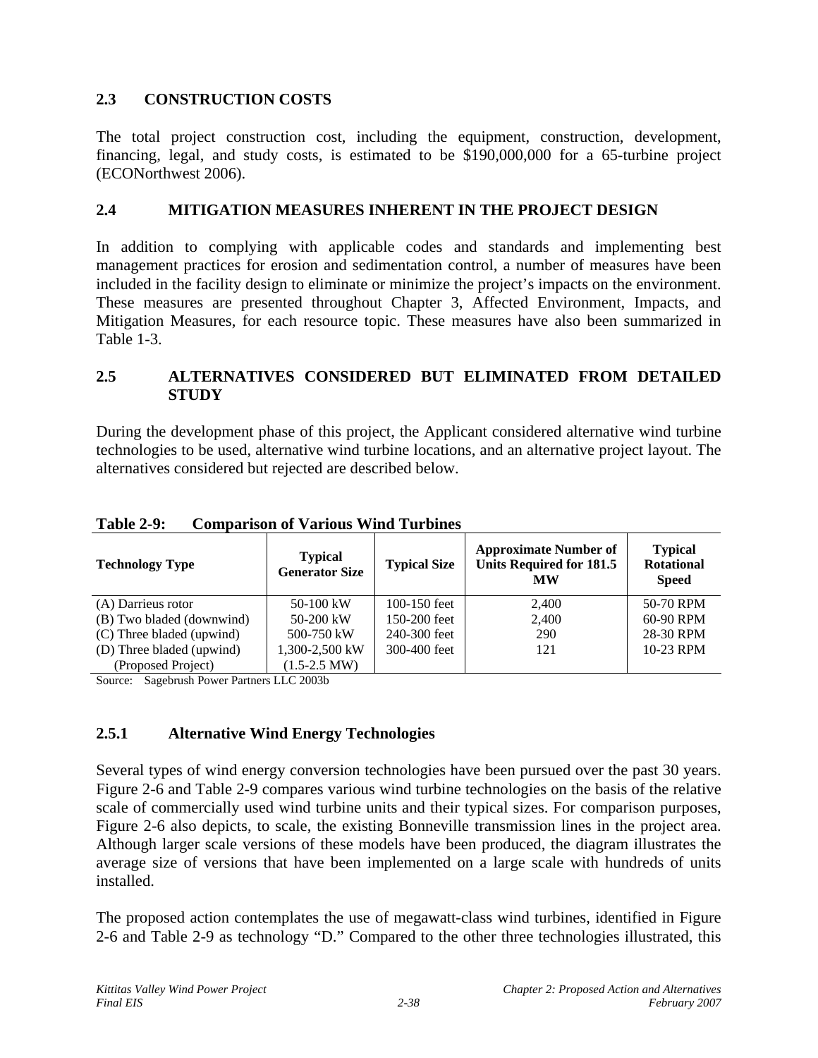## 2.3 CONSTRUCTION COSTS

The total project construction cost, including the equipment, construction, development, financing, legal, and study costs, is estimated to be $190,000,000 for a 65-turbine project (ECONorthwest 2006).

## 2.4 MITIGATION MEASURES INHERENT IN THE PROJECT DESIGN

In addition to complying with applicable codes and standards and implementing best management practices for erosion and sedimentation control, a number of measures have been included in the facility design to eliminate or minimize the project's impacts on the environment. These measures are presented throughout Chapter 3, Affected Environment, Impacts, and Mitigation Measures, for each resource topic. These measures have also been summarized in Table 1-3.

## 2.5 ALTERNATIVES CONSIDERED BUT ELIMINATED FROM DETAILED STUDY

During the development phase of this project, the Applicant considered alternative wind turbine technologies to be used, alternative wind turbine locations, and an alternative project layout. The alternatives considered but rejected are described below.

**Table 2-9: Comparison of Various Wind Turbines**

| Technology Type | Typical Generator Size | Typical Size | Approximate Number of Units Required for 181.5 MW | Typical Rotational Speed |
|---|---|---|---|---|
| (A) Darrieus rotor | 50-100 kW | 100-150 feet | 2,400 | 50-70 RPM |
| (B) Two bladed (downwind) | 50-200 kW | 150-200 feet | 2,400 | 60-90 RPM |
| (C) Three bladed (upwind) | 500-750 kW | 240-300 feet | 290 | 28-30 RPM |
| (D) Three bladed (upwind) (Proposed Project) | 1,300-2,500 kW (1.5-2.5 MW) | 300-400 feet | 121 | 10-23 RPM |

Source: Sagebrush Power Partners LLC 2003b

### 2.5.1 Alternative Wind Energy Technologies

Several types of wind energy conversion technologies have been pursued over the past 30 years. Figure 2-6 and Table 2-9 compares various wind turbine technologies on the basis of the relative scale of commercially used wind turbine units and their typical sizes. For comparison purposes, Figure 2-6 also depicts, to scale, the existing Bonneville transmission lines in the project area. Although larger scale versions of these models have been produced, the diagram illustrates the average size of versions that have been implemented on a large scale with hundreds of units installed.

The proposed action contemplates the use of megawatt-class wind turbines, identified in Figure 2-6 and Table 2-9 as technology "D." Compared to the other three technologies illustrated, this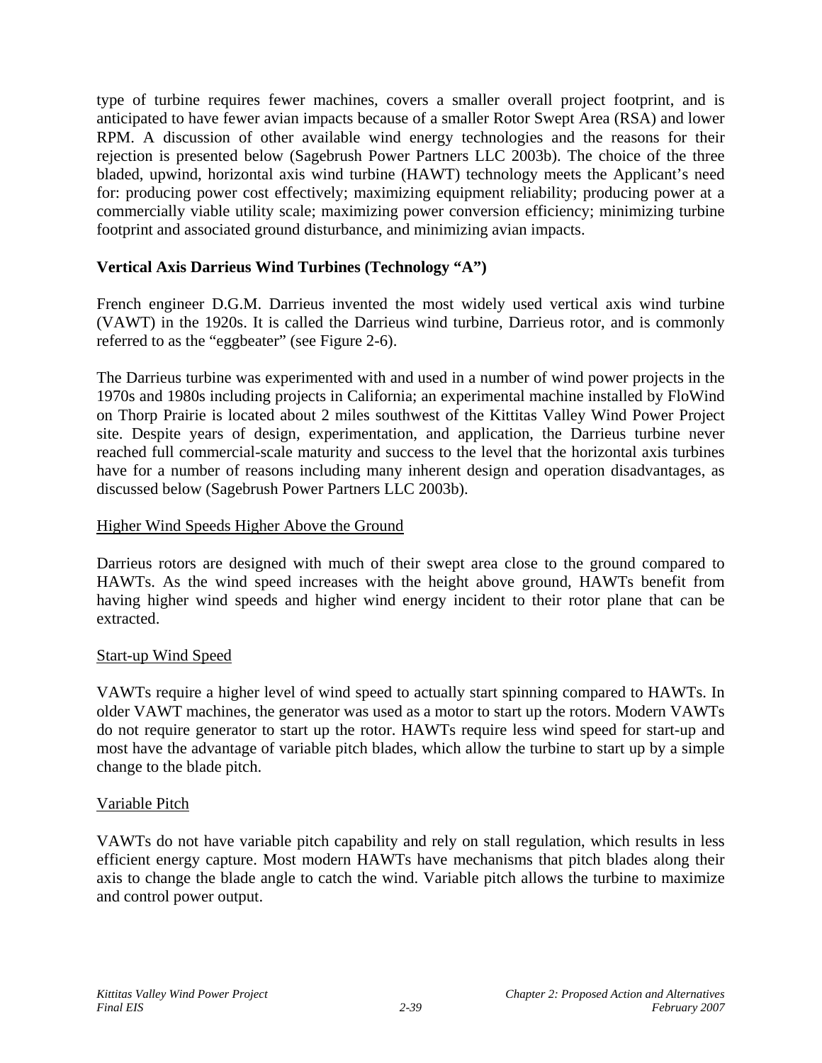type of turbine requires fewer machines, covers a smaller overall project footprint, and is anticipated to have fewer avian impacts because of a smaller Rotor Swept Area (RSA) and lower RPM. A discussion of other available wind energy technologies and the reasons for their rejection is presented below (Sagebrush Power Partners LLC 2003b). The choice of the three bladed, upwind, horizontal axis wind turbine (HAWT) technology meets the Applicant's need for: producing power cost effectively; maximizing equipment reliability; producing power at a commercially viable utility scale; maximizing power conversion efficiency; minimizing turbine footprint and associated ground disturbance, and minimizing avian impacts.

**Vertical Axis Darrieus Wind Turbines (Technology "A")**

French engineer D.G.M. Darrieus invented the most widely used vertical axis wind turbine (VAWT) in the 1920s. It is called the Darrieus wind turbine, Darrieus rotor, and is commonly referred to as the "eggbeater" (see Figure 2-6).

The Darrieus turbine was experimented with and used in a number of wind power projects in the 1970s and 1980s including projects in California; an experimental machine installed by FloWind on Thorp Prairie is located about 2 miles southwest of the Kittitas Valley Wind Power Project site. Despite years of design, experimentation, and application, the Darrieus turbine never reached full commercial-scale maturity and success to the level that the horizontal axis turbines have for a number of reasons including many inherent design and operation disadvantages, as discussed below (Sagebrush Power Partners LLC 2003b).

<u>Higher Wind Speeds Higher Above the Ground</u>

Darrieus rotors are designed with much of their swept area close to the ground compared to HAWTs. As the wind speed increases with the height above ground, HAWTs benefit from having higher wind speeds and higher wind energy incident to their rotor plane that can be extracted.

<u>Start-up Wind Speed</u>

VAWTs require a higher level of wind speed to actually start spinning compared to HAWTs. In older VAWT machines, the generator was used as a motor to start up the rotors. Modern VAWTs do not require generator to start up the rotor. HAWTs require less wind speed for start-up and most have the advantage of variable pitch blades, which allow the turbine to start up by a simple change to the blade pitch.

<u>Variable Pitch</u>

VAWTs do not have variable pitch capability and rely on stall regulation, which results in less efficient energy capture. Most modern HAWTs have mechanisms that pitch blades along their axis to change the blade angle to catch the wind. Variable pitch allows the turbine to maximize and control power output.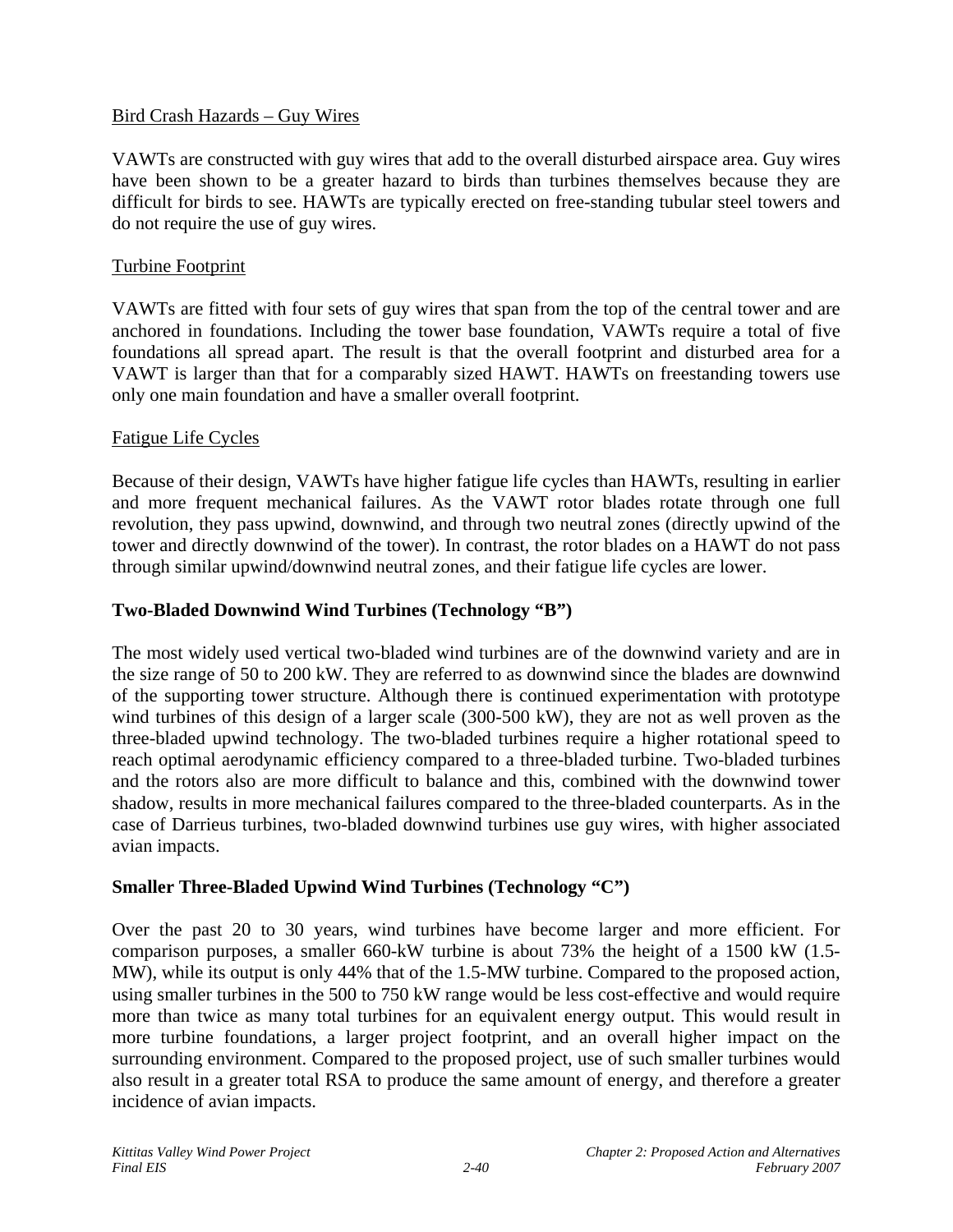Bird Crash Hazards – Guy Wires

VAWTs are constructed with guy wires that add to the overall disturbed airspace area. Guy wires have been shown to be a greater hazard to birds than turbines themselves because they are difficult for birds to see. HAWTs are typically erected on free-standing tubular steel towers and do not require the use of guy wires.

Turbine Footprint

VAWTs are fitted with four sets of guy wires that span from the top of the central tower and are anchored in foundations. Including the tower base foundation, VAWTs require a total of five foundations all spread apart. The result is that the overall footprint and disturbed area for a VAWT is larger than that for a comparably sized HAWT. HAWTs on freestanding towers use only one main foundation and have a smaller overall footprint.

Fatigue Life Cycles

Because of their design, VAWTs have higher fatigue life cycles than HAWTs, resulting in earlier and more frequent mechanical failures. As the VAWT rotor blades rotate through one full revolution, they pass upwind, downwind, and through two neutral zones (directly upwind of the tower and directly downwind of the tower). In contrast, the rotor blades on a HAWT do not pass through similar upwind/downwind neutral zones, and their fatigue life cycles are lower.

**Two-Bladed Downwind Wind Turbines (Technology "B")**

The most widely used vertical two-bladed wind turbines are of the downwind variety and are in the size range of 50 to 200 kW. They are referred to as downwind since the blades are downwind of the supporting tower structure. Although there is continued experimentation with prototype wind turbines of this design of a larger scale (300-500 kW), they are not as well proven as the three-bladed upwind technology. The two-bladed turbines require a higher rotational speed to reach optimal aerodynamic efficiency compared to a three-bladed turbine. Two-bladed turbines and the rotors also are more difficult to balance and this, combined with the downwind tower shadow, results in more mechanical failures compared to the three-bladed counterparts. As in the case of Darrieus turbines, two-bladed downwind turbines use guy wires, with higher associated avian impacts.

**Smaller Three-Bladed Upwind Wind Turbines (Technology "C")**

Over the past 20 to 30 years, wind turbines have become larger and more efficient. For comparison purposes, a smaller 660-kW turbine is about 73% the height of a 1500 kW (1.5-MW), while its output is only 44% that of the 1.5-MW turbine. Compared to the proposed action, using smaller turbines in the 500 to 750 kW range would be less cost-effective and would require more than twice as many total turbines for an equivalent energy output. This would result in more turbine foundations, a larger project footprint, and an overall higher impact on the surrounding environment. Compared to the proposed project, use of such smaller turbines would also result in a greater total RSA to produce the same amount of energy, and therefore a greater incidence of avian impacts.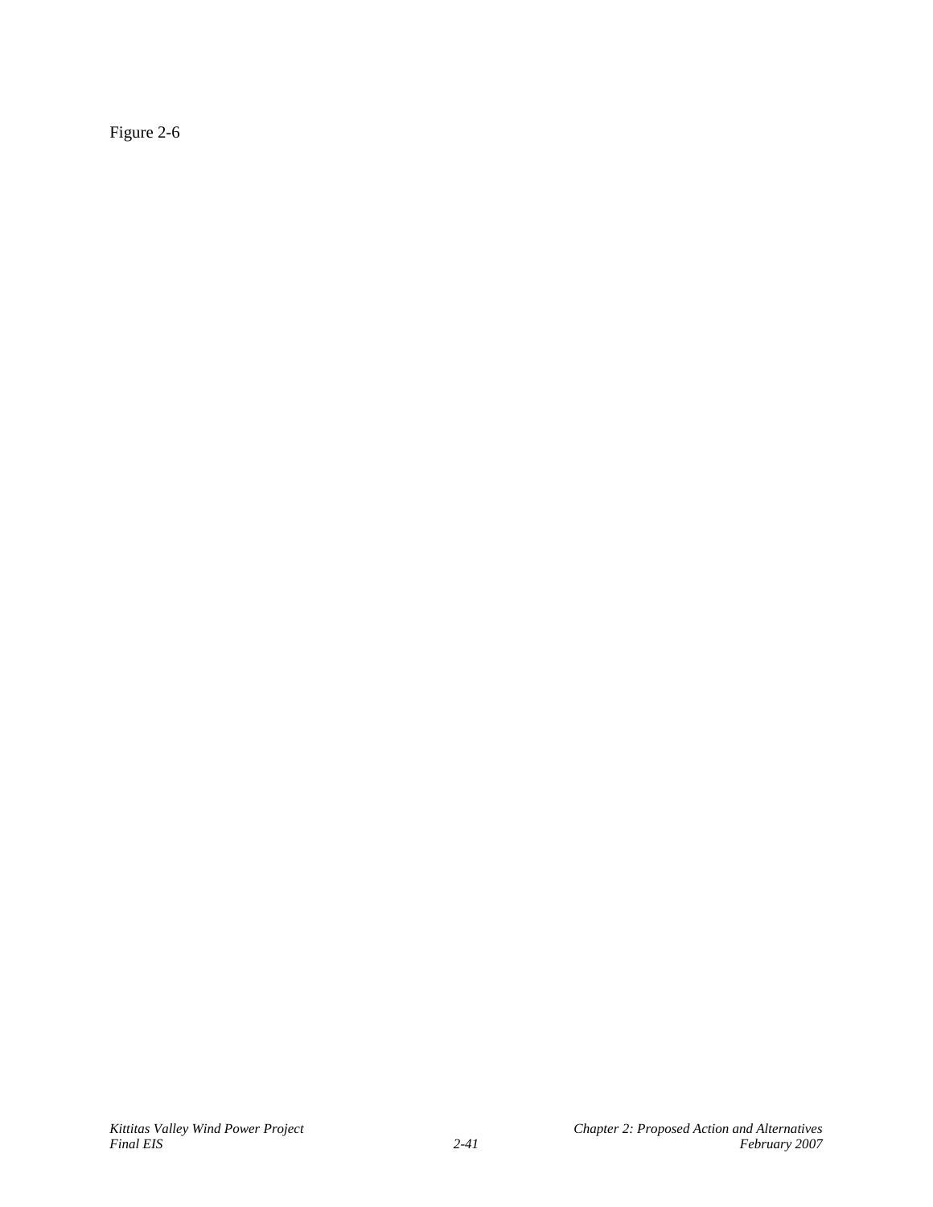Figure 2-6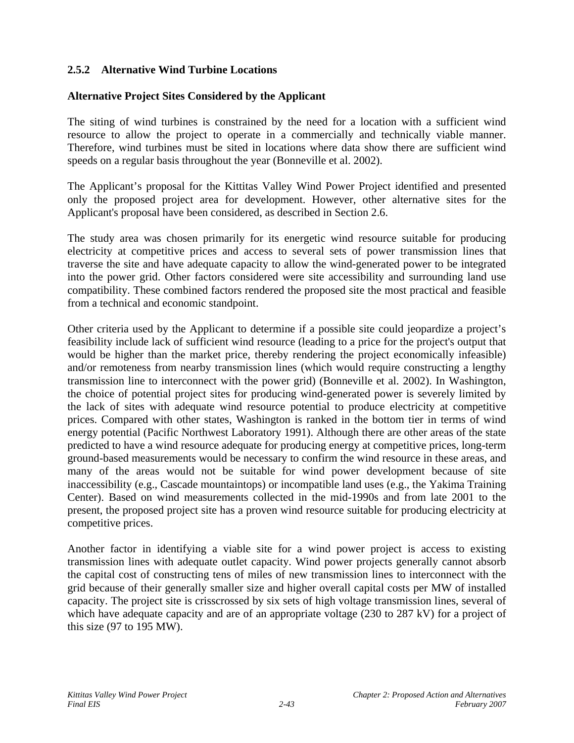### 2.5.2 Alternative Wind Turbine Locations

**Alternative Project Sites Considered by the Applicant**

The siting of wind turbines is constrained by the need for a location with a sufficient wind resource to allow the project to operate in a commercially and technically viable manner. Therefore, wind turbines must be sited in locations where data show there are sufficient wind speeds on a regular basis throughout the year (Bonneville et al. 2002).

The Applicant's proposal for the Kittitas Valley Wind Power Project identified and presented only the proposed project area for development. However, other alternative sites for the Applicant's proposal have been considered, as described in Section 2.6.

The study area was chosen primarily for its energetic wind resource suitable for producing electricity at competitive prices and access to several sets of power transmission lines that traverse the site and have adequate capacity to allow the wind-generated power to be integrated into the power grid. Other factors considered were site accessibility and surrounding land use compatibility. These combined factors rendered the proposed site the most practical and feasible from a technical and economic standpoint.

Other criteria used by the Applicant to determine if a possible site could jeopardize a project's feasibility include lack of sufficient wind resource (leading to a price for the project's output that would be higher than the market price, thereby rendering the project economically infeasible) and/or remoteness from nearby transmission lines (which would require constructing a lengthy transmission line to interconnect with the power grid) (Bonneville et al. 2002). In Washington, the choice of potential project sites for producing wind-generated power is severely limited by the lack of sites with adequate wind resource potential to produce electricity at competitive prices. Compared with other states, Washington is ranked in the bottom tier in terms of wind energy potential (Pacific Northwest Laboratory 1991). Although there are other areas of the state predicted to have a wind resource adequate for producing energy at competitive prices, long-term ground-based measurements would be necessary to confirm the wind resource in these areas, and many of the areas would not be suitable for wind power development because of site inaccessibility (e.g., Cascade mountaintops) or incompatible land uses (e.g., the Yakima Training Center). Based on wind measurements collected in the mid-1990s and from late 2001 to the present, the proposed project site has a proven wind resource suitable for producing electricity at competitive prices.

Another factor in identifying a viable site for a wind power project is access to existing transmission lines with adequate outlet capacity. Wind power projects generally cannot absorb the capital cost of constructing tens of miles of new transmission lines to interconnect with the grid because of their generally smaller size and higher overall capital costs per MW of installed capacity. The project site is crisscrossed by six sets of high voltage transmission lines, several of which have adequate capacity and are of an appropriate voltage (230 to 287 kV) for a project of this size (97 to 195 MW).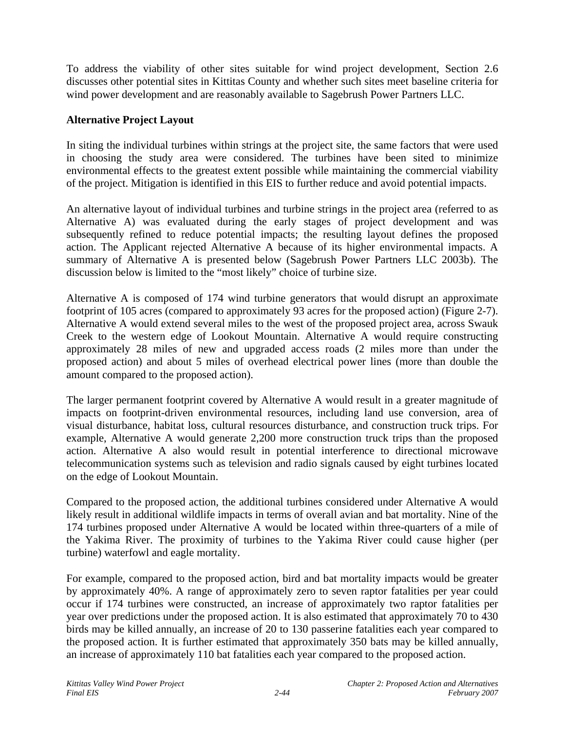To address the viability of other sites suitable for wind project development, Section 2.6 discusses other potential sites in Kittitas County and whether such sites meet baseline criteria for wind power development and are reasonably available to Sagebrush Power Partners LLC.

**Alternative Project Layout**

In siting the individual turbines within strings at the project site, the same factors that were used in choosing the study area were considered. The turbines have been sited to minimize environmental effects to the greatest extent possible while maintaining the commercial viability of the project. Mitigation is identified in this EIS to further reduce and avoid potential impacts.

An alternative layout of individual turbines and turbine strings in the project area (referred to as Alternative A) was evaluated during the early stages of project development and was subsequently refined to reduce potential impacts; the resulting layout defines the proposed action. The Applicant rejected Alternative A because of its higher environmental impacts. A summary of Alternative A is presented below (Sagebrush Power Partners LLC 2003b). The discussion below is limited to the "most likely" choice of turbine size.

Alternative A is composed of 174 wind turbine generators that would disrupt an approximate footprint of 105 acres (compared to approximately 93 acres for the proposed action) (Figure 2-7). Alternative A would extend several miles to the west of the proposed project area, across Swauk Creek to the western edge of Lookout Mountain. Alternative A would require constructing approximately 28 miles of new and upgraded access roads (2 miles more than under the proposed action) and about 5 miles of overhead electrical power lines (more than double the amount compared to the proposed action).

The larger permanent footprint covered by Alternative A would result in a greater magnitude of impacts on footprint-driven environmental resources, including land use conversion, area of visual disturbance, habitat loss, cultural resources disturbance, and construction truck trips. For example, Alternative A would generate 2,200 more construction truck trips than the proposed action. Alternative A also would result in potential interference to directional microwave telecommunication systems such as television and radio signals caused by eight turbines located on the edge of Lookout Mountain.

Compared to the proposed action, the additional turbines considered under Alternative A would likely result in additional wildlife impacts in terms of overall avian and bat mortality. Nine of the 174 turbines proposed under Alternative A would be located within three-quarters of a mile of the Yakima River. The proximity of turbines to the Yakima River could cause higher (per turbine) waterfowl and eagle mortality.

For example, compared to the proposed action, bird and bat mortality impacts would be greater by approximately 40%. A range of approximately zero to seven raptor fatalities per year could occur if 174 turbines were constructed, an increase of approximately two raptor fatalities per year over predictions under the proposed action. It is also estimated that approximately 70 to 430 birds may be killed annually, an increase of 20 to 130 passerine fatalities each year compared to the proposed action. It is further estimated that approximately 350 bats may be killed annually, an increase of approximately 110 bat fatalities each year compared to the proposed action.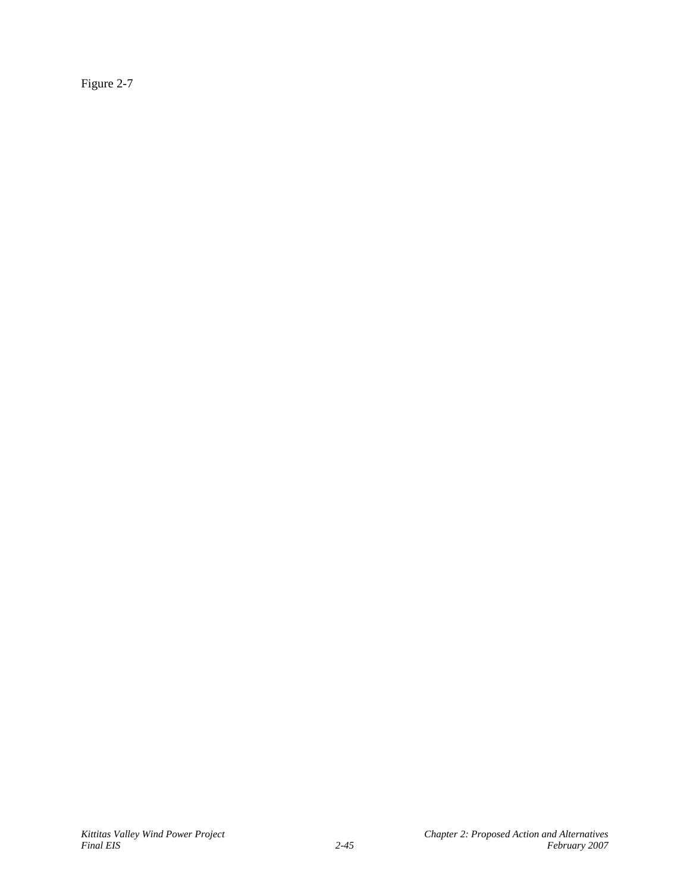Figure 2-7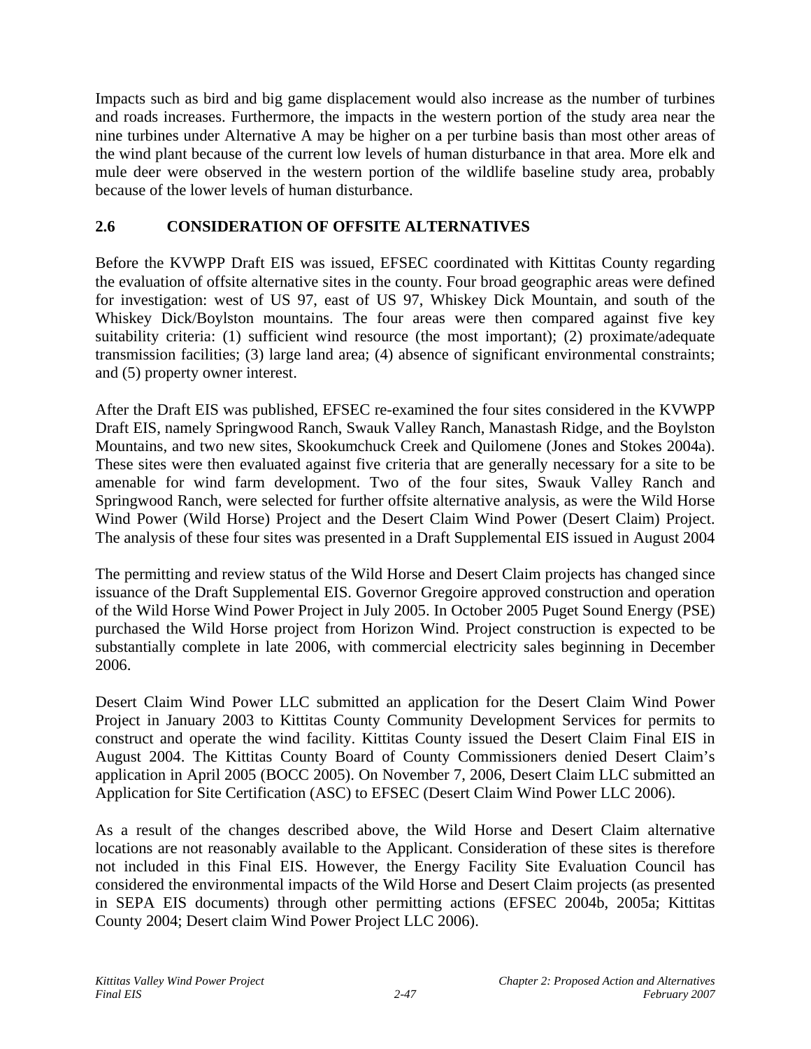Impacts such as bird and big game displacement would also increase as the number of turbines and roads increases. Furthermore, the impacts in the western portion of the study area near the nine turbines under Alternative A may be higher on a per turbine basis than most other areas of the wind plant because of the current low levels of human disturbance in that area. More elk and mule deer were observed in the western portion of the wildlife baseline study area, probably because of the lower levels of human disturbance.

## 2.6 CONSIDERATION OF OFFSITE ALTERNATIVES

Before the KVWPP Draft EIS was issued, EFSEC coordinated with Kittitas County regarding the evaluation of offsite alternative sites in the county. Four broad geographic areas were defined for investigation: west of US 97, east of US 97, Whiskey Dick Mountain, and south of the Whiskey Dick/Boylston mountains. The four areas were then compared against five key suitability criteria: (1) sufficient wind resource (the most important); (2) proximate/adequate transmission facilities; (3) large land area; (4) absence of significant environmental constraints; and (5) property owner interest.

After the Draft EIS was published, EFSEC re-examined the four sites considered in the KVWPP Draft EIS, namely Springwood Ranch, Swauk Valley Ranch, Manastash Ridge, and the Boylston Mountains, and two new sites, Skookumchuck Creek and Quilomene (Jones and Stokes 2004a). These sites were then evaluated against five criteria that are generally necessary for a site to be amenable for wind farm development. Two of the four sites, Swauk Valley Ranch and Springwood Ranch, were selected for further offsite alternative analysis, as were the Wild Horse Wind Power (Wild Horse) Project and the Desert Claim Wind Power (Desert Claim) Project. The analysis of these four sites was presented in a Draft Supplemental EIS issued in August 2004

The permitting and review status of the Wild Horse and Desert Claim projects has changed since issuance of the Draft Supplemental EIS. Governor Gregoire approved construction and operation of the Wild Horse Wind Power Project in July 2005. In October 2005 Puget Sound Energy (PSE) purchased the Wild Horse project from Horizon Wind. Project construction is expected to be substantially complete in late 2006, with commercial electricity sales beginning in December 2006.

Desert Claim Wind Power LLC submitted an application for the Desert Claim Wind Power Project in January 2003 to Kittitas County Community Development Services for permits to construct and operate the wind facility. Kittitas County issued the Desert Claim Final EIS in August 2004. The Kittitas County Board of County Commissioners denied Desert Claim's application in April 2005 (BOCC 2005). On November 7, 2006, Desert Claim LLC submitted an Application for Site Certification (ASC) to EFSEC (Desert Claim Wind Power LLC 2006).

As a result of the changes described above, the Wild Horse and Desert Claim alternative locations are not reasonably available to the Applicant. Consideration of these sites is therefore not included in this Final EIS. However, the Energy Facility Site Evaluation Council has considered the environmental impacts of the Wild Horse and Desert Claim projects (as presented in SEPA EIS documents) through other permitting actions (EFSEC 2004b, 2005a; Kittitas County 2004; Desert claim Wind Power Project LLC 2006).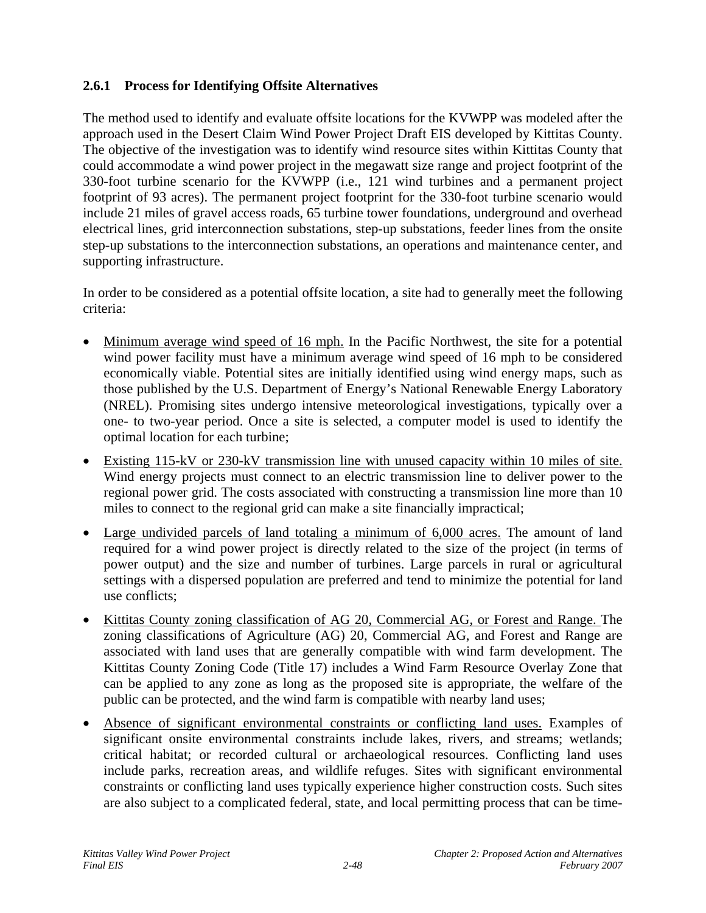### 2.6.1 Process for Identifying Offsite Alternatives

The method used to identify and evaluate offsite locations for the KVWPP was modeled after the approach used in the Desert Claim Wind Power Project Draft EIS developed by Kittitas County. The objective of the investigation was to identify wind resource sites within Kittitas County that could accommodate a wind power project in the megawatt size range and project footprint of the 330-foot turbine scenario for the KVWPP (i.e., 121 wind turbines and a permanent project footprint of 93 acres). The permanent project footprint for the 330-foot turbine scenario would include 21 miles of gravel access roads, 65 turbine tower foundations, underground and overhead electrical lines, grid interconnection substations, step-up substations, feeder lines from the onsite step-up substations to the interconnection substations, an operations and maintenance center, and supporting infrastructure.

In order to be considered as a potential offsite location, a site had to generally meet the following criteria:

- <u>Minimum average wind speed of 16 mph.</u> In the Pacific Northwest, the site for a potential wind power facility must have a minimum average wind speed of 16 mph to be considered economically viable. Potential sites are initially identified using wind energy maps, such as those published by the U.S. Department of Energy's National Renewable Energy Laboratory (NREL). Promising sites undergo intensive meteorological investigations, typically over a one- to two-year period. Once a site is selected, a computer model is used to identify the optimal location for each turbine;
- <u>Existing 115-kV or 230-kV transmission line with unused capacity within 10 miles of site.</u> Wind energy projects must connect to an electric transmission line to deliver power to the regional power grid. The costs associated with constructing a transmission line more than 10 miles to connect to the regional grid can make a site financially impractical;
- <u>Large undivided parcels of land totaling a minimum of 6,000 acres.</u> The amount of land required for a wind power project is directly related to the size of the project (in terms of power output) and the size and number of turbines. Large parcels in rural or agricultural settings with a dispersed population are preferred and tend to minimize the potential for land use conflicts;
- <u>Kittitas County zoning classification of AG 20, Commercial AG, or Forest and Range.</u> The zoning classifications of Agriculture (AG) 20, Commercial AG, and Forest and Range are associated with land uses that are generally compatible with wind farm development. The Kittitas County Zoning Code (Title 17) includes a Wind Farm Resource Overlay Zone that can be applied to any zone as long as the proposed site is appropriate, the welfare of the public can be protected, and the wind farm is compatible with nearby land uses;
- <u>Absence of significant environmental constraints or conflicting land uses.</u> Examples of significant onsite environmental constraints include lakes, rivers, and streams; wetlands; critical habitat; or recorded cultural or archaeological resources. Conflicting land uses include parks, recreation areas, and wildlife refuges. Sites with significant environmental constraints or conflicting land uses typically experience higher construction costs. Such sites are also subject to a complicated federal, state, and local permitting process that can be time-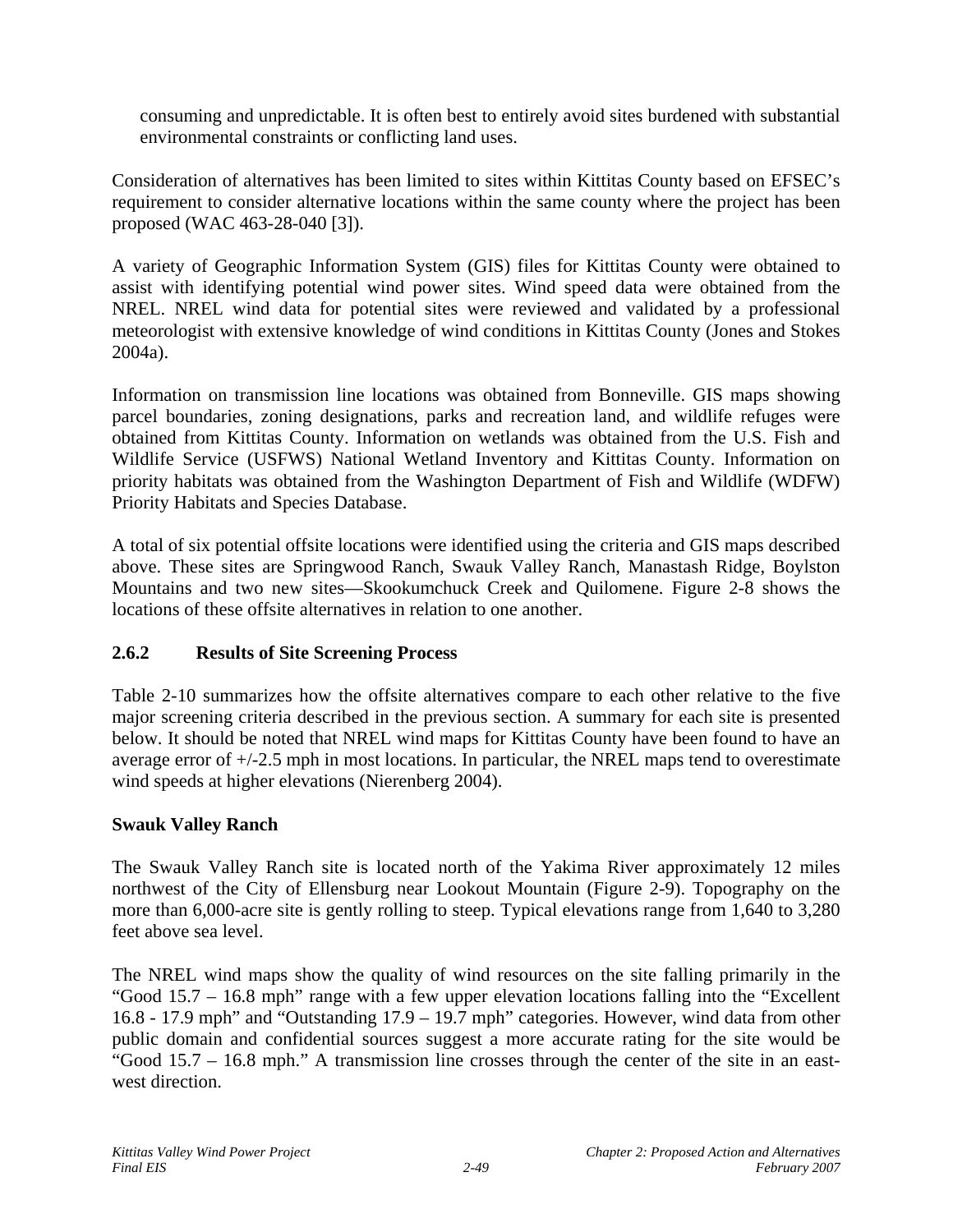consuming and unpredictable. It is often best to entirely avoid sites burdened with substantial environmental constraints or conflicting land uses.

Consideration of alternatives has been limited to sites within Kittitas County based on EFSEC's requirement to consider alternative locations within the same county where the project has been proposed (WAC 463-28-040 [3]).

A variety of Geographic Information System (GIS) files for Kittitas County were obtained to assist with identifying potential wind power sites. Wind speed data were obtained from the NREL. NREL wind data for potential sites were reviewed and validated by a professional meteorologist with extensive knowledge of wind conditions in Kittitas County (Jones and Stokes 2004a).

Information on transmission line locations was obtained from Bonneville. GIS maps showing parcel boundaries, zoning designations, parks and recreation land, and wildlife refuges were obtained from Kittitas County. Information on wetlands was obtained from the U.S. Fish and Wildlife Service (USFWS) National Wetland Inventory and Kittitas County. Information on priority habitats was obtained from the Washington Department of Fish and Wildlife (WDFW) Priority Habitats and Species Database.

A total of six potential offsite locations were identified using the criteria and GIS maps described above. These sites are Springwood Ranch, Swauk Valley Ranch, Manastash Ridge, Boylston Mountains and two new sites—Skookumchuck Creek and Quilomene. Figure 2-8 shows the locations of these offsite alternatives in relation to one another.

### 2.6.2 Results of Site Screening Process

Table 2-10 summarizes how the offsite alternatives compare to each other relative to the five major screening criteria described in the previous section. A summary for each site is presented below. It should be noted that NREL wind maps for Kittitas County have been found to have an average error of +/-2.5 mph in most locations. In particular, the NREL maps tend to overestimate wind speeds at higher elevations (Nierenberg 2004).

**Swauk Valley Ranch**

The Swauk Valley Ranch site is located north of the Yakima River approximately 12 miles northwest of the City of Ellensburg near Lookout Mountain (Figure 2-9). Topography on the more than 6,000-acre site is gently rolling to steep. Typical elevations range from 1,640 to 3,280 feet above sea level.

The NREL wind maps show the quality of wind resources on the site falling primarily in the "Good 15.7 – 16.8 mph" range with a few upper elevation locations falling into the "Excellent 16.8 - 17.9 mph" and "Outstanding 17.9 – 19.7 mph" categories. However, wind data from other public domain and confidential sources suggest a more accurate rating for the site would be "Good 15.7 – 16.8 mph." A transmission line crosses through the center of the site in an east-west direction.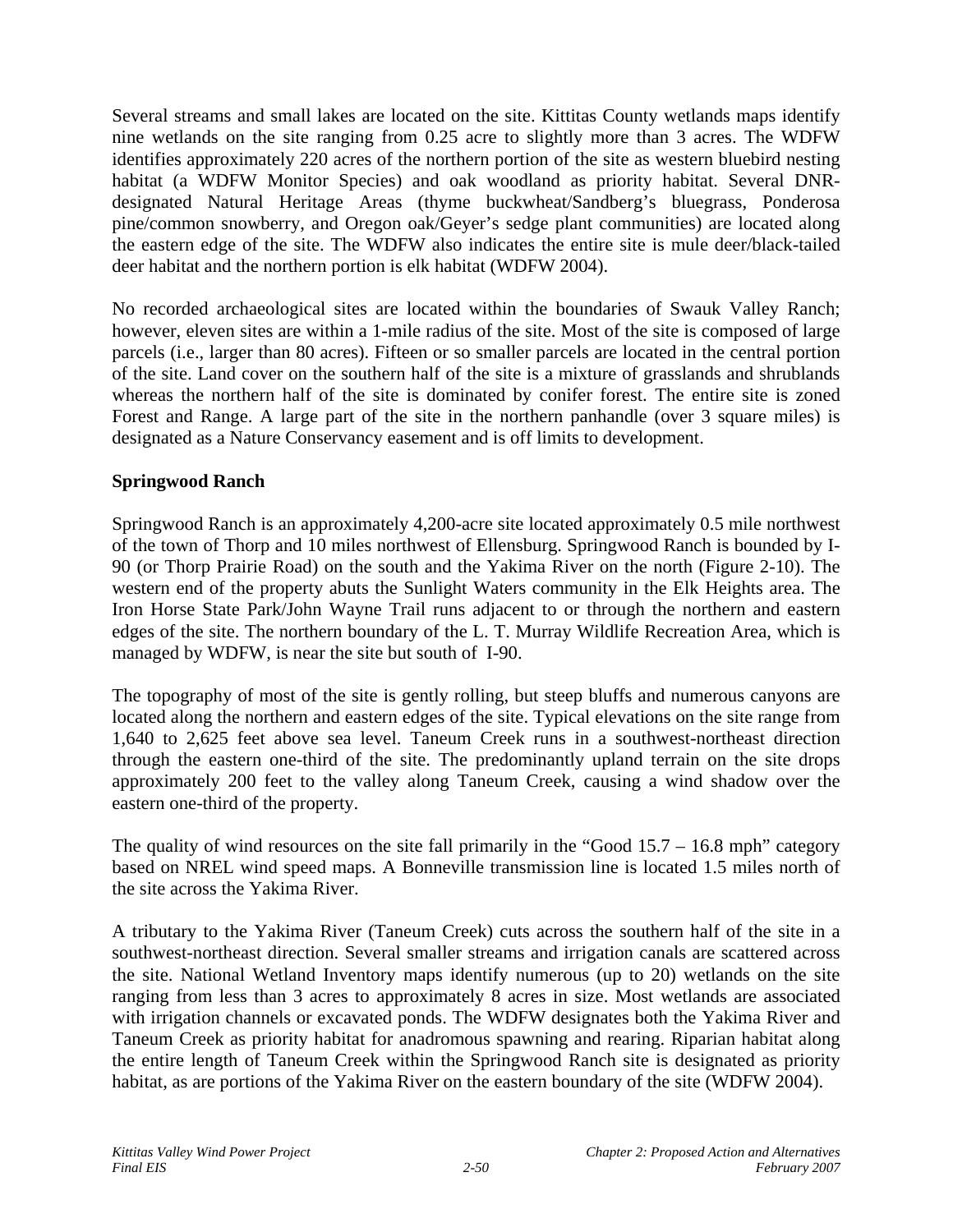Several streams and small lakes are located on the site. Kittitas County wetlands maps identify nine wetlands on the site ranging from 0.25 acre to slightly more than 3 acres. The WDFW identifies approximately 220 acres of the northern portion of the site as western bluebird nesting habitat (a WDFW Monitor Species) and oak woodland as priority habitat. Several DNR-designated Natural Heritage Areas (thyme buckwheat/Sandberg's bluegrass, Ponderosa pine/common snowberry, and Oregon oak/Geyer's sedge plant communities) are located along the eastern edge of the site. The WDFW also indicates the entire site is mule deer/black-tailed deer habitat and the northern portion is elk habitat (WDFW 2004).

No recorded archaeological sites are located within the boundaries of Swauk Valley Ranch; however, eleven sites are within a 1-mile radius of the site. Most of the site is composed of large parcels (i.e., larger than 80 acres). Fifteen or so smaller parcels are located in the central portion of the site. Land cover on the southern half of the site is a mixture of grasslands and shrublands whereas the northern half of the site is dominated by conifer forest. The entire site is zoned Forest and Range. A large part of the site in the northern panhandle (over 3 square miles) is designated as a Nature Conservancy easement and is off limits to development.

**Springwood Ranch**

Springwood Ranch is an approximately 4,200-acre site located approximately 0.5 mile northwest of the town of Thorp and 10 miles northwest of Ellensburg. Springwood Ranch is bounded by I-90 (or Thorp Prairie Road) on the south and the Yakima River on the north (Figure 2-10). The western end of the property abuts the Sunlight Waters community in the Elk Heights area. The Iron Horse State Park/John Wayne Trail runs adjacent to or through the northern and eastern edges of the site. The northern boundary of the L. T. Murray Wildlife Recreation Area, which is managed by WDFW, is near the site but south of I-90.

The topography of most of the site is gently rolling, but steep bluffs and numerous canyons are located along the northern and eastern edges of the site. Typical elevations on the site range from 1,640 to 2,625 feet above sea level. Taneum Creek runs in a southwest-northeast direction through the eastern one-third of the site. The predominantly upland terrain on the site drops approximately 200 feet to the valley along Taneum Creek, causing a wind shadow over the eastern one-third of the property.

The quality of wind resources on the site fall primarily in the "Good 15.7 – 16.8 mph" category based on NREL wind speed maps. A Bonneville transmission line is located 1.5 miles north of the site across the Yakima River.

A tributary to the Yakima River (Taneum Creek) cuts across the southern half of the site in a southwest-northeast direction. Several smaller streams and irrigation canals are scattered across the site. National Wetland Inventory maps identify numerous (up to 20) wetlands on the site ranging from less than 3 acres to approximately 8 acres in size. Most wetlands are associated with irrigation channels or excavated ponds. The WDFW designates both the Yakima River and Taneum Creek as priority habitat for anadromous spawning and rearing. Riparian habitat along the entire length of Taneum Creek within the Springwood Ranch site is designated as priority habitat, as are portions of the Yakima River on the eastern boundary of the site (WDFW 2004).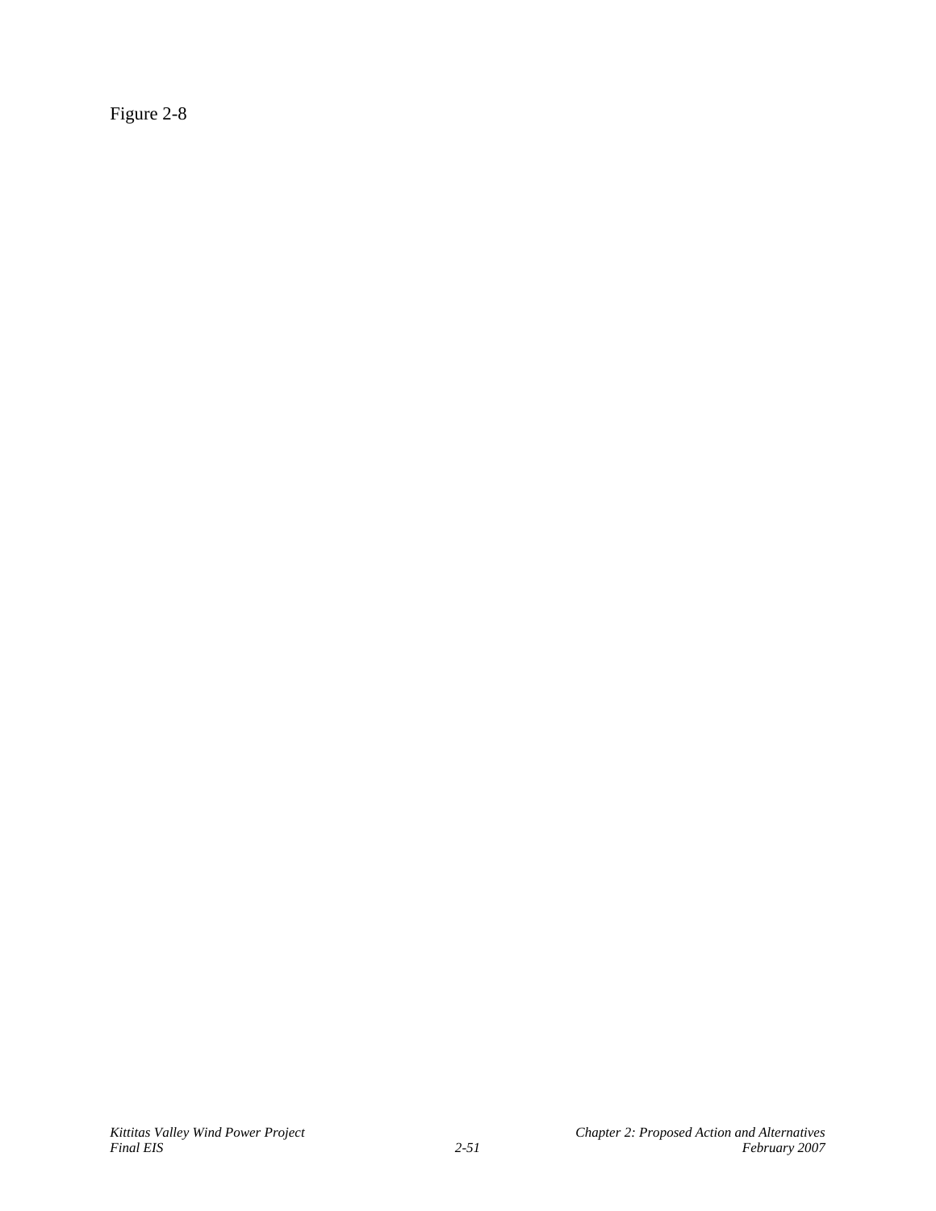Figure 2-8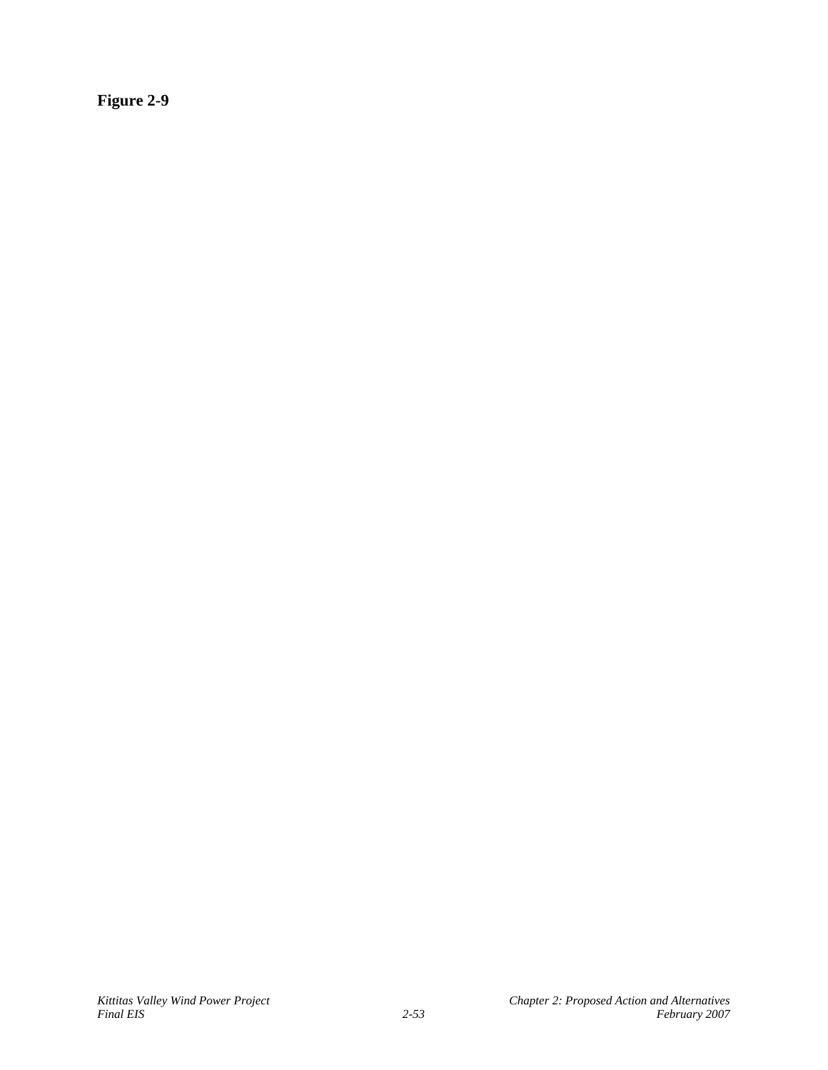**Figure 2-9**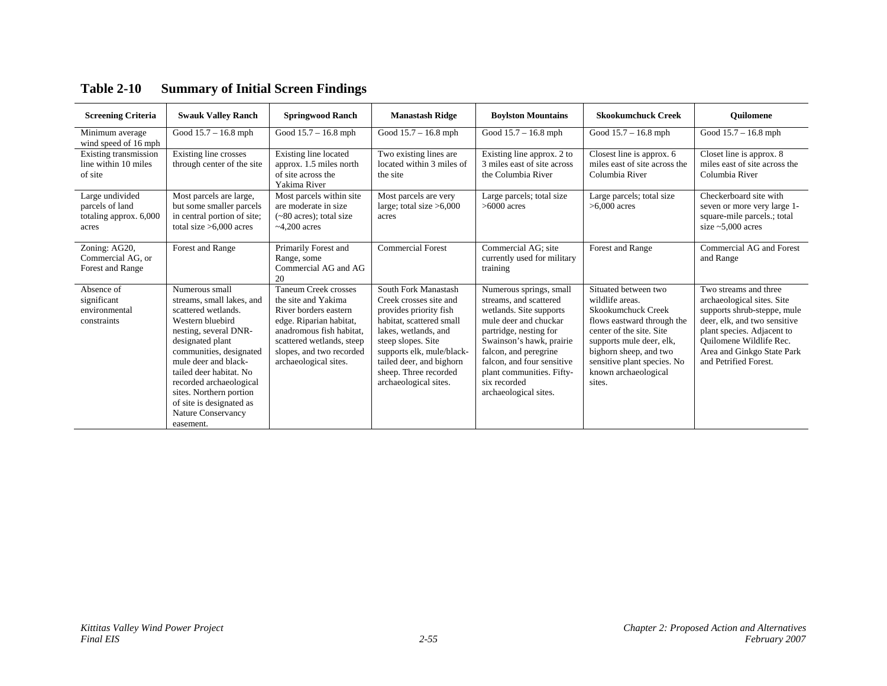## Table 2-10 Summary of Initial Screen Findings

| Screening Criteria | Swauk Valley Ranch | Springwood Ranch | Manastash Ridge | Boylston Mountains | Skookumchuck Creek | Quilomene |
|---|---|---|---|---|---|---|
| Minimum average wind speed of 16 mph | Good 15.7 – 16.8 mph | Good 15.7 – 16.8 mph | Good 15.7 – 16.8 mph | Good 15.7 – 16.8 mph | Good 15.7 – 16.8 mph | Good 15.7 – 16.8 mph |
| Existing transmission line within 10 miles of site | Existing line crosses through center of the site | Existing line located approx. 1.5 miles north of site across the Yakima River | Two existing lines are located within 3 miles of the site | Existing line approx. 2 to 3 miles east of site across the Columbia River | Closest line is approx. 6 miles east of site across the Columbia River | Closet line is approx. 8 miles east of site across the Columbia River |
| Large undivided parcels of land totaling approx. 6,000 acres | Most parcels are large, but some smaller parcels in central portion of site; total size >6,000 acres | Most parcels within site are moderate in size (~80 acres); total size ~4,200 acres | Most parcels are very large; total size >6,000 acres | Large parcels; total size >6000 acres | Large parcels; total size >6,000 acres | Checkerboard site with seven or more very large 1-square-mile parcels.; total size ~5,000 acres |
| Zoning: AG20, Commercial AG, or Forest and Range | Forest and Range | Primarily Forest and Range, some Commercial AG and AG 20 | Commercial Forest | Commercial AG; site currently used for military training | Forest and Range | Commercial AG and Forest and Range |
| Absence of significant environmental constraints | Numerous small streams, small lakes, and scattered wetlands. Western bluebird nesting, several DNR-designated plant communities, designated mule deer and black-tailed deer habitat. No recorded archaeological sites. Northern portion of site is designated as Nature Conservancy easement. | Taneum Creek crosses the site and Yakima River borders eastern edge. Riparian habitat, anadromous fish habitat, scattered wetlands, steep slopes, and two recorded archaeological sites. | South Fork Manastash Creek crosses site and provides priority fish habitat, scattered small lakes, wetlands, and steep slopes. Site supports elk, mule/black-tailed deer, and bighorn sheep. Three recorded archaeological sites. | Numerous springs, small streams, and scattered wetlands. Site supports mule deer and chuckar partridge, nesting for Swainson's hawk, prairie falcon, and peregrine falcon, and four sensitive plant communities. Fifty-six recorded archaeological sites. | Situated between two wildlife areas. Skookumchuck Creek flows eastward through the center of the site. Site supports mule deer, elk, bighorn sheep, and two sensitive plant species. No known archaeological sites. | Two streams and three archaeological sites. Site supports shrub-steppe, mule deer, elk, and two sensitive plant species. Adjacent to Quilomene Wildlife Rec. Area and Ginkgo State Park and Petrified Forest. |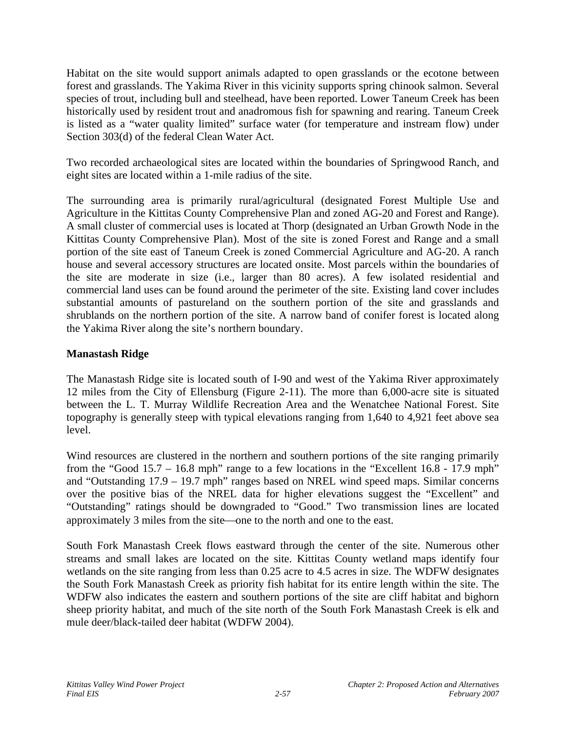Habitat on the site would support animals adapted to open grasslands or the ecotone between forest and grasslands. The Yakima River in this vicinity supports spring chinook salmon. Several species of trout, including bull and steelhead, have been reported. Lower Taneum Creek has been historically used by resident trout and anadromous fish for spawning and rearing. Taneum Creek is listed as a "water quality limited" surface water (for temperature and instream flow) under Section 303(d) of the federal Clean Water Act.

Two recorded archaeological sites are located within the boundaries of Springwood Ranch, and eight sites are located within a 1-mile radius of the site.

The surrounding area is primarily rural/agricultural (designated Forest Multiple Use and Agriculture in the Kittitas County Comprehensive Plan and zoned AG-20 and Forest and Range). A small cluster of commercial uses is located at Thorp (designated an Urban Growth Node in the Kittitas County Comprehensive Plan). Most of the site is zoned Forest and Range and a small portion of the site east of Taneum Creek is zoned Commercial Agriculture and AG-20. A ranch house and several accessory structures are located onsite. Most parcels within the boundaries of the site are moderate in size (i.e., larger than 80 acres). A few isolated residential and commercial land uses can be found around the perimeter of the site. Existing land cover includes substantial amounts of pastureland on the southern portion of the site and grasslands and shrublands on the northern portion of the site. A narrow band of conifer forest is located along the Yakima River along the site's northern boundary.

**Manastash Ridge**

The Manastash Ridge site is located south of I-90 and west of the Yakima River approximately 12 miles from the City of Ellensburg (Figure 2-11). The more than 6,000-acre site is situated between the L. T. Murray Wildlife Recreation Area and the Wenatchee National Forest. Site topography is generally steep with typical elevations ranging from 1,640 to 4,921 feet above sea level.

Wind resources are clustered in the northern and southern portions of the site ranging primarily from the "Good 15.7 – 16.8 mph" range to a few locations in the "Excellent 16.8 - 17.9 mph" and "Outstanding 17.9 – 19.7 mph" ranges based on NREL wind speed maps. Similar concerns over the positive bias of the NREL data for higher elevations suggest the "Excellent" and "Outstanding" ratings should be downgraded to "Good." Two transmission lines are located approximately 3 miles from the site—one to the north and one to the east.

South Fork Manastash Creek flows eastward through the center of the site. Numerous other streams and small lakes are located on the site. Kittitas County wetland maps identify four wetlands on the site ranging from less than 0.25 acre to 4.5 acres in size. The WDFW designates the South Fork Manastash Creek as priority fish habitat for its entire length within the site. The WDFW also indicates the eastern and southern portions of the site are cliff habitat and bighorn sheep priority habitat, and much of the site north of the South Fork Manastash Creek is elk and mule deer/black-tailed deer habitat (WDFW 2004).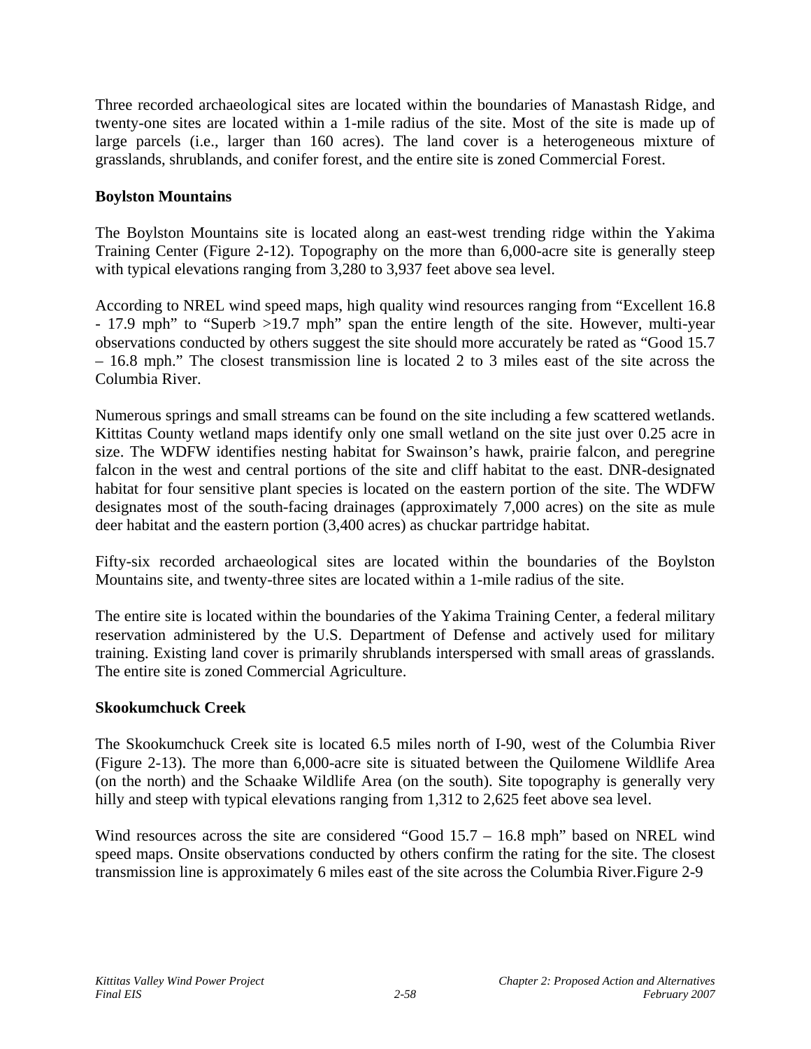Three recorded archaeological sites are located within the boundaries of Manastash Ridge, and twenty-one sites are located within a 1-mile radius of the site. Most of the site is made up of large parcels (i.e., larger than 160 acres). The land cover is a heterogeneous mixture of grasslands, shrublands, and conifer forest, and the entire site is zoned Commercial Forest.

**Boylston Mountains**

The Boylston Mountains site is located along an east-west trending ridge within the Yakima Training Center (Figure 2-12). Topography on the more than 6,000-acre site is generally steep with typical elevations ranging from 3,280 to 3,937 feet above sea level.

According to NREL wind speed maps, high quality wind resources ranging from "Excellent 16.8 - 17.9 mph" to "Superb >19.7 mph" span the entire length of the site. However, multi-year observations conducted by others suggest the site should more accurately be rated as "Good 15.7 – 16.8 mph." The closest transmission line is located 2 to 3 miles east of the site across the Columbia River.

Numerous springs and small streams can be found on the site including a few scattered wetlands. Kittitas County wetland maps identify only one small wetland on the site just over 0.25 acre in size. The WDFW identifies nesting habitat for Swainson's hawk, prairie falcon, and peregrine falcon in the west and central portions of the site and cliff habitat to the east. DNR-designated habitat for four sensitive plant species is located on the eastern portion of the site. The WDFW designates most of the south-facing drainages (approximately 7,000 acres) on the site as mule deer habitat and the eastern portion (3,400 acres) as chuckar partridge habitat.

Fifty-six recorded archaeological sites are located within the boundaries of the Boylston Mountains site, and twenty-three sites are located within a 1-mile radius of the site.

The entire site is located within the boundaries of the Yakima Training Center, a federal military reservation administered by the U.S. Department of Defense and actively used for military training. Existing land cover is primarily shrublands interspersed with small areas of grasslands. The entire site is zoned Commercial Agriculture.

**Skookumchuck Creek**

The Skookumchuck Creek site is located 6.5 miles north of I-90, west of the Columbia River (Figure 2-13). The more than 6,000-acre site is situated between the Quilomene Wildlife Area (on the north) and the Schaake Wildlife Area (on the south). Site topography is generally very hilly and steep with typical elevations ranging from 1,312 to 2,625 feet above sea level.

Wind resources across the site are considered "Good 15.7 – 16.8 mph" based on NREL wind speed maps. Onsite observations conducted by others confirm the rating for the site. The closest transmission line is approximately 6 miles east of the site across the Columbia River.Figure 2-9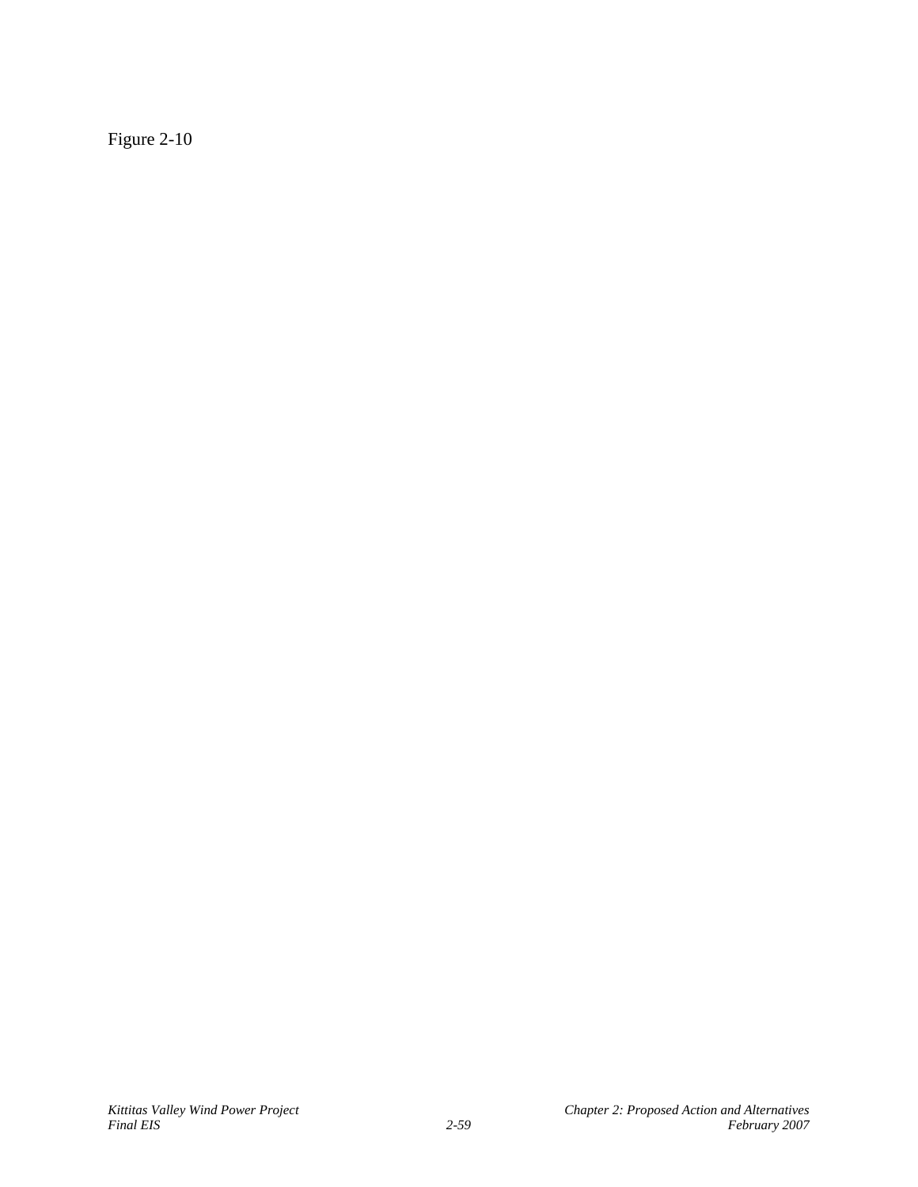Figure 2-10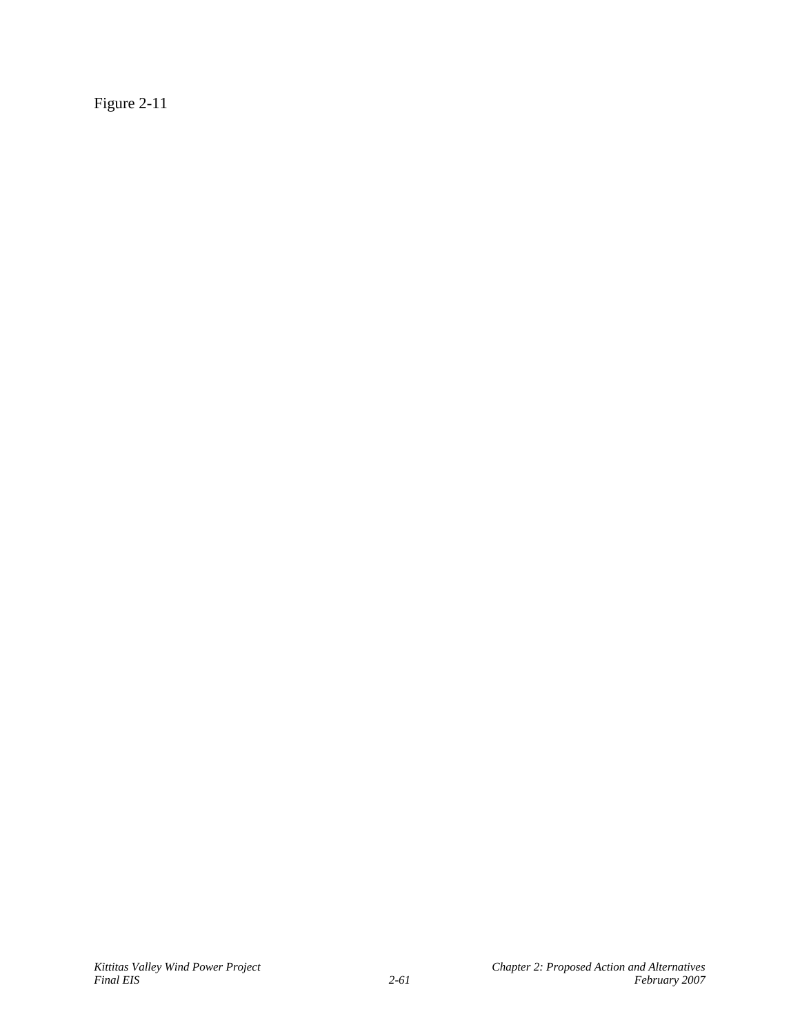Figure 2-11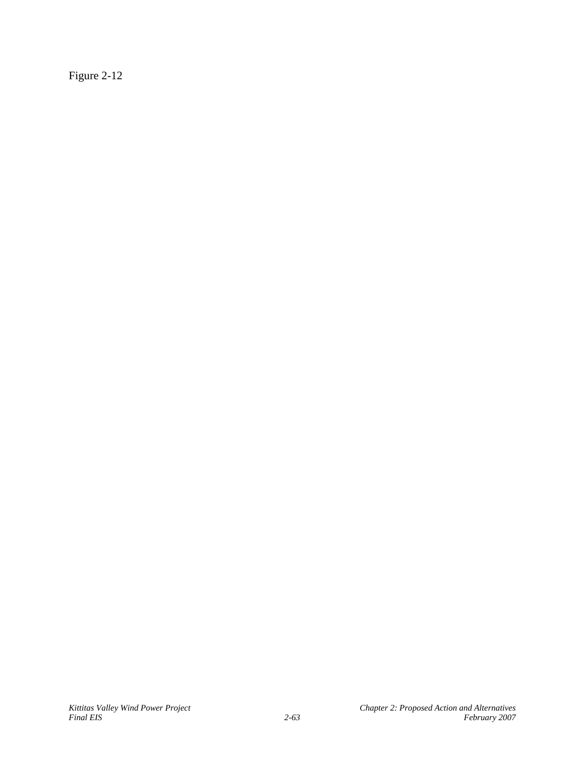Figure 2-12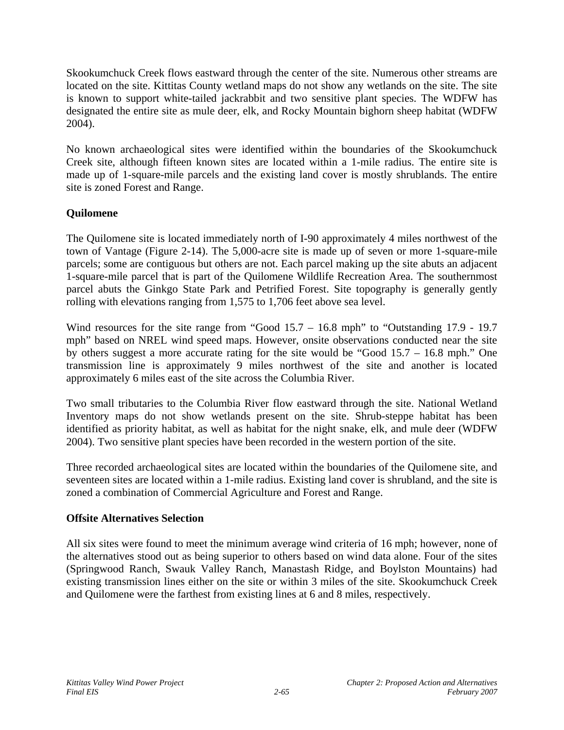Skookumchuck Creek flows eastward through the center of the site. Numerous other streams are located on the site. Kittitas County wetland maps do not show any wetlands on the site. The site is known to support white-tailed jackrabbit and two sensitive plant species. The WDFW has designated the entire site as mule deer, elk, and Rocky Mountain bighorn sheep habitat (WDFW 2004).

No known archaeological sites were identified within the boundaries of the Skookumchuck Creek site, although fifteen known sites are located within a 1-mile radius. The entire site is made up of 1-square-mile parcels and the existing land cover is mostly shrublands. The entire site is zoned Forest and Range.

**Quilomene**

The Quilomene site is located immediately north of I-90 approximately 4 miles northwest of the town of Vantage (Figure 2-14). The 5,000-acre site is made up of seven or more 1-square-mile parcels; some are contiguous but others are not. Each parcel making up the site abuts an adjacent 1-square-mile parcel that is part of the Quilomene Wildlife Recreation Area. The southernmost parcel abuts the Ginkgo State Park and Petrified Forest. Site topography is generally gently rolling with elevations ranging from 1,575 to 1,706 feet above sea level.

Wind resources for the site range from "Good 15.7 – 16.8 mph" to "Outstanding 17.9 - 19.7 mph" based on NREL wind speed maps. However, onsite observations conducted near the site by others suggest a more accurate rating for the site would be "Good 15.7 – 16.8 mph." One transmission line is approximately 9 miles northwest of the site and another is located approximately 6 miles east of the site across the Columbia River.

Two small tributaries to the Columbia River flow eastward through the site. National Wetland Inventory maps do not show wetlands present on the site. Shrub-steppe habitat has been identified as priority habitat, as well as habitat for the night snake, elk, and mule deer (WDFW 2004). Two sensitive plant species have been recorded in the western portion of the site.

Three recorded archaeological sites are located within the boundaries of the Quilomene site, and seventeen sites are located within a 1-mile radius. Existing land cover is shrubland, and the site is zoned a combination of Commercial Agriculture and Forest and Range.

**Offsite Alternatives Selection**

All six sites were found to meet the minimum average wind criteria of 16 mph; however, none of the alternatives stood out as being superior to others based on wind data alone. Four of the sites (Springwood Ranch, Swauk Valley Ranch, Manastash Ridge, and Boylston Mountains) had existing transmission lines either on the site or within 3 miles of the site. Skookumchuck Creek and Quilomene were the farthest from existing lines at 6 and 8 miles, respectively.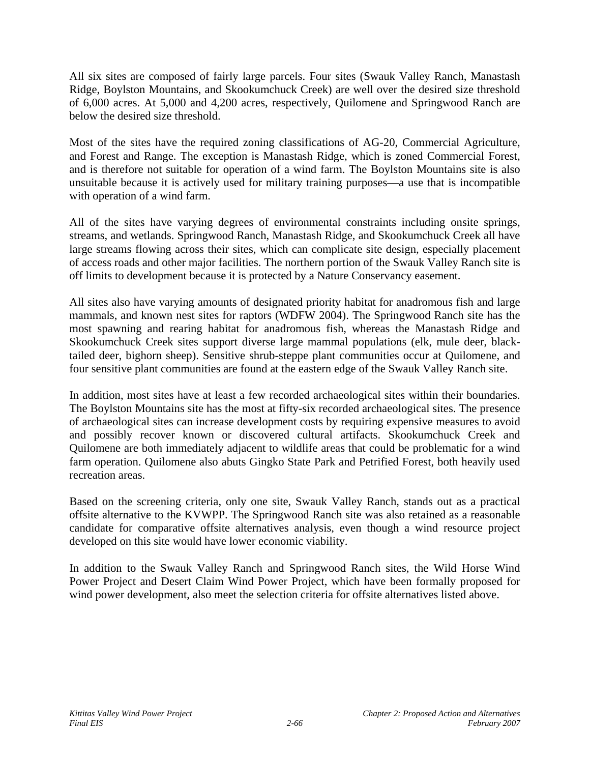All six sites are composed of fairly large parcels. Four sites (Swauk Valley Ranch, Manastash Ridge, Boylston Mountains, and Skookumchuck Creek) are well over the desired size threshold of 6,000 acres. At 5,000 and 4,200 acres, respectively, Quilomene and Springwood Ranch are below the desired size threshold.

Most of the sites have the required zoning classifications of AG-20, Commercial Agriculture, and Forest and Range. The exception is Manastash Ridge, which is zoned Commercial Forest, and is therefore not suitable for operation of a wind farm. The Boylston Mountains site is also unsuitable because it is actively used for military training purposes—a use that is incompatible with operation of a wind farm.

All of the sites have varying degrees of environmental constraints including onsite springs, streams, and wetlands. Springwood Ranch, Manastash Ridge, and Skookumchuck Creek all have large streams flowing across their sites, which can complicate site design, especially placement of access roads and other major facilities. The northern portion of the Swauk Valley Ranch site is off limits to development because it is protected by a Nature Conservancy easement.

All sites also have varying amounts of designated priority habitat for anadromous fish and large mammals, and known nest sites for raptors (WDFW 2004). The Springwood Ranch site has the most spawning and rearing habitat for anadromous fish, whereas the Manastash Ridge and Skookumchuck Creek sites support diverse large mammal populations (elk, mule deer, black-tailed deer, bighorn sheep). Sensitive shrub-steppe plant communities occur at Quilomene, and four sensitive plant communities are found at the eastern edge of the Swauk Valley Ranch site.

In addition, most sites have at least a few recorded archaeological sites within their boundaries. The Boylston Mountains site has the most at fifty-six recorded archaeological sites. The presence of archaeological sites can increase development costs by requiring expensive measures to avoid and possibly recover known or discovered cultural artifacts. Skookumchuck Creek and Quilomene are both immediately adjacent to wildlife areas that could be problematic for a wind farm operation. Quilomene also abuts Gingko State Park and Petrified Forest, both heavily used recreation areas.

Based on the screening criteria, only one site, Swauk Valley Ranch, stands out as a practical offsite alternative to the KVWPP. The Springwood Ranch site was also retained as a reasonable candidate for comparative offsite alternatives analysis, even though a wind resource project developed on this site would have lower economic viability.

In addition to the Swauk Valley Ranch and Springwood Ranch sites, the Wild Horse Wind Power Project and Desert Claim Wind Power Project, which have been formally proposed for wind power development, also meet the selection criteria for offsite alternatives listed above.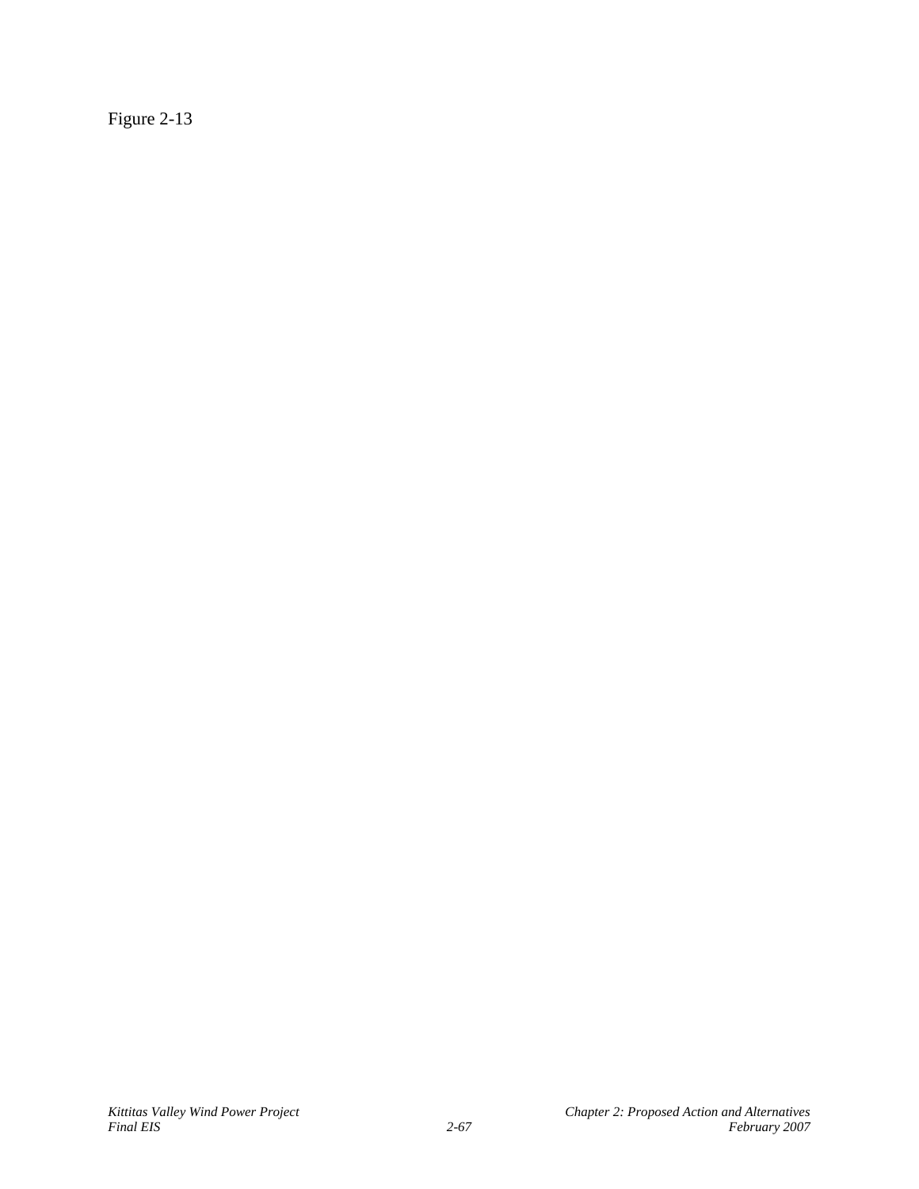Figure 2-13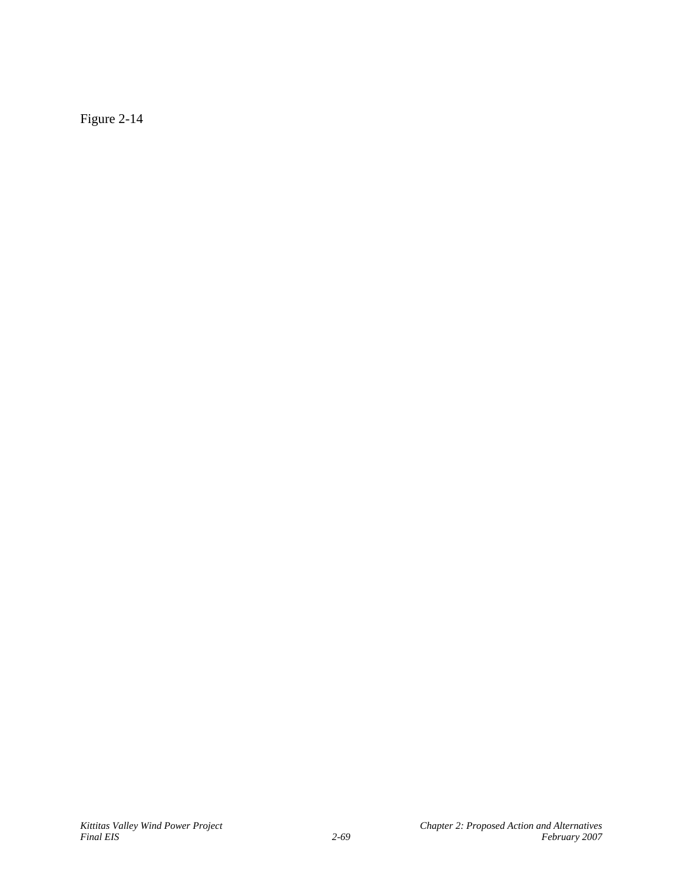Figure 2-14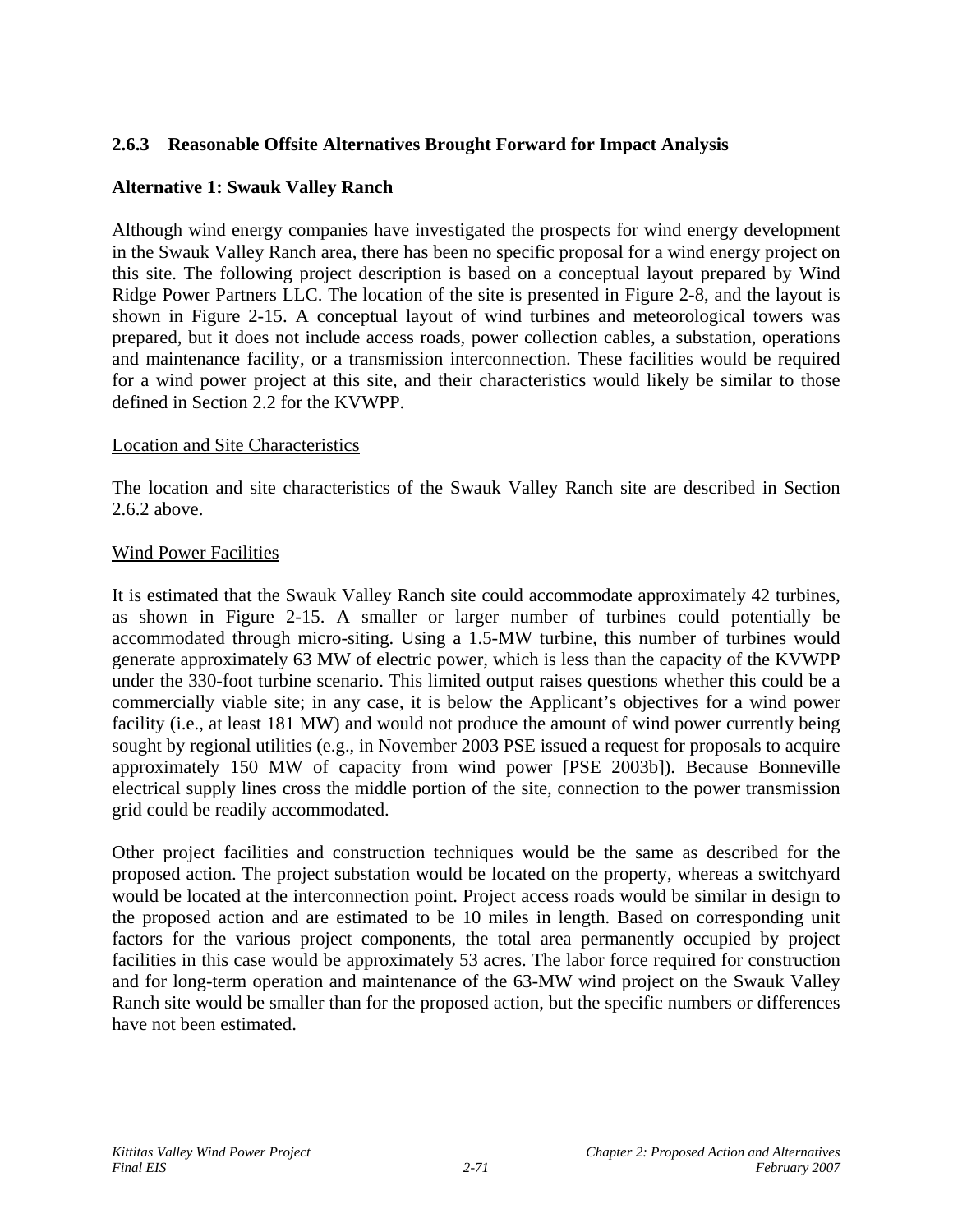### 2.6.3 Reasonable Offsite Alternatives Brought Forward for Impact Analysis

**Alternative 1: Swauk Valley Ranch**

Although wind energy companies have investigated the prospects for wind energy development in the Swauk Valley Ranch area, there has been no specific proposal for a wind energy project on this site. The following project description is based on a conceptual layout prepared by Wind Ridge Power Partners LLC. The location of the site is presented in Figure 2-8, and the layout is shown in Figure 2-15. A conceptual layout of wind turbines and meteorological towers was prepared, but it does not include access roads, power collection cables, a substation, operations and maintenance facility, or a transmission interconnection. These facilities would be required for a wind power project at this site, and their characteristics would likely be similar to those defined in Section 2.2 for the KVWPP.

<u>Location and Site Characteristics</u>

The location and site characteristics of the Swauk Valley Ranch site are described in Section 2.6.2 above.

<u>Wind Power Facilities</u>

It is estimated that the Swauk Valley Ranch site could accommodate approximately 42 turbines, as shown in Figure 2-15. A smaller or larger number of turbines could potentially be accommodated through micro-siting. Using a 1.5-MW turbine, this number of turbines would generate approximately 63 MW of electric power, which is less than the capacity of the KVWPP under the 330-foot turbine scenario. This limited output raises questions whether this could be a commercially viable site; in any case, it is below the Applicant's objectives for a wind power facility (i.e., at least 181 MW) and would not produce the amount of wind power currently being sought by regional utilities (e.g., in November 2003 PSE issued a request for proposals to acquire approximately 150 MW of capacity from wind power [PSE 2003b]). Because Bonneville electrical supply lines cross the middle portion of the site, connection to the power transmission grid could be readily accommodated.

Other project facilities and construction techniques would be the same as described for the proposed action. The project substation would be located on the property, whereas a switchyard would be located at the interconnection point. Project access roads would be similar in design to the proposed action and are estimated to be 10 miles in length. Based on corresponding unit factors for the various project components, the total area permanently occupied by project facilities in this case would be approximately 53 acres. The labor force required for construction and for long-term operation and maintenance of the 63-MW wind project on the Swauk Valley Ranch site would be smaller than for the proposed action, but the specific numbers or differences have not been estimated.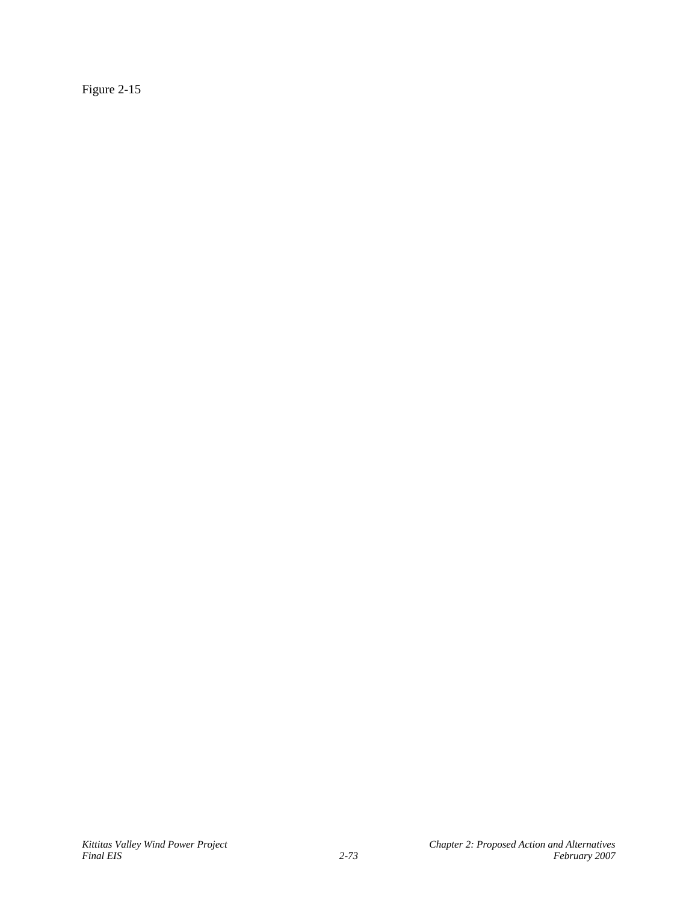Figure 2-15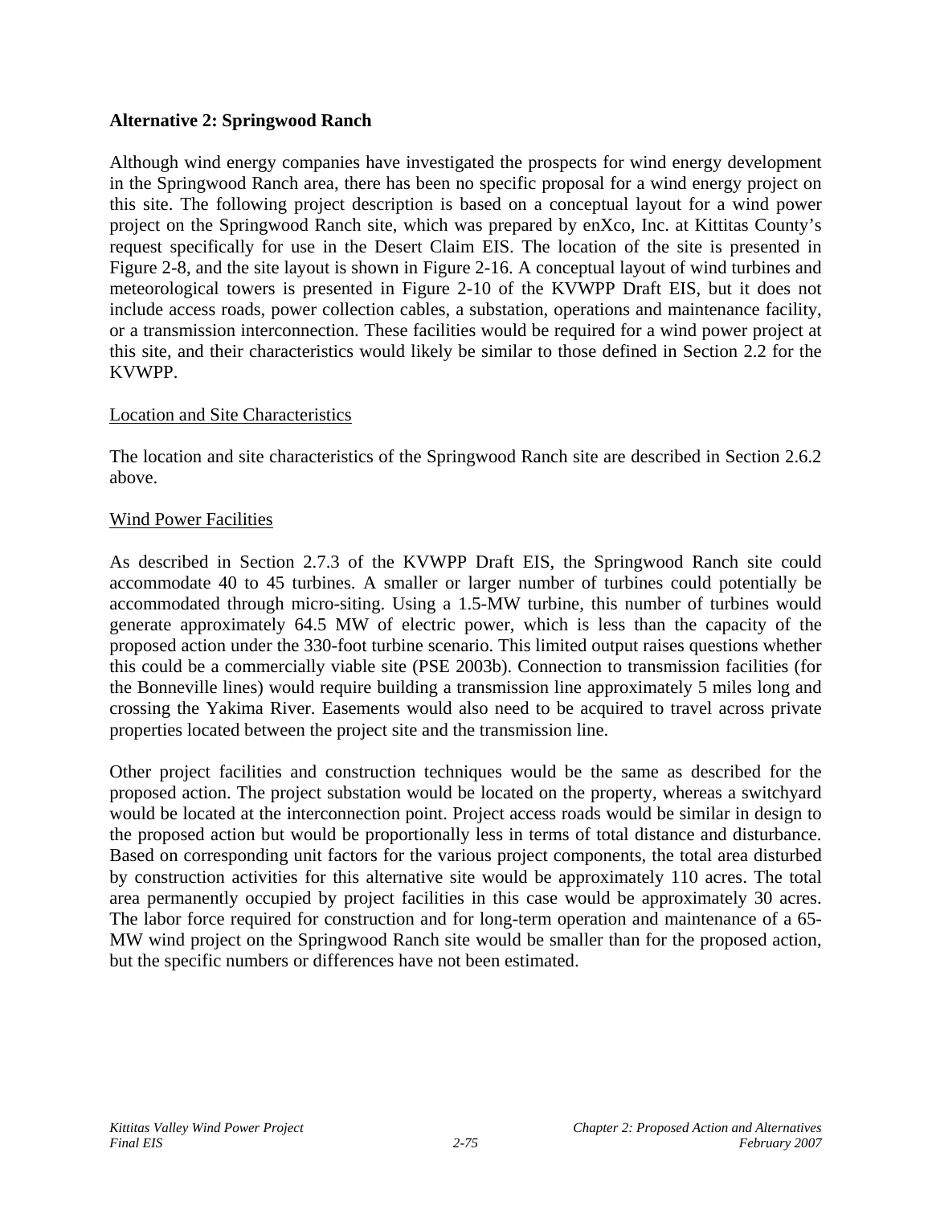**Alternative 2: Springwood Ranch**

Although wind energy companies have investigated the prospects for wind energy development in the Springwood Ranch area, there has been no specific proposal for a wind energy project on this site. The following project description is based on a conceptual layout for a wind power project on the Springwood Ranch site, which was prepared by enXco, Inc. at Kittitas County's request specifically for use in the Desert Claim EIS. The location of the site is presented in Figure 2-8, and the site layout is shown in Figure 2-16. A conceptual layout of wind turbines and meteorological towers is presented in Figure 2-10 of the KVWPP Draft EIS, but it does not include access roads, power collection cables, a substation, operations and maintenance facility, or a transmission interconnection. These facilities would be required for a wind power project at this site, and their characteristics would likely be similar to those defined in Section 2.2 for the KVWPP.

Location and Site Characteristics

The location and site characteristics of the Springwood Ranch site are described in Section 2.6.2 above.

Wind Power Facilities

As described in Section 2.7.3 of the KVWPP Draft EIS, the Springwood Ranch site could accommodate 40 to 45 turbines. A smaller or larger number of turbines could potentially be accommodated through micro-siting. Using a 1.5-MW turbine, this number of turbines would generate approximately 64.5 MW of electric power, which is less than the capacity of the proposed action under the 330-foot turbine scenario. This limited output raises questions whether this could be a commercially viable site (PSE 2003b). Connection to transmission facilities (for the Bonneville lines) would require building a transmission line approximately 5 miles long and crossing the Yakima River. Easements would also need to be acquired to travel across private properties located between the project site and the transmission line.

Other project facilities and construction techniques would be the same as described for the proposed action. The project substation would be located on the property, whereas a switchyard would be located at the interconnection point. Project access roads would be similar in design to the proposed action but would be proportionally less in terms of total distance and disturbance. Based on corresponding unit factors for the various project components, the total area disturbed by construction activities for this alternative site would be approximately 110 acres. The total area permanently occupied by project facilities in this case would be approximately 30 acres. The labor force required for construction and for long-term operation and maintenance of a 65-MW wind project on the Springwood Ranch site would be smaller than for the proposed action, but the specific numbers or differences have not been estimated.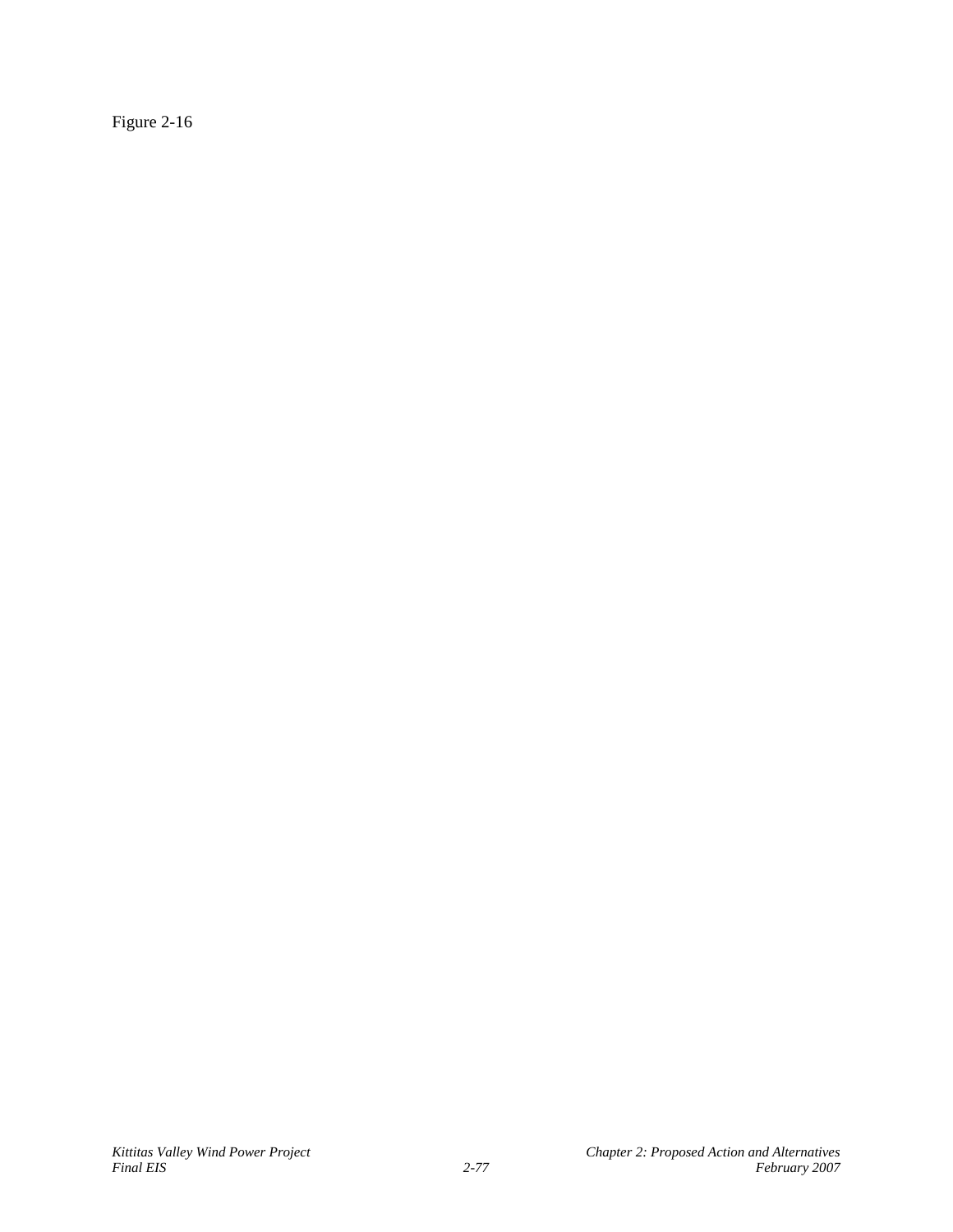Figure 2-16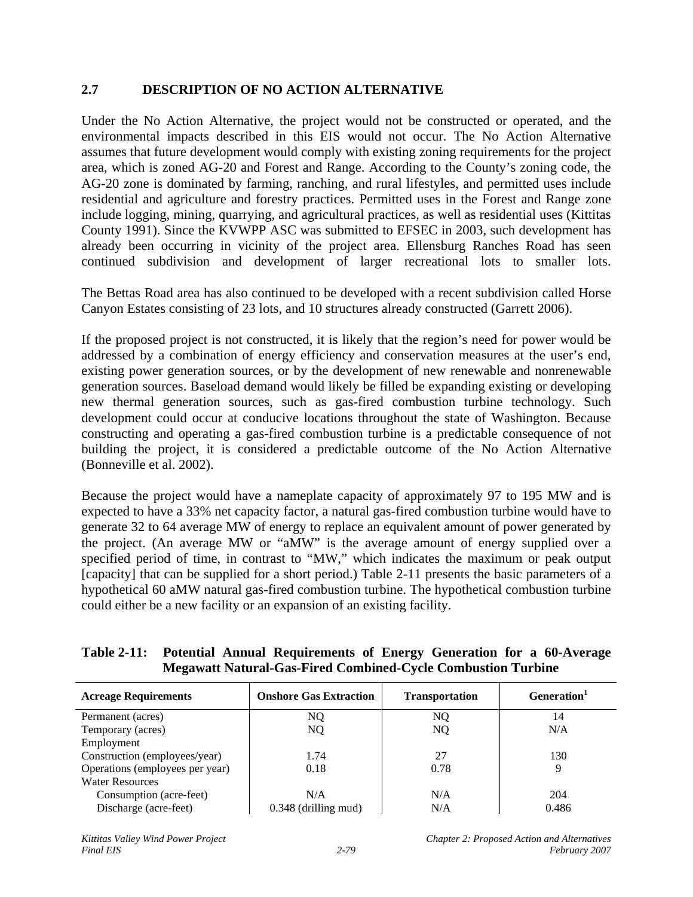## 2.7 DESCRIPTION OF NO ACTION ALTERNATIVE

Under the No Action Alternative, the project would not be constructed or operated, and the environmental impacts described in this EIS would not occur. The No Action Alternative assumes that future development would comply with existing zoning requirements for the project area, which is zoned AG-20 and Forest and Range. According to the County's zoning code, the AG-20 zone is dominated by farming, ranching, and rural lifestyles, and permitted uses include residential and agriculture and forestry practices. Permitted uses in the Forest and Range zone include logging, mining, quarrying, and agricultural practices, as well as residential uses (Kittitas County 1991). Since the KVWPP ASC was submitted to EFSEC in 2003, such development has already been occurring in vicinity of the project area. Ellensburg Ranches Road has seen continued subdivision and development of larger recreational lots to smaller lots.

The Bettas Road area has also continued to be developed with a recent subdivision called Horse Canyon Estates consisting of 23 lots, and 10 structures already constructed (Garrett 2006).

If the proposed project is not constructed, it is likely that the region's need for power would be addressed by a combination of energy efficiency and conservation measures at the user's end, existing power generation sources, or by the development of new renewable and nonrenewable generation sources. Baseload demand would likely be filled be expanding existing or developing new thermal generation sources, such as gas-fired combustion turbine technology. Such development could occur at conducive locations throughout the state of Washington. Because constructing and operating a gas-fired combustion turbine is a predictable consequence of not building the project, it is considered a predictable outcome of the No Action Alternative (Bonneville et al. 2002).

Because the project would have a nameplate capacity of approximately 97 to 195 MW and is expected to have a 33% net capacity factor, a natural gas-fired combustion turbine would have to generate 32 to 64 average MW of energy to replace an equivalent amount of power generated by the project. (An average MW or "aMW" is the average amount of energy supplied over a specified period of time, in contrast to "MW," which indicates the maximum or peak output [capacity] that can be supplied for a short period.) Table 2-11 presents the basic parameters of a hypothetical 60 aMW natural gas-fired combustion turbine. The hypothetical combustion turbine could either be a new facility or an expansion of an existing facility.

**Table 2-11: Potential Annual Requirements of Energy Generation for a 60-Average Megawatt Natural-Gas-Fired Combined-Cycle Combustion Turbine**

| Acreage Requirements | Onshore Gas Extraction | Transportation | Generation[1] |
|---|---|---|---|
| Permanent (acres) | NQ | NQ | 14 |
| Temporary (acres) | NQ | NQ | N/A |
| Employment | | | |
| Construction (employees/year) | 1.74 | 27 | 130 |
| Operations (employees per year) | 0.18 | 0.78 | 9 |
| Water Resources | | | |
| Consumption (acre-feet) | N/A | N/A | 204 |
| Discharge (acre-feet) | 0.348 (drilling mud) | N/A | 0.486 |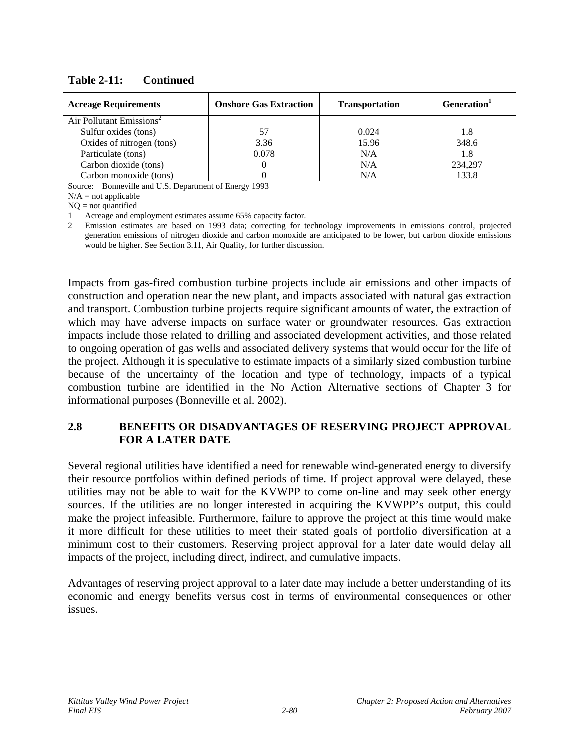**Table 2-11: Continued**

| Acreage Requirements | Onshore Gas Extraction | Transportation | Generation[1] |
|---|---|---|---|
| Air Pollutant Emissions[2] | | | |
| Sulfur oxides (tons) | 57 | 0.024 | 1.8 |
| Oxides of nitrogen (tons) | 3.36 | 15.96 | 348.6 |
| Particulate (tons) | 0.078 | N/A | 1.8 |
| Carbon dioxide (tons) | 0 | N/A | 234,297 |
| Carbon monoxide (tons) | 0 | N/A | 133.8 |

Source: Bonneville and U.S. Department of Energy 1993

N/A = not applicable

NQ = not quantified

1 Acreage and employment estimates assume 65% capacity factor.

2 Emission estimates are based on 1993 data; correcting for technology improvements in emissions control, projected generation emissions of nitrogen dioxide and carbon monoxide are anticipated to be lower, but carbon dioxide emissions would be higher. See Section 3.11, Air Quality, for further discussion.

Impacts from gas-fired combustion turbine projects include air emissions and other impacts of construction and operation near the new plant, and impacts associated with natural gas extraction and transport. Combustion turbine projects require significant amounts of water, the extraction of which may have adverse impacts on surface water or groundwater resources. Gas extraction impacts include those related to drilling and associated development activities, and those related to ongoing operation of gas wells and associated delivery systems that would occur for the life of the project. Although it is speculative to estimate impacts of a similarly sized combustion turbine because of the uncertainty of the location and type of technology, impacts of a typical combustion turbine are identified in the No Action Alternative sections of Chapter 3 for informational purposes (Bonneville et al. 2002).

## 2.8 BENEFITS OR DISADVANTAGES OF RESERVING PROJECT APPROVAL FOR A LATER DATE

Several regional utilities have identified a need for renewable wind-generated energy to diversify their resource portfolios within defined periods of time. If project approval were delayed, these utilities may not be able to wait for the KVWPP to come on-line and may seek other energy sources. If the utilities are no longer interested in acquiring the KVWPP's output, this could make the project infeasible. Furthermore, failure to approve the project at this time would make it more difficult for these utilities to meet their stated goals of portfolio diversification at a minimum cost to their customers. Reserving project approval for a later date would delay all impacts of the project, including direct, indirect, and cumulative impacts.

Advantages of reserving project approval to a later date may include a better understanding of its economic and energy benefits versus cost in terms of environmental consequences or other issues.